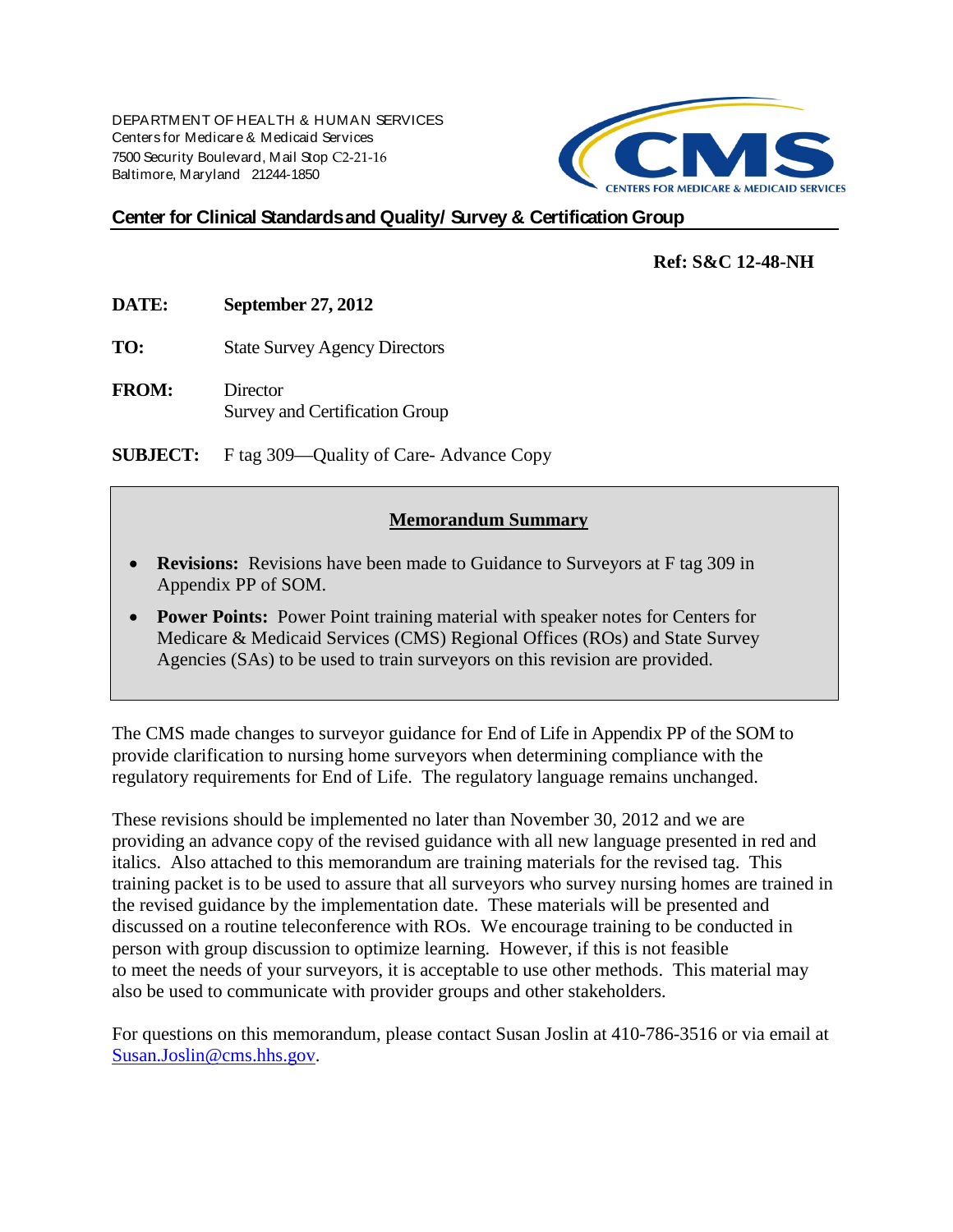DEPARTMENT OF HEALTH & HUMAN SERVICES
Centers for Medicare & Medicaid Services
7500 Security Boulevard, Mail Stop C2-21-16
Baltimore, Maryland 21244-1850

CMS
CENTERS FOR MEDICARE & MEDICAID SERVICES

**Center for Clinical Standards and Quality/ Survey & Certification Group**

**Ref: S&C 12-48-NH**

**DATE:** **September 27, 2012**

**TO:** State Survey Agency Directors

**FROM:** Director
Survey and Certification Group

**SUBJECT:** F tag 309—Quality of Care- Advance Copy

**Memorandum Summary**

- **Revisions:** Revisions have been made to Guidance to Surveyors at F tag 309 in Appendix PP of SOM.
- **Power Points:** Power Point training material with speaker notes for Centers for Medicare & Medicaid Services (CMS) Regional Offices (ROs) and State Survey Agencies (SAs) to be used to train surveyors on this revision are provided.

The CMS made changes to surveyor guidance for End of Life in Appendix PP of the SOM to provide clarification to nursing home surveyors when determining compliance with the regulatory requirements for End of Life. The regulatory language remains unchanged.

These revisions should be implemented no later than November 30, 2012 and we are providing an advance copy of the revised guidance with all new language presented in red and italics. Also attached to this memorandum are training materials for the revised tag. This training packet is to be used to assure that all surveyors who survey nursing homes are trained in the revised guidance by the implementation date. These materials will be presented and discussed on a routine teleconference with ROs. We encourage training to be conducted in person with group discussion to optimize learning. However, if this is not feasible to meet the needs of your surveyors, it is acceptable to use other methods. This material may also be used to communicate with provider groups and other stakeholders.

For questions on this memorandum, please contact Susan Joslin at 410-786-3516 or via email at Susan.Joslin@cms.hhs.gov.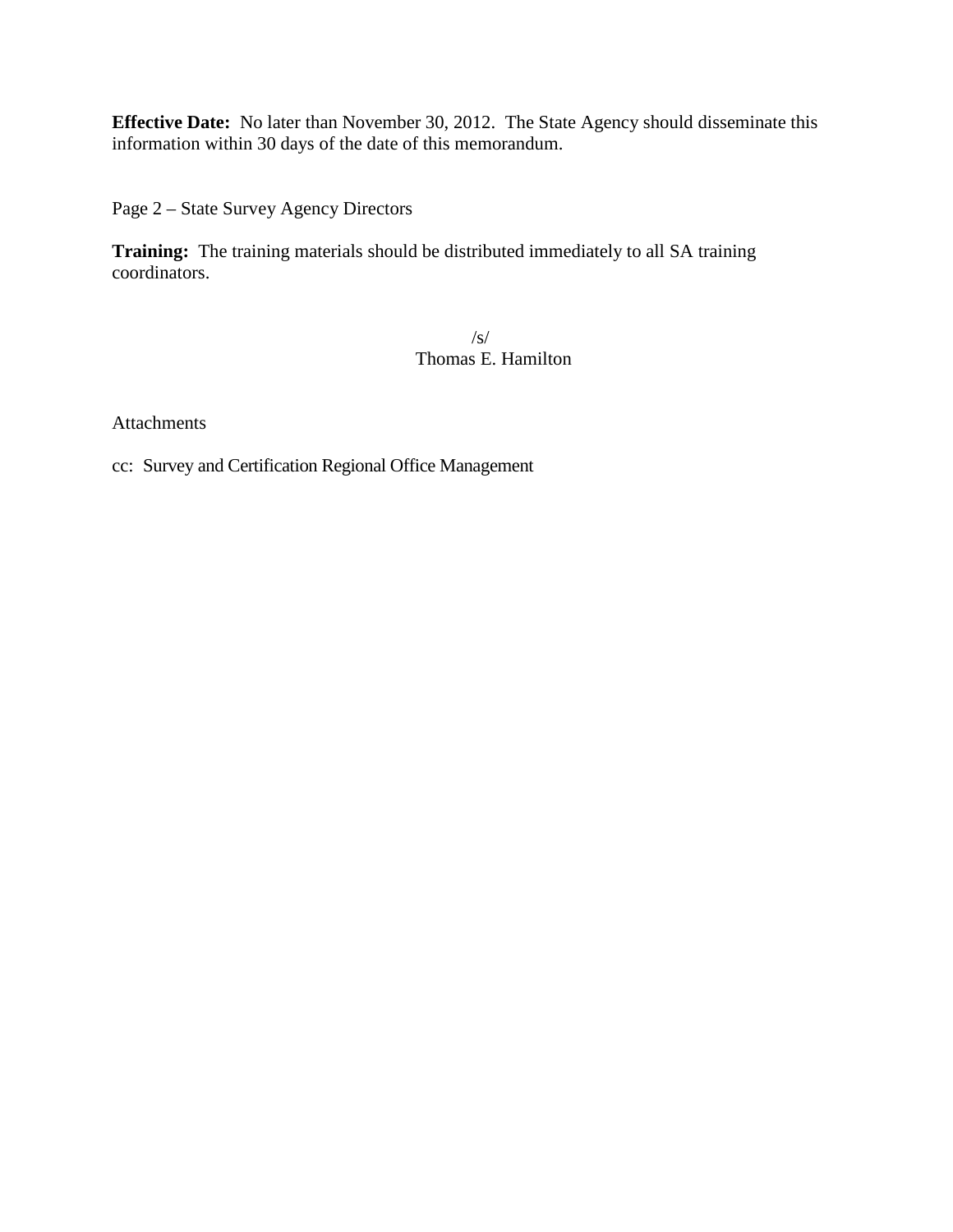**Effective Date:** No later than November 30, 2012. The State Agency should disseminate this information within 30 days of the date of this memorandum.

**Training:** The training materials should be distributed immediately to all SA training coordinators.

/s/
Thomas E. Hamilton

Attachments

cc: Survey and Certification Regional Office Management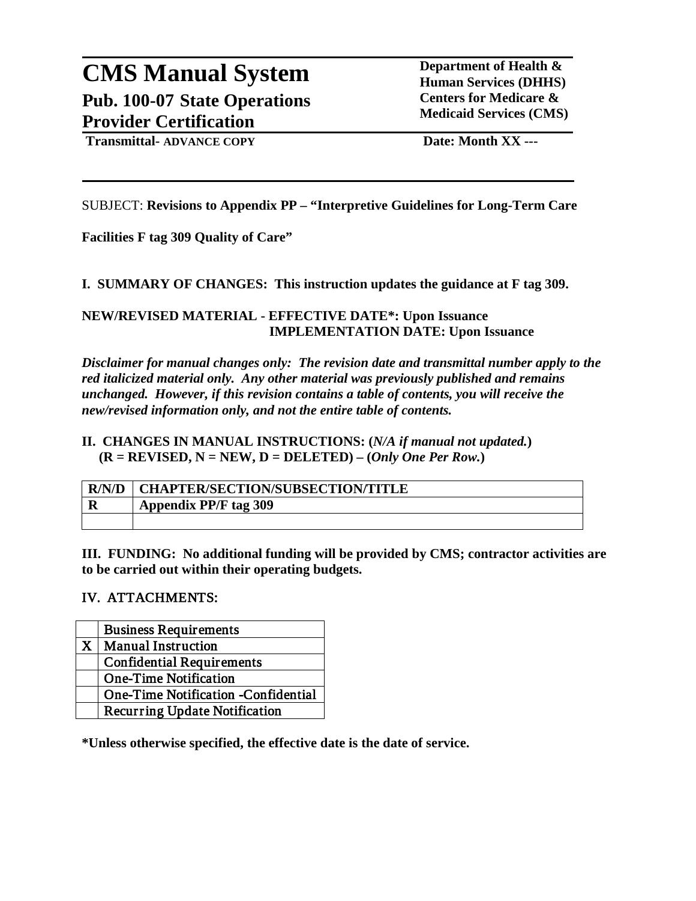# CMS Manual System

## Pub. 100-07 State Operations Provider Certification

**Department of Health & Human Services (DHHS)**
**Centers for Medicare & Medicaid Services (CMS)**

**Transmittal- ADVANCE COPY** **Date: Month XX ---**

SUBJECT: **Revisions to Appendix PP – "Interpretive Guidelines for Long-Term Care Facilities F tag 309 Quality of Care"**

**I. SUMMARY OF CHANGES: This instruction updates the guidance at F tag 309.**

**NEW/REVISED MATERIAL - EFFECTIVE DATE*: Upon Issuance**
**IMPLEMENTATION DATE: Upon Issuance**

***Disclaimer for manual changes only: The revision date and transmittal number apply to the red italicized material only. Any other material was previously published and remains unchanged. However, if this revision contains a table of contents, you will receive the new/revised information only, and not the entire table of contents.***

**II. CHANGES IN MANUAL INSTRUCTIONS: (*N/A if manual not updated.*)**
**(R = REVISED, N = NEW, D = DELETED) – (*Only One Per Row.*)**

| R/N/D | CHAPTER/SECTION/SUBSECTION/TITLE |
|---|---|
| R | Appendix PP/F tag 309 |
| | |

**III. FUNDING: No additional funding will be provided by CMS; contractor activities are to be carried out within their operating budgets.**

**IV. ATTACHMENTS:**

| | |
|---|---|
| | Business Requirements |
| X | Manual Instruction |
| | Confidential Requirements |
| | One-Time Notification |
| | One-Time Notification -Confidential |
| | Recurring Update Notification |

***Unless otherwise specified, the effective date is the date of service.**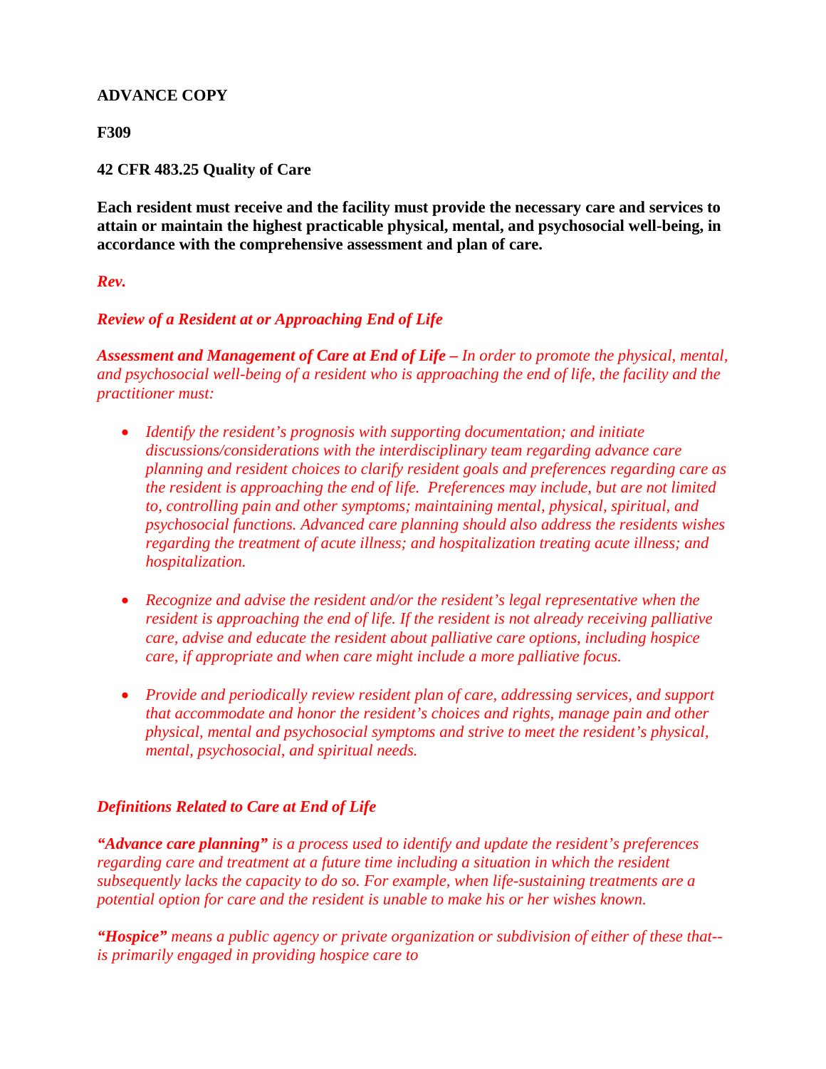**ADVANCE COPY**

**F309**

**42 CFR 483.25 Quality of Care**

**Each resident must receive and the facility must provide the necessary care and services to attain or maintain the highest practicable physical, mental, and psychosocial well-being, in accordance with the comprehensive assessment and plan of care.**

***Rev.***

***Review of a Resident at or Approaching End of Life***

***Assessment and Management of Care at End of Life –*** *In order to promote the physical, mental, and psychosocial well-being of a resident who is approaching the end of life, the facility and the practitioner must:*

- *Identify the resident's prognosis with supporting documentation; and initiate discussions/considerations with the interdisciplinary team regarding advance care planning and resident choices to clarify resident goals and preferences regarding care as the resident is approaching the end of life. Preferences may include, but are not limited to, controlling pain and other symptoms; maintaining mental, physical, spiritual, and psychosocial functions. Advanced care planning should also address the residents wishes regarding the treatment of acute illness; and hospitalization treating acute illness; and hospitalization.*

- *Recognize and advise the resident and/or the resident's legal representative when the resident is approaching the end of life. If the resident is not already receiving palliative care, advise and educate the resident about palliative care options, including hospice care, if appropriate and when care might include a more palliative focus.*

- *Provide and periodically review resident plan of care, addressing services, and support that accommodate and honor the resident's choices and rights, manage pain and other physical, mental and psychosocial symptoms and strive to meet the resident's physical, mental, psychosocial, and spiritual needs.*

***Definitions Related to Care at End of Life***

***"Advance care planning"*** *is a process used to identify and update the resident's preferences regarding care and treatment at a future time including a situation in which the resident subsequently lacks the capacity to do so. For example, when life-sustaining treatments are a potential option for care and the resident is unable to make his or her wishes known.*

***"Hospice"*** *means a public agency or private organization or subdivision of either of these that--is primarily engaged in providing hospice care to*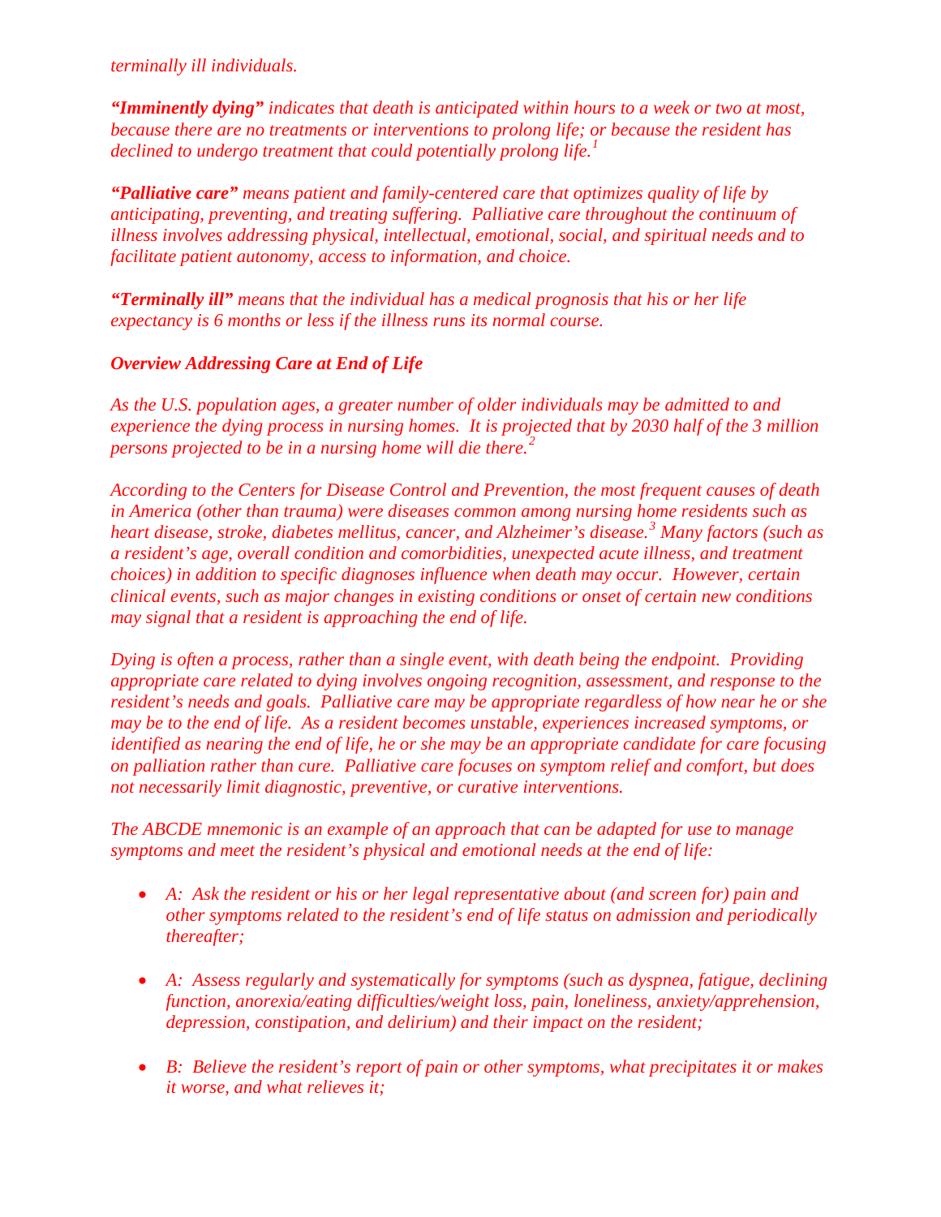*terminally ill individuals.*

***"Imminently dying"*** *indicates that death is anticipated within hours to a week or two at most, because there are no treatments or interventions to prolong life; or because the resident has declined to undergo treatment that could potentially prolong life.*[1]

***"Palliative care"*** *means patient and family-centered care that optimizes quality of life by anticipating, preventing, and treating suffering. Palliative care throughout the continuum of illness involves addressing physical, intellectual, emotional, social, and spiritual needs and to facilitate patient autonomy, access to information, and choice.*

***"Terminally ill"*** *means that the individual has a medical prognosis that his or her life expectancy is 6 months or less if the illness runs its normal course.*

***Overview Addressing Care at End of Life***

*As the U.S. population ages, a greater number of older individuals may be admitted to and experience the dying process in nursing homes. It is projected that by 2030 half of the 3 million persons projected to be in a nursing home will die there.*[2]

*According to the Centers for Disease Control and Prevention, the most frequent causes of death in America (other than trauma) were diseases common among nursing home residents such as heart disease, stroke, diabetes mellitus, cancer, and Alzheimer's disease.*[3] *Many factors (such as a resident's age, overall condition and comorbidities, unexpected acute illness, and treatment choices) in addition to specific diagnoses influence when death may occur. However, certain clinical events, such as major changes in existing conditions or onset of certain new conditions may signal that a resident is approaching the end of life.*

*Dying is often a process, rather than a single event, with death being the endpoint. Providing appropriate care related to dying involves ongoing recognition, assessment, and response to the resident's needs and goals. Palliative care may be appropriate regardless of how near he or she may be to the end of life. As a resident becomes unstable, experiences increased symptoms, or identified as nearing the end of life, he or she may be an appropriate candidate for care focusing on palliation rather than cure. Palliative care focuses on symptom relief and comfort, but does not necessarily limit diagnostic, preventive, or curative interventions.*

*The ABCDE mnemonic is an example of an approach that can be adapted for use to manage symptoms and meet the resident's physical and emotional needs at the end of life:*

- *A: Ask the resident or his or her legal representative about (and screen for) pain and other symptoms related to the resident's end of life status on admission and periodically thereafter;*
- *A: Assess regularly and systematically for symptoms (such as dyspnea, fatigue, declining function, anorexia/eating difficulties/weight loss, pain, loneliness, anxiety/apprehension, depression, constipation, and delirium) and their impact on the resident;*
- *B: Believe the resident's report of pain or other symptoms, what precipitates it or makes it worse, and what relieves it;*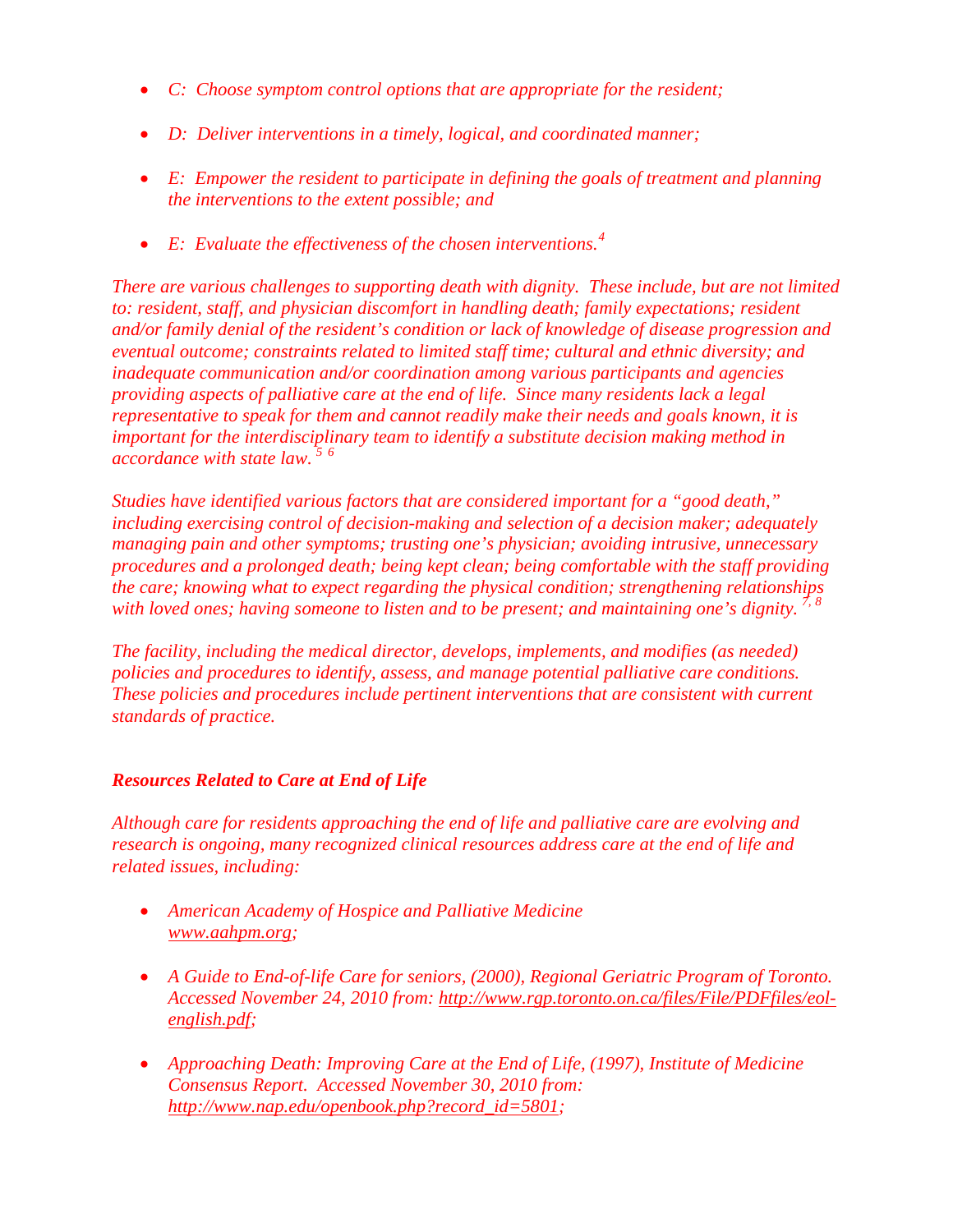- *C: Choose symptom control options that are appropriate for the resident;*

- *D: Deliver interventions in a timely, logical, and coordinated manner;*

- *E: Empower the resident to participate in defining the goals of treatment and planning the interventions to the extent possible; and*

- *E: Evaluate the effectiveness of the chosen interventions.*[4]

*There are various challenges to supporting death with dignity. These include, but are not limited to: resident, staff, and physician discomfort in handling death; family expectations; resident and/or family denial of the resident's condition or lack of knowledge of disease progression and eventual outcome; constraints related to limited staff time; cultural and ethnic diversity; and inadequate communication and/or coordination among various participants and agencies providing aspects of palliative care at the end of life. Since many residents lack a legal representative to speak for them and cannot readily make their needs and goals known, it is important for the interdisciplinary team to identify a substitute decision making method in accordance with state law.*[5] [6]

*Studies have identified various factors that are considered important for a "good death," including exercising control of decision-making and selection of a decision maker; adequately managing pain and other symptoms; trusting one's physician; avoiding intrusive, unnecessary procedures and a prolonged death; being kept clean; being comfortable with the staff providing the care; knowing what to expect regarding the physical condition; strengthening relationships with loved ones; having someone to listen and to be present; and maintaining one's dignity.*[7, 8]

*The facility, including the medical director, develops, implements, and modifies (as needed) policies and procedures to identify, assess, and manage potential palliative care conditions. These policies and procedures include pertinent interventions that are consistent with current standards of practice.*

***Resources Related to Care at End of Life***

*Although care for residents approaching the end of life and palliative care are evolving and research is ongoing, many recognized clinical resources address care at the end of life and related issues, including:*

- *American Academy of Hospice and Palliative Medicine www.aahpm.org;*

- *A Guide to End-of-life Care for seniors, (2000), Regional Geriatric Program of Toronto. Accessed November 24, 2010 from: http://www.rgp.toronto.on.ca/files/File/PDFfiles/eol-english.pdf;*

- *Approaching Death: Improving Care at the End of Life, (1997), Institute of Medicine Consensus Report. Accessed November 30, 2010 from: http://www.nap.edu/openbook.php?record_id=5801;*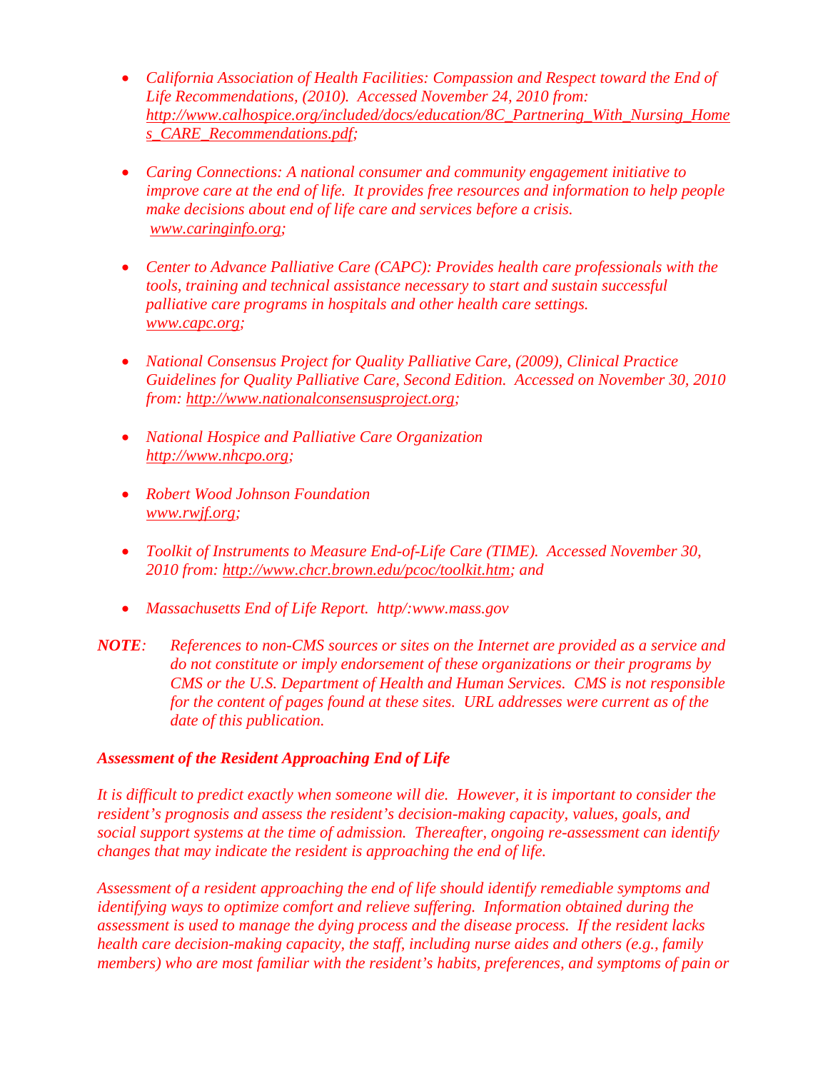- *California Association of Health Facilities: Compassion and Respect toward the End of Life Recommendations, (2010). Accessed November 24, 2010 from: http://www.calhospice.org/included/docs/education/8C_Partnering_With_Nursing_Homes_CARE_Recommendations.pdf;*

- *Caring Connections: A national consumer and community engagement initiative to improve care at the end of life. It provides free resources and information to help people make decisions about end of life care and services before a crisis. www.caringinfo.org;*

- *Center to Advance Palliative Care (CAPC): Provides health care professionals with the tools, training and technical assistance necessary to start and sustain successful palliative care programs in hospitals and other health care settings. www.capc.org;*

- *National Consensus Project for Quality Palliative Care, (2009), Clinical Practice Guidelines for Quality Palliative Care, Second Edition. Accessed on November 30, 2010 from: http://www.nationalconsensusproject.org;*

- *National Hospice and Palliative Care Organization http://www.nhcpo.org;*

- *Robert Wood Johnson Foundation www.rwjf.org;*

- *Toolkit of Instruments to Measure End-of-Life Care (TIME). Accessed November 30, 2010 from: http://www.chcr.brown.edu/pcoc/toolkit.htm; and*

- *Massachusetts End of Life Report. http/:www.mass.gov*

***NOTE**: References to non-CMS sources or sites on the Internet are provided as a service and do not constitute or imply endorsement of these organizations or their programs by CMS or the U.S. Department of Health and Human Services. CMS is not responsible for the content of pages found at these sites. URL addresses were current as of the date of this publication.*

***Assessment of the Resident Approaching End of Life***

*It is difficult to predict exactly when someone will die. However, it is important to consider the resident's prognosis and assess the resident's decision-making capacity, values, goals, and social support systems at the time of admission. Thereafter, ongoing re-assessment can identify changes that may indicate the resident is approaching the end of life.*

*Assessment of a resident approaching the end of life should identify remediable symptoms and identifying ways to optimize comfort and relieve suffering. Information obtained during the assessment is used to manage the dying process and the disease process. If the resident lacks health care decision-making capacity, the staff, including nurse aides and others (e.g., family members) who are most familiar with the resident's habits, preferences, and symptoms of pain or*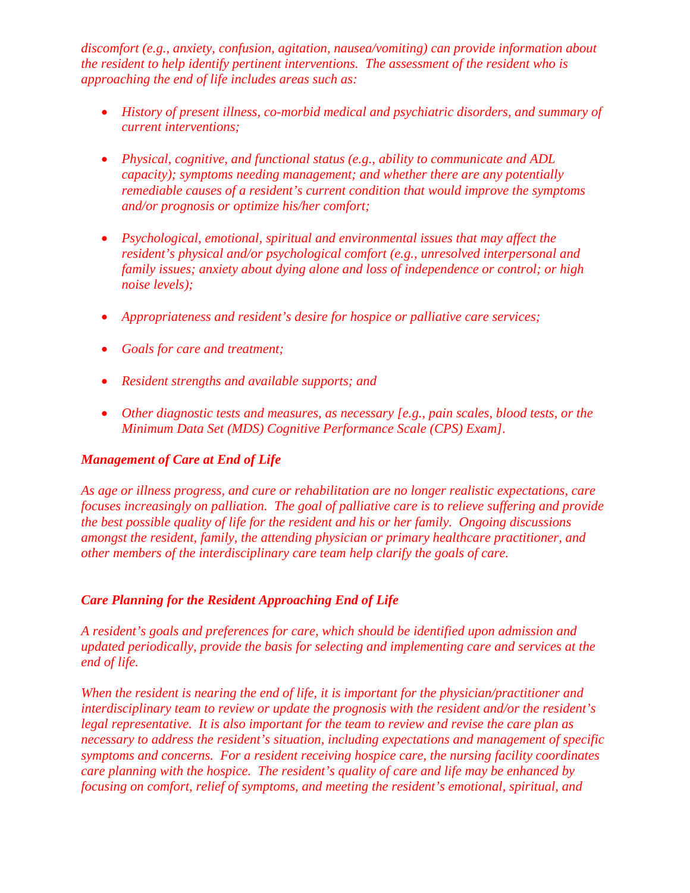*discomfort (e.g., anxiety, confusion, agitation, nausea/vomiting) can provide information about the resident to help identify pertinent interventions. The assessment of the resident who is approaching the end of life includes areas such as:*

- *History of present illness, co-morbid medical and psychiatric disorders, and summary of current interventions;*
- *Physical, cognitive, and functional status (e.g., ability to communicate and ADL capacity); symptoms needing management; and whether there are any potentially remediable causes of a resident's current condition that would improve the symptoms and/or prognosis or optimize his/her comfort;*
- *Psychological, emotional, spiritual and environmental issues that may affect the resident's physical and/or psychological comfort (e.g., unresolved interpersonal and family issues; anxiety about dying alone and loss of independence or control; or high noise levels);*
- *Appropriateness and resident's desire for hospice or palliative care services;*
- *Goals for care and treatment;*
- *Resident strengths and available supports; and*
- *Other diagnostic tests and measures, as necessary [e.g., pain scales, blood tests, or the Minimum Data Set (MDS) Cognitive Performance Scale (CPS) Exam].*

***Management of Care at End of Life***

*As age or illness progress, and cure or rehabilitation are no longer realistic expectations, care focuses increasingly on palliation. The goal of palliative care is to relieve suffering and provide the best possible quality of life for the resident and his or her family. Ongoing discussions amongst the resident, family, the attending physician or primary healthcare practitioner, and other members of the interdisciplinary care team help clarify the goals of care.*

***Care Planning for the Resident Approaching End of Life***

*A resident's goals and preferences for care, which should be identified upon admission and updated periodically, provide the basis for selecting and implementing care and services at the end of life.*

*When the resident is nearing the end of life, it is important for the physician/practitioner and interdisciplinary team to review or update the prognosis with the resident and/or the resident's legal representative. It is also important for the team to review and revise the care plan as necessary to address the resident's situation, including expectations and management of specific symptoms and concerns. For a resident receiving hospice care, the nursing facility coordinates care planning with the hospice. The resident's quality of care and life may be enhanced by focusing on comfort, relief of symptoms, and meeting the resident's emotional, spiritual, and*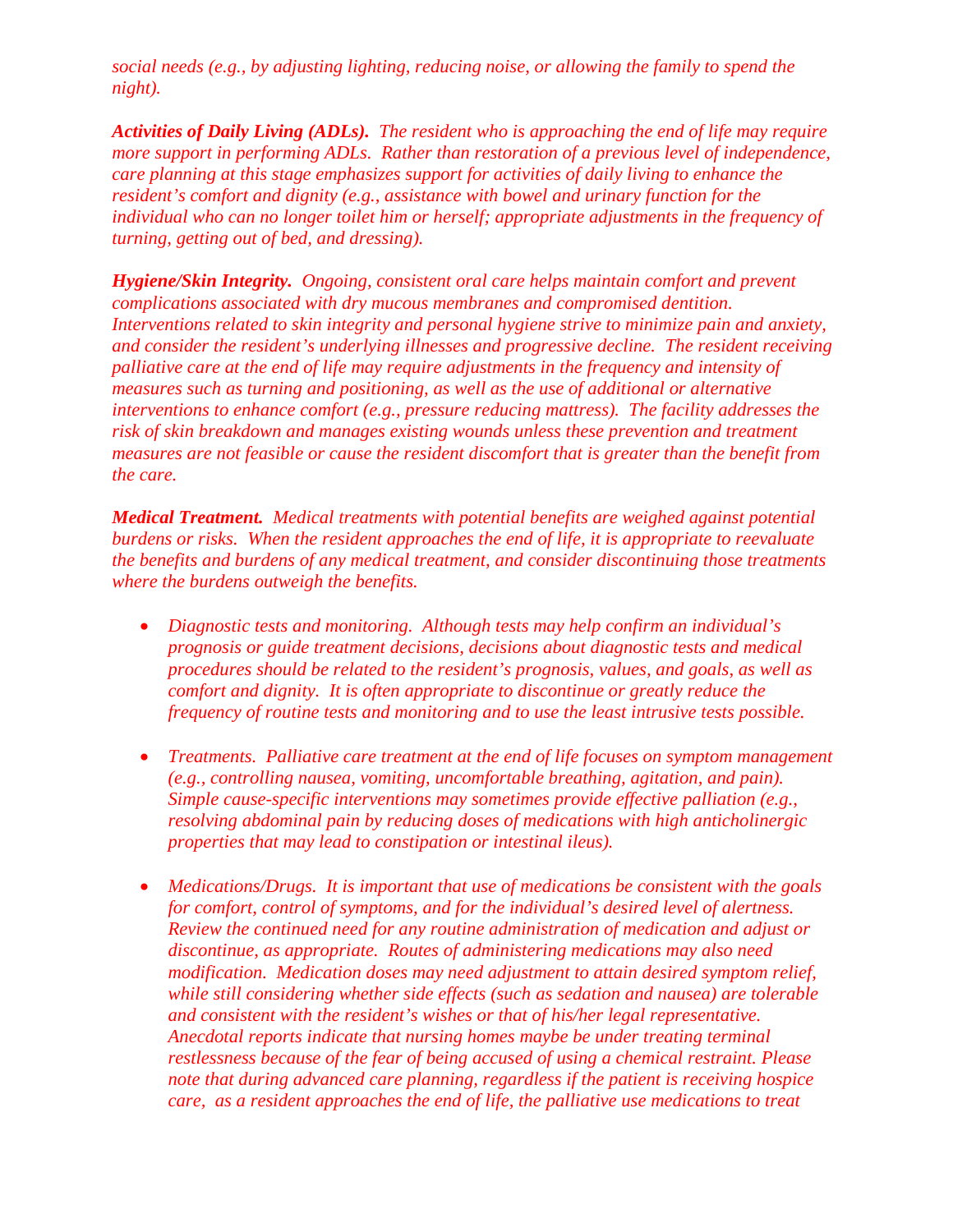*social needs (e.g., by adjusting lighting, reducing noise, or allowing the family to spend the night).*

***Activities of Daily Living (ADLs).*** *The resident who is approaching the end of life may require more support in performing ADLs. Rather than restoration of a previous level of independence, care planning at this stage emphasizes support for activities of daily living to enhance the resident's comfort and dignity (e.g., assistance with bowel and urinary function for the individual who can no longer toilet him or herself; appropriate adjustments in the frequency of turning, getting out of bed, and dressing).*

***Hygiene/Skin Integrity.*** *Ongoing, consistent oral care helps maintain comfort and prevent complications associated with dry mucous membranes and compromised dentition. Interventions related to skin integrity and personal hygiene strive to minimize pain and anxiety, and consider the resident's underlying illnesses and progressive decline. The resident receiving palliative care at the end of life may require adjustments in the frequency and intensity of measures such as turning and positioning, as well as the use of additional or alternative interventions to enhance comfort (e.g., pressure reducing mattress). The facility addresses the risk of skin breakdown and manages existing wounds unless these prevention and treatment measures are not feasible or cause the resident discomfort that is greater than the benefit from the care.*

***Medical Treatment.*** *Medical treatments with potential benefits are weighed against potential burdens or risks. When the resident approaches the end of life, it is appropriate to reevaluate the benefits and burdens of any medical treatment, and consider discontinuing those treatments where the burdens outweigh the benefits.*

- *Diagnostic tests and monitoring. Although tests may help confirm an individual's prognosis or guide treatment decisions, decisions about diagnostic tests and medical procedures should be related to the resident's prognosis, values, and goals, as well as comfort and dignity. It is often appropriate to discontinue or greatly reduce the frequency of routine tests and monitoring and to use the least intrusive tests possible.*

- *Treatments. Palliative care treatment at the end of life focuses on symptom management (e.g., controlling nausea, vomiting, uncomfortable breathing, agitation, and pain). Simple cause-specific interventions may sometimes provide effective palliation (e.g., resolving abdominal pain by reducing doses of medications with high anticholinergic properties that may lead to constipation or intestinal ileus).*

- *Medications/Drugs. It is important that use of medications be consistent with the goals for comfort, control of symptoms, and for the individual's desired level of alertness. Review the continued need for any routine administration of medication and adjust or discontinue, as appropriate. Routes of administering medications may also need modification. Medication doses may need adjustment to attain desired symptom relief, while still considering whether side effects (such as sedation and nausea) are tolerable and consistent with the resident's wishes or that of his/her legal representative. Anecdotal reports indicate that nursing homes maybe be under treating terminal restlessness because of the fear of being accused of using a chemical restraint. Please note that during advanced care planning, regardless if the patient is receiving hospice care, as a resident approaches the end of life, the palliative use medications to treat*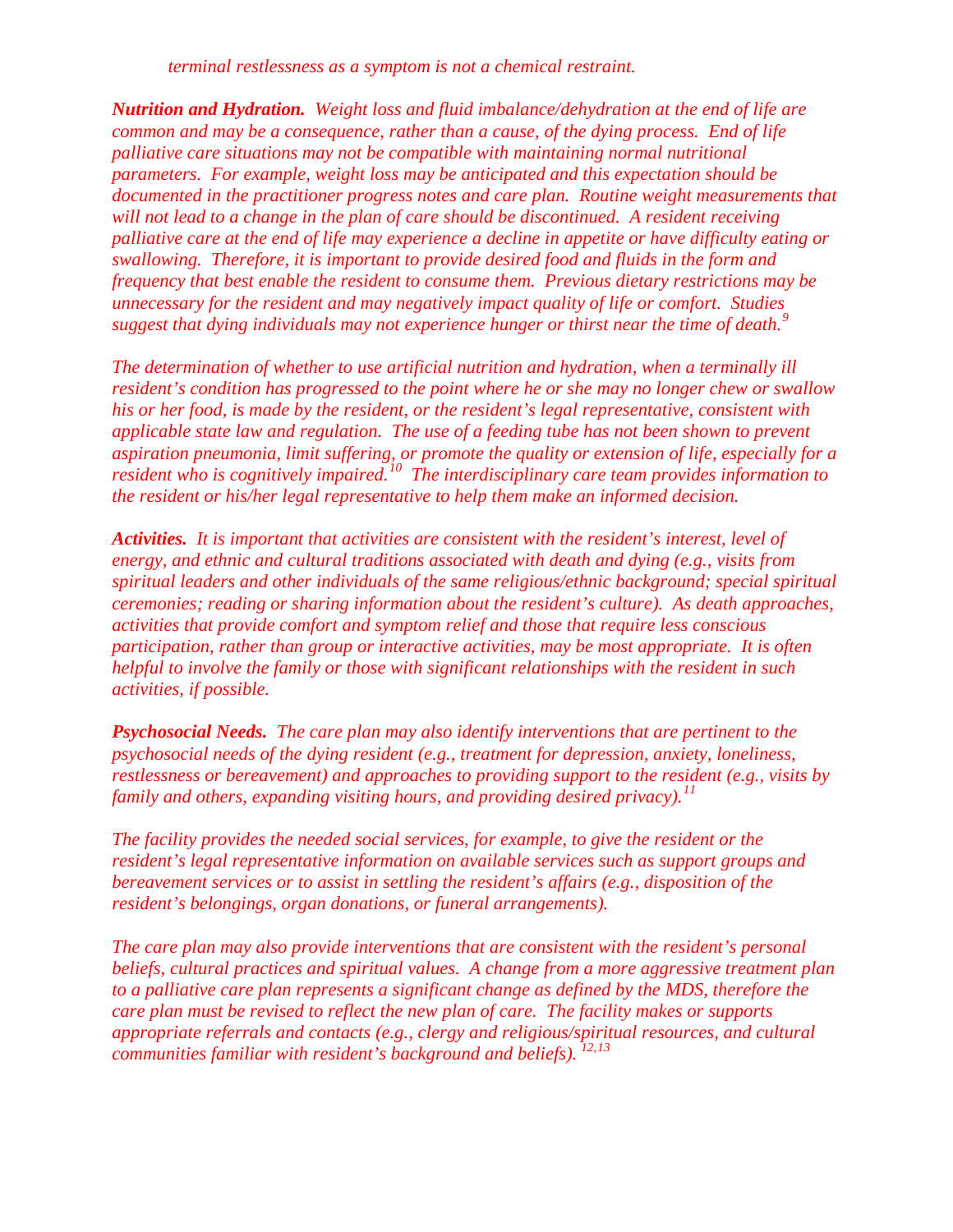*terminal restlessness as a symptom is not a chemical restraint.*

***Nutrition and Hydration.*** *Weight loss and fluid imbalance/dehydration at the end of life are common and may be a consequence, rather than a cause, of the dying process. End of life palliative care situations may not be compatible with maintaining normal nutritional parameters. For example, weight loss may be anticipated and this expectation should be documented in the practitioner progress notes and care plan. Routine weight measurements that will not lead to a change in the plan of care should be discontinued. A resident receiving palliative care at the end of life may experience a decline in appetite or have difficulty eating or swallowing. Therefore, it is important to provide desired food and fluids in the form and frequency that best enable the resident to consume them. Previous dietary restrictions may be unnecessary for the resident and may negatively impact quality of life or comfort. Studies suggest that dying individuals may not experience hunger or thirst near the time of death.*[9]

*The determination of whether to use artificial nutrition and hydration, when a terminally ill resident's condition has progressed to the point where he or she may no longer chew or swallow his or her food, is made by the resident, or the resident's legal representative, consistent with applicable state law and regulation. The use of a feeding tube has not been shown to prevent aspiration pneumonia, limit suffering, or promote the quality or extension of life, especially for a resident who is cognitively impaired.*[10] *The interdisciplinary care team provides information to the resident or his/her legal representative to help them make an informed decision.*

***Activities.*** *It is important that activities are consistent with the resident's interest, level of energy, and ethnic and cultural traditions associated with death and dying (e.g., visits from spiritual leaders and other individuals of the same religious/ethnic background; special spiritual ceremonies; reading or sharing information about the resident's culture). As death approaches, activities that provide comfort and symptom relief and those that require less conscious participation, rather than group or interactive activities, may be most appropriate. It is often helpful to involve the family or those with significant relationships with the resident in such activities, if possible.*

***Psychosocial Needs.*** *The care plan may also identify interventions that are pertinent to the psychosocial needs of the dying resident (e.g., treatment for depression, anxiety, loneliness, restlessness or bereavement) and approaches to providing support to the resident (e.g., visits by family and others, expanding visiting hours, and providing desired privacy).*[11]

*The facility provides the needed social services, for example, to give the resident or the resident's legal representative information on available services such as support groups and bereavement services or to assist in settling the resident's affairs (e.g., disposition of the resident's belongings, organ donations, or funeral arrangements).*

*The care plan may also provide interventions that are consistent with the resident's personal beliefs, cultural practices and spiritual values. A change from a more aggressive treatment plan to a palliative care plan represents a significant change as defined by the MDS, therefore the care plan must be revised to reflect the new plan of care. The facility makes or supports appropriate referrals and contacts (e.g., clergy and religious/spiritual resources, and cultural communities familiar with resident's background and beliefs).* [12,13]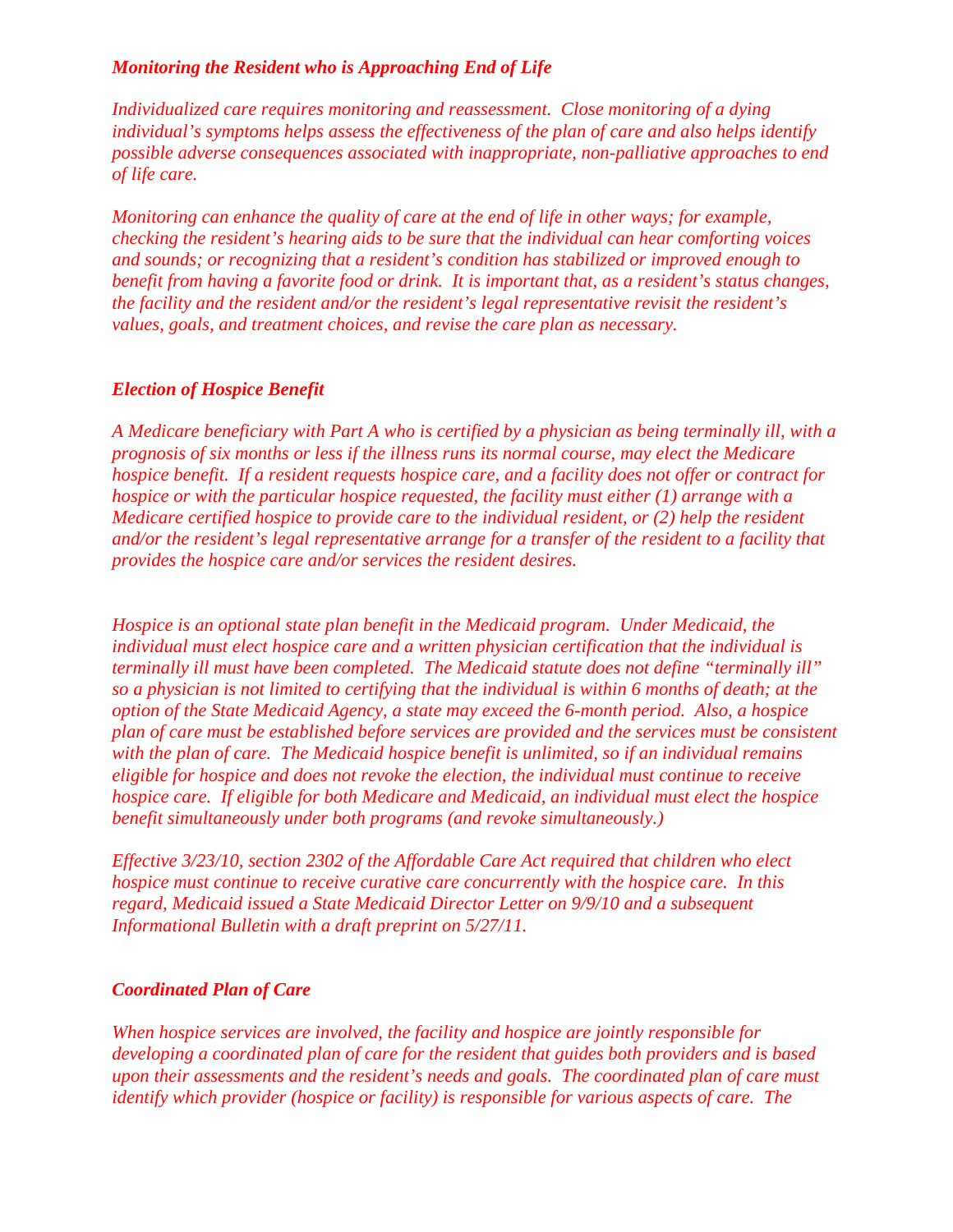***Monitoring the Resident who is Approaching End of Life***

*Individualized care requires monitoring and reassessment. Close monitoring of a dying individual's symptoms helps assess the effectiveness of the plan of care and also helps identify possible adverse consequences associated with inappropriate, non-palliative approaches to end of life care.*

*Monitoring can enhance the quality of care at the end of life in other ways; for example, checking the resident's hearing aids to be sure that the individual can hear comforting voices and sounds; or recognizing that a resident's condition has stabilized or improved enough to benefit from having a favorite food or drink. It is important that, as a resident's status changes, the facility and the resident and/or the resident's legal representative revisit the resident's values, goals, and treatment choices, and revise the care plan as necessary.*

***Election of Hospice Benefit***

*A Medicare beneficiary with Part A who is certified by a physician as being terminally ill, with a prognosis of six months or less if the illness runs its normal course, may elect the Medicare hospice benefit. If a resident requests hospice care, and a facility does not offer or contract for hospice or with the particular hospice requested, the facility must either (1) arrange with a Medicare certified hospice to provide care to the individual resident, or (2) help the resident and/or the resident's legal representative arrange for a transfer of the resident to a facility that provides the hospice care and/or services the resident desires.*

*Hospice is an optional state plan benefit in the Medicaid program. Under Medicaid, the individual must elect hospice care and a written physician certification that the individual is terminally ill must have been completed. The Medicaid statute does not define "terminally ill" so a physician is not limited to certifying that the individual is within 6 months of death; at the option of the State Medicaid Agency, a state may exceed the 6-month period. Also, a hospice plan of care must be established before services are provided and the services must be consistent with the plan of care. The Medicaid hospice benefit is unlimited, so if an individual remains eligible for hospice and does not revoke the election, the individual must continue to receive hospice care. If eligible for both Medicare and Medicaid, an individual must elect the hospice benefit simultaneously under both programs (and revoke simultaneously.)*

*Effective 3/23/10, section 2302 of the Affordable Care Act required that children who elect hospice must continue to receive curative care concurrently with the hospice care. In this regard, Medicaid issued a State Medicaid Director Letter on 9/9/10 and a subsequent Informational Bulletin with a draft preprint on 5/27/11.*

***Coordinated Plan of Care***

*When hospice services are involved, the facility and hospice are jointly responsible for developing a coordinated plan of care for the resident that guides both providers and is based upon their assessments and the resident's needs and goals. The coordinated plan of care must identify which provider (hospice or facility) is responsible for various aspects of care. The*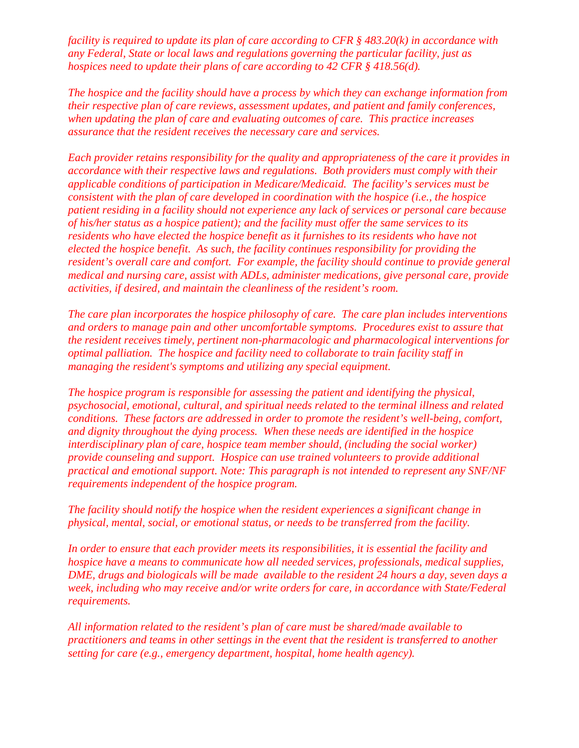*facility is required to update its plan of care according to CFR § 483.20(k) in accordance with any Federal, State or local laws and regulations governing the particular facility, just as hospices need to update their plans of care according to 42 CFR § 418.56(d).*

*The hospice and the facility should have a process by which they can exchange information from their respective plan of care reviews, assessment updates, and patient and family conferences, when updating the plan of care and evaluating outcomes of care. This practice increases assurance that the resident receives the necessary care and services.*

*Each provider retains responsibility for the quality and appropriateness of the care it provides in accordance with their respective laws and regulations. Both providers must comply with their applicable conditions of participation in Medicare/Medicaid. The facility's services must be consistent with the plan of care developed in coordination with the hospice (i.e., the hospice patient residing in a facility should not experience any lack of services or personal care because of his/her status as a hospice patient); and the facility must offer the same services to its residents who have elected the hospice benefit as it furnishes to its residents who have not elected the hospice benefit. As such, the facility continues responsibility for providing the resident's overall care and comfort. For example, the facility should continue to provide general medical and nursing care, assist with ADLs, administer medications, give personal care, provide activities, if desired, and maintain the cleanliness of the resident's room.*

*The care plan incorporates the hospice philosophy of care. The care plan includes interventions and orders to manage pain and other uncomfortable symptoms. Procedures exist to assure that the resident receives timely, pertinent non-pharmacologic and pharmacological interventions for optimal palliation. The hospice and facility need to collaborate to train facility staff in managing the resident's symptoms and utilizing any special equipment.*

*The hospice program is responsible for assessing the patient and identifying the physical, psychosocial, emotional, cultural, and spiritual needs related to the terminal illness and related conditions. These factors are addressed in order to promote the resident's well-being, comfort, and dignity throughout the dying process. When these needs are identified in the hospice interdisciplinary plan of care, hospice team member should, (including the social worker) provide counseling and support. Hospice can use trained volunteers to provide additional practical and emotional support. Note: This paragraph is not intended to represent any SNF/NF requirements independent of the hospice program.*

*The facility should notify the hospice when the resident experiences a significant change in physical, mental, social, or emotional status, or needs to be transferred from the facility.*

*In order to ensure that each provider meets its responsibilities, it is essential the facility and hospice have a means to communicate how all needed services, professionals, medical supplies, DME, drugs and biologicals will be made available to the resident 24 hours a day, seven days a week, including who may receive and/or write orders for care, in accordance with State/Federal requirements.*

*All information related to the resident's plan of care must be shared/made available to practitioners and teams in other settings in the event that the resident is transferred to another setting for care (e.g., emergency department, hospital, home health agency).*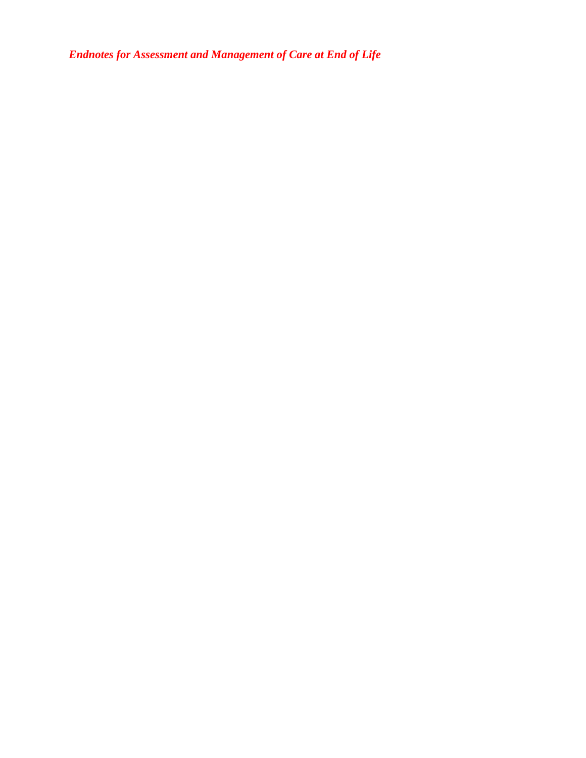***Endnotes for Assessment and Management of Care at End of Life***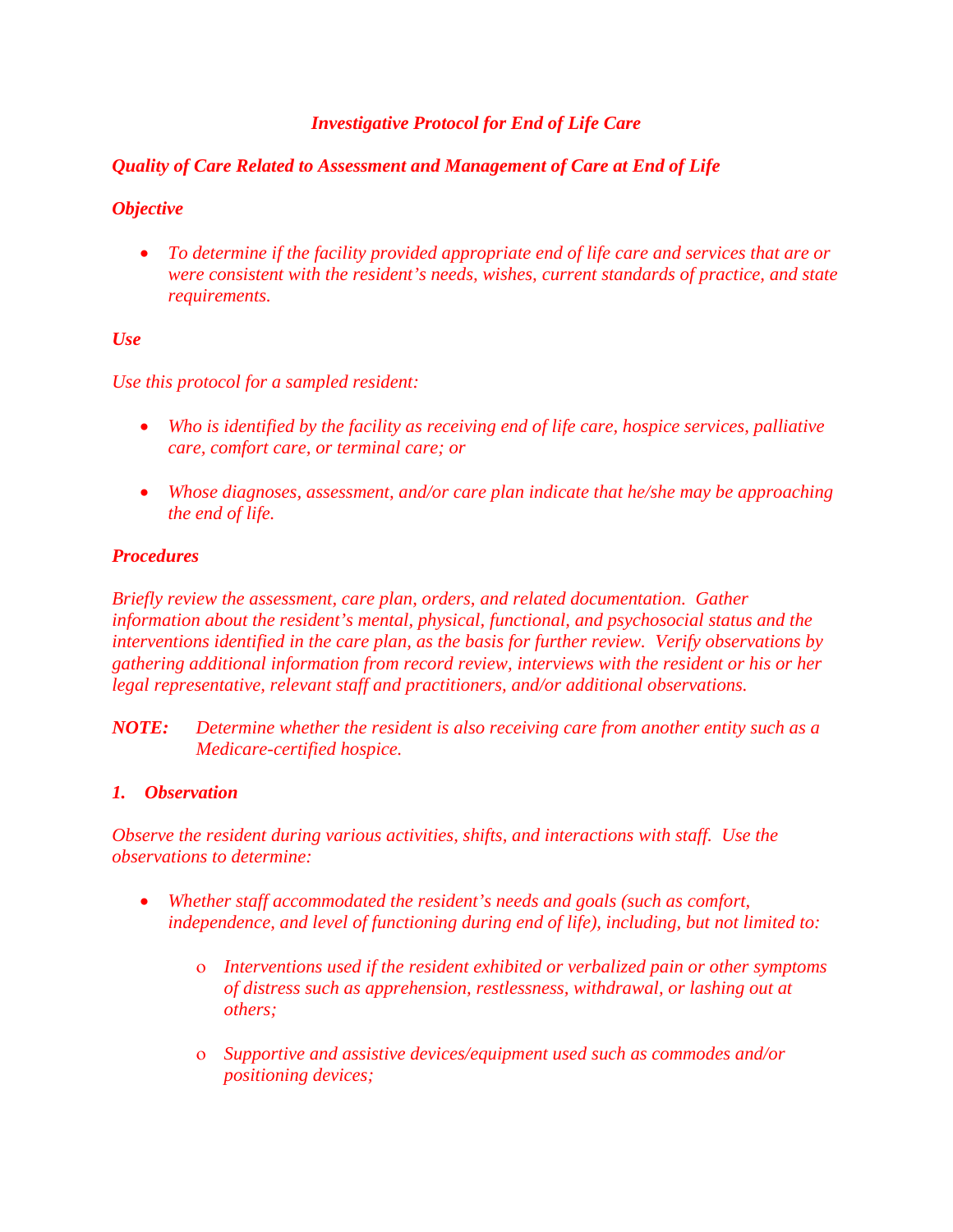*Investigative Protocol for End of Life Care*

***Quality of Care Related to Assessment and Management of Care at End of Life***

***Objective***

- *To determine if the facility provided appropriate end of life care and services that are or were consistent with the resident's needs, wishes, current standards of practice, and state requirements.*

***Use***

*Use this protocol for a sampled resident:*

- *Who is identified by the facility as receiving end of life care, hospice services, palliative care, comfort care, or terminal care; or*

- *Whose diagnoses, assessment, and/or care plan indicate that he/she may be approaching the end of life.*

***Procedures***

*Briefly review the assessment, care plan, orders, and related documentation. Gather information about the resident's mental, physical, functional, and psychosocial status and the interventions identified in the care plan, as the basis for further review. Verify observations by gathering additional information from record review, interviews with the resident or his or her legal representative, relevant staff and practitioners, and/or additional observations.*

***NOTE:*** *Determine whether the resident is also receiving care from another entity such as a Medicare-certified hospice.*

***1. Observation***

*Observe the resident during various activities, shifts, and interactions with staff. Use the observations to determine:*

- *Whether staff accommodated the resident's needs and goals (such as comfort, independence, and level of functioning during end of life), including, but not limited to:*
  - *Interventions used if the resident exhibited or verbalized pain or other symptoms of distress such as apprehension, restlessness, withdrawal, or lashing out at others;*
  - *Supportive and assistive devices/equipment used such as commodes and/or positioning devices;*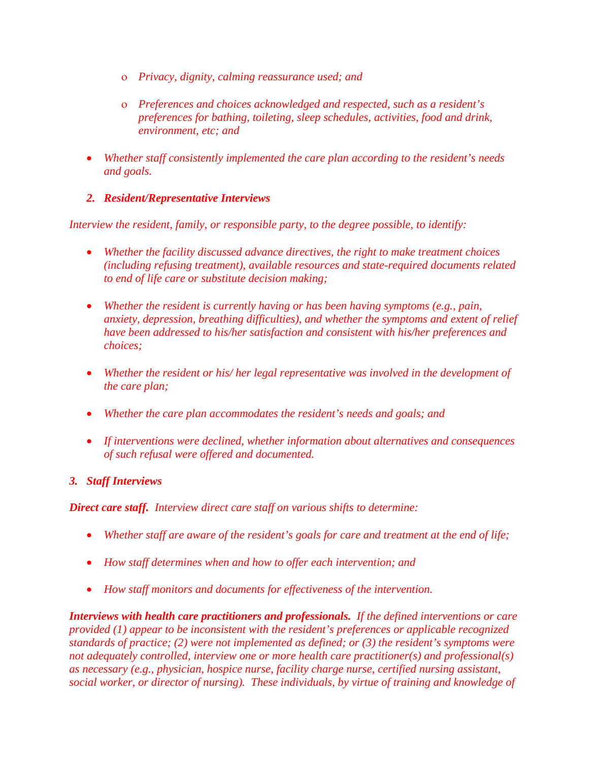- *Privacy, dignity, calming reassurance used; and*

   - *Preferences and choices acknowledged and respected, such as a resident's preferences for bathing, toileting, sleep schedules, activities, food and drink, environment, etc; and*

- *Whether staff consistently implemented the care plan according to the resident's needs and goals.*

***2. Resident/Representative Interviews***

*Interview the resident, family, or responsible party, to the degree possible, to identify:*

- *Whether the facility discussed advance directives, the right to make treatment choices (including refusing treatment), available resources and state-required documents related to end of life care or substitute decision making;*

- *Whether the resident is currently having or has been having symptoms (e.g., pain, anxiety, depression, breathing difficulties), and whether the symptoms and extent of relief have been addressed to his/her satisfaction and consistent with his/her preferences and choices;*

- *Whether the resident or his/ her legal representative was involved in the development of the care plan;*

- *Whether the care plan accommodates the resident's needs and goals; and*

- *If interventions were declined, whether information about alternatives and consequences of such refusal were offered and documented.*

***3. Staff Interviews***

***Direct care staff.*** *Interview direct care staff on various shifts to determine:*

- *Whether staff are aware of the resident's goals for care and treatment at the end of life;*

- *How staff determines when and how to offer each intervention; and*

- *How staff monitors and documents for effectiveness of the intervention.*

***Interviews with health care practitioners and professionals.*** *If the defined interventions or care provided (1) appear to be inconsistent with the resident's preferences or applicable recognized standards of practice; (2) were not implemented as defined; or (3) the resident's symptoms were not adequately controlled, interview one or more health care practitioner(s) and professional(s) as necessary (e.g., physician, hospice nurse, facility charge nurse, certified nursing assistant, social worker, or director of nursing). These individuals, by virtue of training and knowledge of*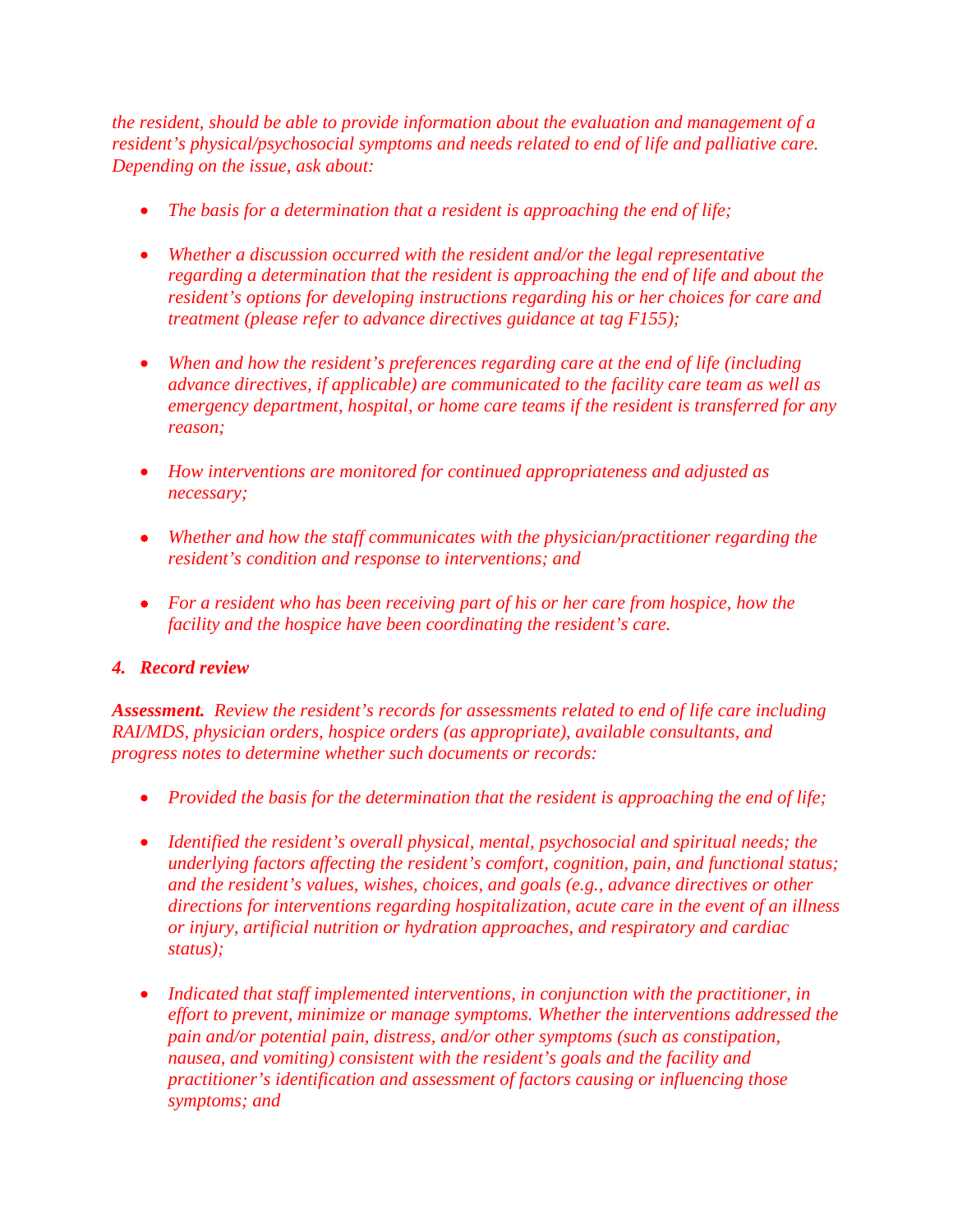*the resident, should be able to provide information about the evaluation and management of a resident's physical/psychosocial symptoms and needs related to end of life and palliative care. Depending on the issue, ask about:*

- *The basis for a determination that a resident is approaching the end of life;*

- *Whether a discussion occurred with the resident and/or the legal representative regarding a determination that the resident is approaching the end of life and about the resident's options for developing instructions regarding his or her choices for care and treatment (please refer to advance directives guidance at tag F155);*

- *When and how the resident's preferences regarding care at the end of life (including advance directives, if applicable) are communicated to the facility care team as well as emergency department, hospital, or home care teams if the resident is transferred for any reason;*

- *How interventions are monitored for continued appropriateness and adjusted as necessary;*

- *Whether and how the staff communicates with the physician/practitioner regarding the resident's condition and response to interventions; and*

- *For a resident who has been receiving part of his or her care from hospice, how the facility and the hospice have been coordinating the resident's care.*

***4. Record review***

***Assessment.*** *Review the resident's records for assessments related to end of life care including RAI/MDS, physician orders, hospice orders (as appropriate), available consultants, and progress notes to determine whether such documents or records:*

- *Provided the basis for the determination that the resident is approaching the end of life;*

- *Identified the resident's overall physical, mental, psychosocial and spiritual needs; the underlying factors affecting the resident's comfort, cognition, pain, and functional status; and the resident's values, wishes, choices, and goals (e.g., advance directives or other directions for interventions regarding hospitalization, acute care in the event of an illness or injury, artificial nutrition or hydration approaches, and respiratory and cardiac status);*

- *Indicated that staff implemented interventions, in conjunction with the practitioner, in effort to prevent, minimize or manage symptoms. Whether the interventions addressed the pain and/or potential pain, distress, and/or other symptoms (such as constipation, nausea, and vomiting) consistent with the resident's goals and the facility and practitioner's identification and assessment of factors causing or influencing those symptoms; and*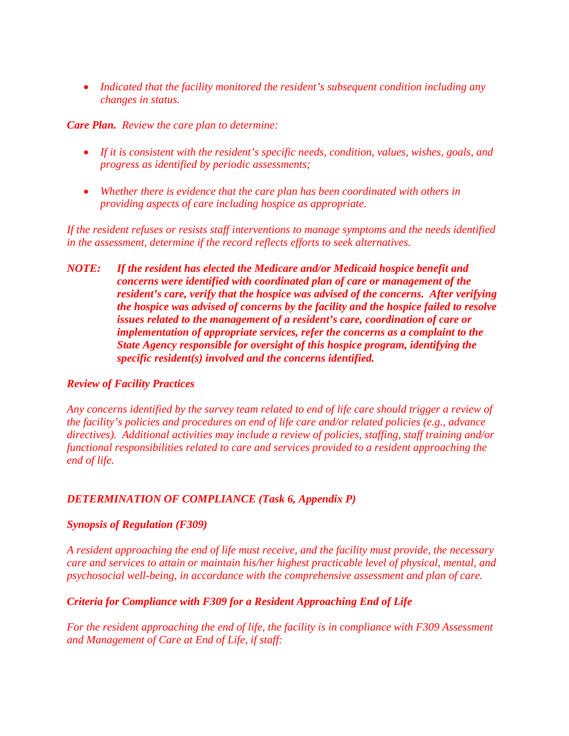- *Indicated that the facility monitored the resident's subsequent condition including any changes in status.*

***Care Plan.*** *Review the care plan to determine:*

- *If it is consistent with the resident's specific needs, condition, values, wishes, goals, and progress as identified by periodic assessments;*

- *Whether there is evidence that the care plan has been coordinated with others in providing aspects of care including hospice as appropriate.*

*If the resident refuses or resists staff interventions to manage symptoms and the needs identified in the assessment, determine if the record reflects efforts to seek alternatives.*

***NOTE: If the resident has elected the Medicare and/or Medicaid hospice benefit and concerns were identified with coordinated plan of care or management of the resident's care, verify that the hospice was advised of the concerns. After verifying the hospice was advised of concerns by the facility and the hospice failed to resolve issues related to the management of a resident's care, coordination of care or implementation of appropriate services, refer the concerns as a complaint to the State Agency responsible for oversight of this hospice program, identifying the specific resident(s) involved and the concerns identified.***

***Review of Facility Practices***

*Any concerns identified by the survey team related to end of life care should trigger a review of the facility's policies and procedures on end of life care and/or related policies (e.g., advance directives). Additional activities may include a review of policies, staffing, staff training and/or functional responsibilities related to care and services provided to a resident approaching the end of life.*

## *DETERMINATION OF COMPLIANCE (Task 6, Appendix P)*

***Synopsis of Regulation (F309)***

*A resident approaching the end of life must receive, and the facility must provide, the necessary care and services to attain or maintain his/her highest practicable level of physical, mental, and psychosocial well-being, in accordance with the comprehensive assessment and plan of care.*

***Criteria for Compliance with F309 for a Resident Approaching End of Life***

*For the resident approaching the end of life, the facility is in compliance with F309 Assessment and Management of Care at End of Life, if staff:*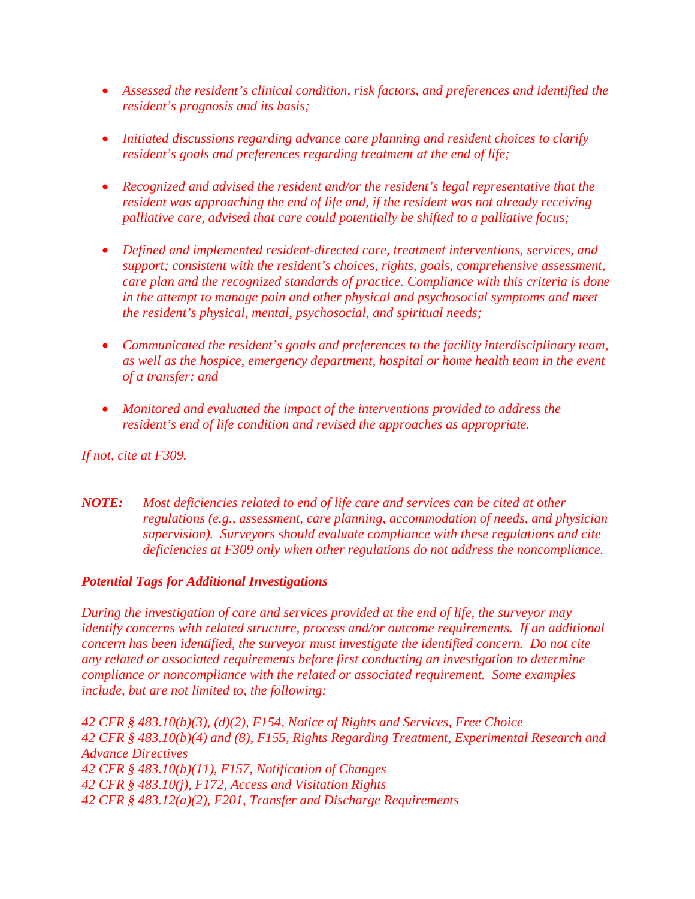- *Assessed the resident's clinical condition, risk factors, and preferences and identified the resident's prognosis and its basis;*

- *Initiated discussions regarding advance care planning and resident choices to clarify resident's goals and preferences regarding treatment at the end of life;*

- *Recognized and advised the resident and/or the resident's legal representative that the resident was approaching the end of life and, if the resident was not already receiving palliative care, advised that care could potentially be shifted to a palliative focus;*

- *Defined and implemented resident-directed care, treatment interventions, services, and support; consistent with the resident's choices, rights, goals, comprehensive assessment, care plan and the recognized standards of practice. Compliance with this criteria is done in the attempt to manage pain and other physical and psychosocial symptoms and meet the resident's physical, mental, psychosocial, and spiritual needs;*

- *Communicated the resident's goals and preferences to the facility interdisciplinary team, as well as the hospice, emergency department, hospital or home health team in the event of a transfer; and*

- *Monitored and evaluated the impact of the interventions provided to address the resident's end of life condition and revised the approaches as appropriate.*

*If not, cite at F309.*

***NOTE:*** *Most deficiencies related to end of life care and services can be cited at other regulations (e.g., assessment, care planning, accommodation of needs, and physician supervision). Surveyors should evaluate compliance with these regulations and cite deficiencies at F309 only when other regulations do not address the noncompliance.*

***Potential Tags for Additional Investigations***

*During the investigation of care and services provided at the end of life, the surveyor may identify concerns with related structure, process and/or outcome requirements. If an additional concern has been identified, the surveyor must investigate the identified concern. Do not cite any related or associated requirements before first conducting an investigation to determine compliance or noncompliance with the related or associated requirement. Some examples include, but are not limited to, the following:*

*42 CFR § 483.10(b)(3), (d)(2), F154, Notice of Rights and Services, Free Choice*
*42 CFR § 483.10(b)(4) and (8), F155, Rights Regarding Treatment, Experimental Research and Advance Directives*
*42 CFR § 483.10(b)(11), F157, Notification of Changes*
*42 CFR § 483.10(j), F172, Access and Visitation Rights*
*42 CFR § 483.12(a)(2), F201, Transfer and Discharge Requirements*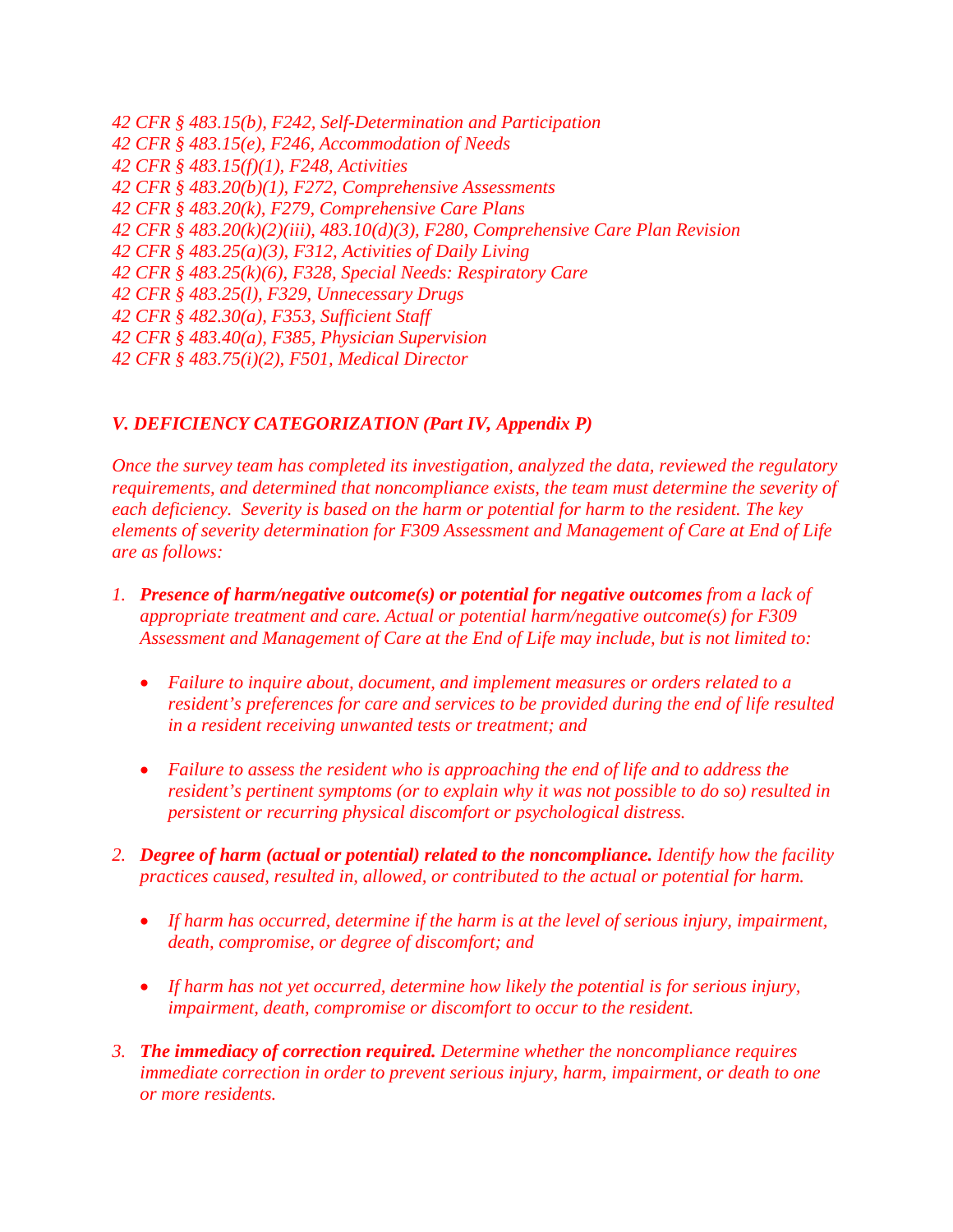*42 CFR § 483.15(b), F242, Self-Determination and Participation*
*42 CFR § 483.15(e), F246, Accommodation of Needs*
*42 CFR § 483.15(f)(1), F248, Activities*
*42 CFR § 483.20(b)(1), F272, Comprehensive Assessments*
*42 CFR § 483.20(k), F279, Comprehensive Care Plans*
*42 CFR § 483.20(k)(2)(iii), 483.10(d)(3), F280, Comprehensive Care Plan Revision*
*42 CFR § 483.25(a)(3), F312, Activities of Daily Living*
*42 CFR § 483.25(k)(6), F328, Special Needs: Respiratory Care*
*42 CFR § 483.25(l), F329, Unnecessary Drugs*
*42 CFR § 482.30(a), F353, Sufficient Staff*
*42 CFR § 483.40(a), F385, Physician Supervision*
*42 CFR § 483.75(i)(2), F501, Medical Director*

## *V. DEFICIENCY CATEGORIZATION (Part IV, Appendix P)*

*Once the survey team has completed its investigation, analyzed the data, reviewed the regulatory requirements, and determined that noncompliance exists, the team must determine the severity of each deficiency. Severity is based on the harm or potential for harm to the resident. The key elements of severity determination for F309 Assessment and Management of Care at End of Life are as follows:*

1. ***Presence of harm/negative outcome(s) or potential for negative outcomes*** *from a lack of appropriate treatment and care. Actual or potential harm/negative outcome(s) for F309 Assessment and Management of Care at the End of Life may include, but is not limited to:*

    - *Failure to inquire about, document, and implement measures or orders related to a resident's preferences for care and services to be provided during the end of life resulted in a resident receiving unwanted tests or treatment; and*

    - *Failure to assess the resident who is approaching the end of life and to address the resident's pertinent symptoms (or to explain why it was not possible to do so) resulted in persistent or recurring physical discomfort or psychological distress.*

2. ***Degree of harm (actual or potential) related to the noncompliance.*** *Identify how the facility practices caused, resulted in, allowed, or contributed to the actual or potential for harm.*

    - *If harm has occurred, determine if the harm is at the level of serious injury, impairment, death, compromise, or degree of discomfort; and*

    - *If harm has not yet occurred, determine how likely the potential is for serious injury, impairment, death, compromise or discomfort to occur to the resident.*

3. ***The immediacy of correction required.*** *Determine whether the noncompliance requires immediate correction in order to prevent serious injury, harm, impairment, or death to one or more residents.*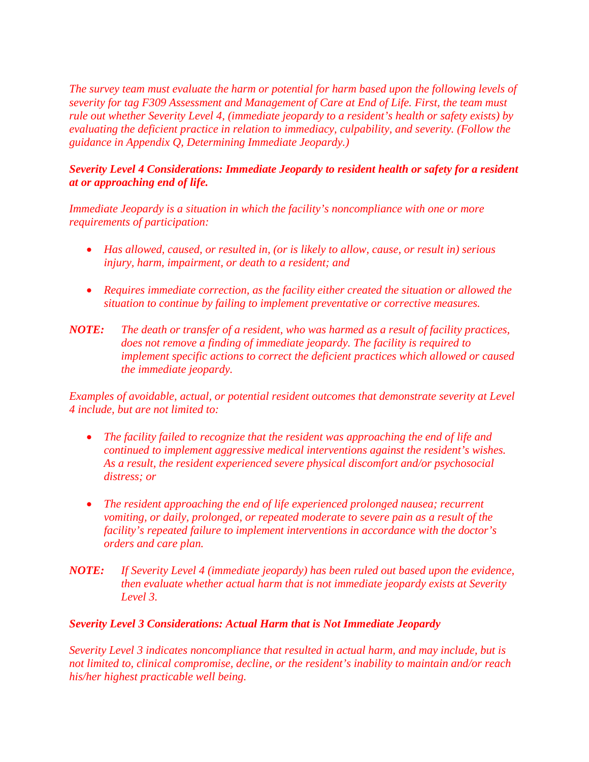*The survey team must evaluate the harm or potential for harm based upon the following levels of severity for tag F309 Assessment and Management of Care at End of Life. First, the team must rule out whether Severity Level 4, (immediate jeopardy to a resident's health or safety exists) by evaluating the deficient practice in relation to immediacy, culpability, and severity. (Follow the guidance in Appendix Q, Determining Immediate Jeopardy.)*

***Severity Level 4 Considerations: Immediate Jeopardy to resident health or safety for a resident at or approaching end of life.***

*Immediate Jeopardy is a situation in which the facility's noncompliance with one or more requirements of participation:*

- *Has allowed, caused, or resulted in, (or is likely to allow, cause, or result in) serious injury, harm, impairment, or death to a resident; and*
- *Requires immediate correction, as the facility either created the situation or allowed the situation to continue by failing to implement preventative or corrective measures.*

***NOTE:*** *The death or transfer of a resident, who was harmed as a result of facility practices, does not remove a finding of immediate jeopardy. The facility is required to implement specific actions to correct the deficient practices which allowed or caused the immediate jeopardy.*

*Examples of avoidable, actual, or potential resident outcomes that demonstrate severity at Level 4 include, but are not limited to:*

- *The facility failed to recognize that the resident was approaching the end of life and continued to implement aggressive medical interventions against the resident's wishes. As a result, the resident experienced severe physical discomfort and/or psychosocial distress; or*
- *The resident approaching the end of life experienced prolonged nausea; recurrent vomiting, or daily, prolonged, or repeated moderate to severe pain as a result of the facility's repeated failure to implement interventions in accordance with the doctor's orders and care plan.*

***NOTE:*** *If Severity Level 4 (immediate jeopardy) has been ruled out based upon the evidence, then evaluate whether actual harm that is not immediate jeopardy exists at Severity Level 3.*

***Severity Level 3 Considerations: Actual Harm that is Not Immediate Jeopardy***

*Severity Level 3 indicates noncompliance that resulted in actual harm, and may include, but is not limited to, clinical compromise, decline, or the resident's inability to maintain and/or reach his/her highest practicable well being.*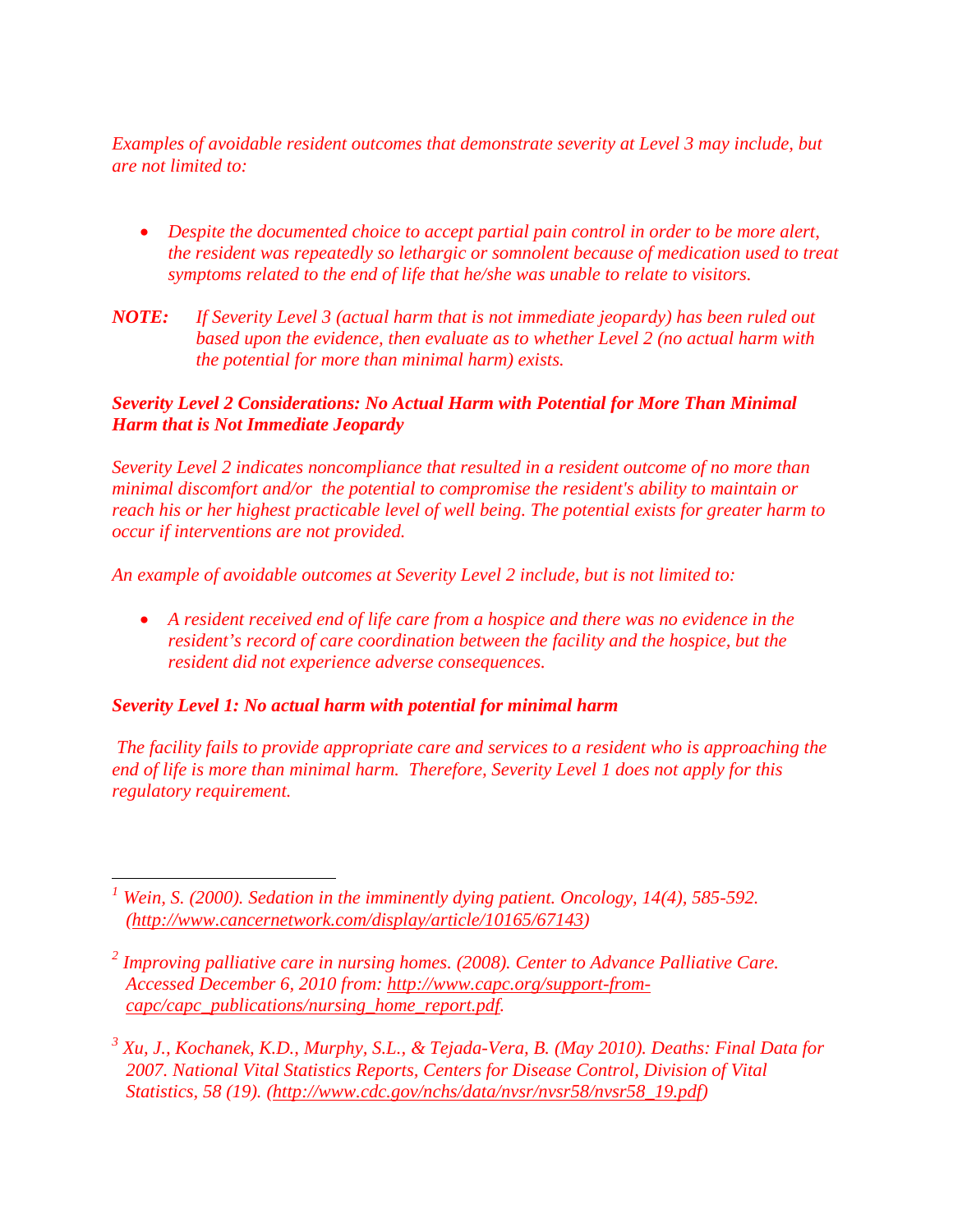*Examples of avoidable resident outcomes that demonstrate severity at Level 3 may include, but are not limited to:*

- *Despite the documented choice to accept partial pain control in order to be more alert, the resident was repeatedly so lethargic or somnolent because of medication used to treat symptoms related to the end of life that he/she was unable to relate to visitors.*

***NOTE:*** *If Severity Level 3 (actual harm that is not immediate jeopardy) has been ruled out based upon the evidence, then evaluate as to whether Level 2 (no actual harm with the potential for more than minimal harm) exists.*

***Severity Level 2 Considerations: No Actual Harm with Potential for More Than Minimal Harm that is Not Immediate Jeopardy***

*Severity Level 2 indicates noncompliance that resulted in a resident outcome of no more than minimal discomfort and/or the potential to compromise the resident's ability to maintain or reach his or her highest practicable level of well being. The potential exists for greater harm to occur if interventions are not provided.*

*An example of avoidable outcomes at Severity Level 2 include, but is not limited to:*

- *A resident received end of life care from a hospice and there was no evidence in the resident's record of care coordination between the facility and the hospice, but the resident did not experience adverse consequences.*

***Severity Level 1: No actual harm with potential for minimal harm***

*The facility fails to provide appropriate care and services to a resident who is approaching the end of life is more than minimal harm. Therefore, Severity Level 1 does not apply for this regulatory requirement.*

---

[1] *Wein, S. (2000). Sedation in the imminently dying patient. Oncology, 14(4), 585-592. (http://www.cancernetwork.com/display/article/10165/67143)*

[2] *Improving palliative care in nursing homes. (2008). Center to Advance Palliative Care. Accessed December 6, 2010 from: http://www.capc.org/support-from-capc/capc_publications/nursing_home_report.pdf.*

[3] *Xu, J., Kochanek, K.D., Murphy, S.L., & Tejada-Vera, B. (May 2010). Deaths: Final Data for 2007. National Vital Statistics Reports, Centers for Disease Control, Division of Vital Statistics, 58 (19). (http://www.cdc.gov/nchs/data/nvsr/nvsr58/nvsr58_19.pdf)*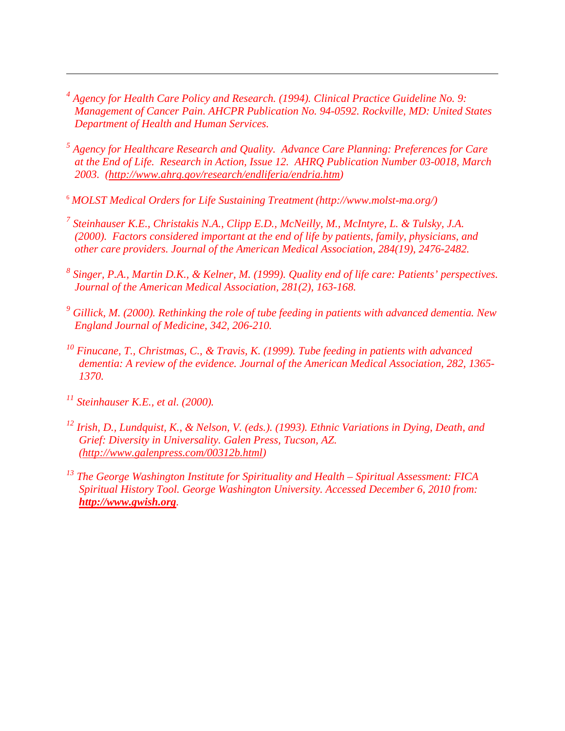---

[4] *Agency for Health Care Policy and Research. (1994). Clinical Practice Guideline No. 9: Management of Cancer Pain. AHCPR Publication No. 94-0592. Rockville, MD: United States Department of Health and Human Services.*

[5] *Agency for Healthcare Research and Quality. Advance Care Planning: Preferences for Care at the End of Life. Research in Action, Issue 12. AHRQ Publication Number 03-0018, March 2003. (http://www.ahrq.gov/research/endliferia/endria.htm)*

[6] *MOLST Medical Orders for Life Sustaining Treatment (http://www.molst-ma.org/)*

[7] *Steinhauser K.E., Christakis N.A., Clipp E.D., McNeilly, M., McIntyre, L. & Tulsky, J.A. (2000). Factors considered important at the end of life by patients, family, physicians, and other care providers. Journal of the American Medical Association, 284(19), 2476-2482.*

[8] *Singer, P.A., Martin D.K., & Kelner, M. (1999). Quality end of life care: Patients' perspectives. Journal of the American Medical Association, 281(2), 163-168.*

[9] *Gillick, M. (2000). Rethinking the role of tube feeding in patients with advanced dementia. New England Journal of Medicine, 342, 206-210.*

[10] *Finucane, T., Christmas, C., & Travis, K. (1999). Tube feeding in patients with advanced dementia: A review of the evidence. Journal of the American Medical Association, 282, 1365-1370.*

[11] *Steinhauser K.E., et al. (2000).*

[12] *Irish, D., Lundquist, K., & Nelson, V. (eds.). (1993). Ethnic Variations in Dying, Death, and Grief: Diversity in Universality. Galen Press, Tucson, AZ. (http://www.galenpress.com/00312b.html)*

[13] *The George Washington Institute for Spirituality and Health – Spiritual Assessment: FICA Spiritual History Tool. George Washington University. Accessed December 6, 2010 from:* ***http://www.gwish.org****.*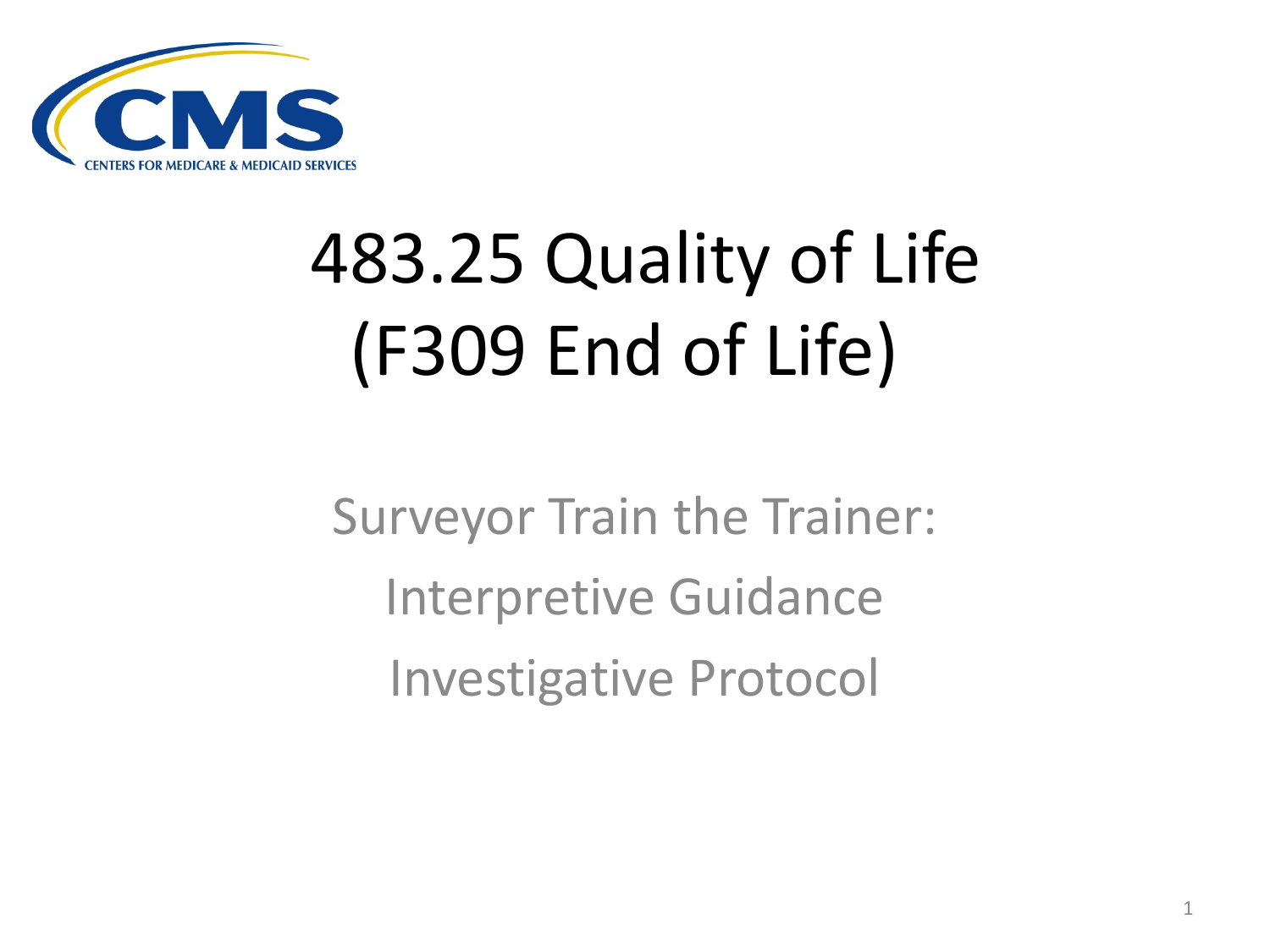# 483.25 Quality of Life (F309 End of Life)

Surveyor Train the Trainer:

Interpretive Guidance

Investigative Protocol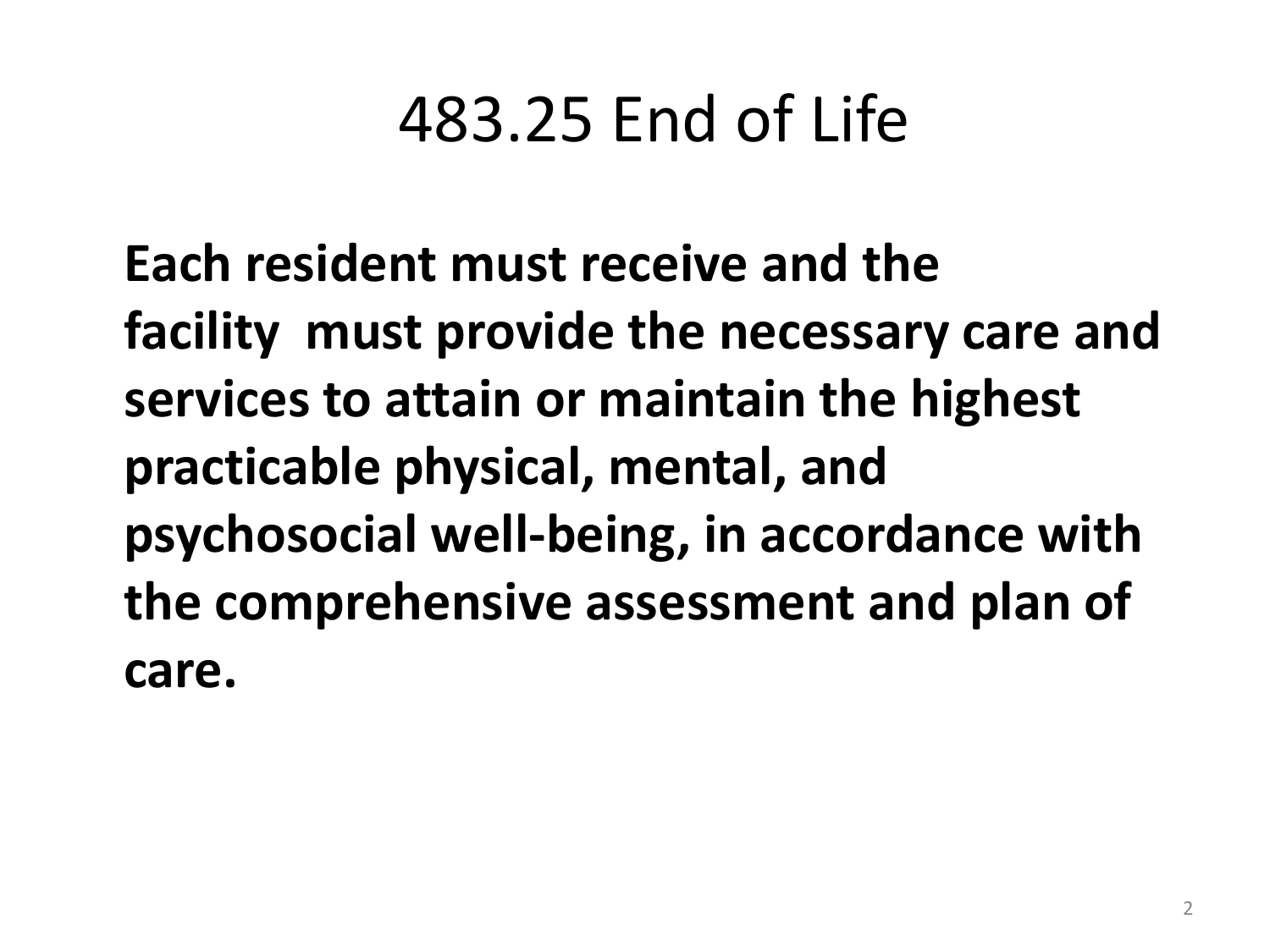# 483.25 End of Life

**Each resident must receive and the facility must provide the necessary care and services to attain or maintain the highest practicable physical, mental, and psychosocial well-being, in accordance with the comprehensive assessment and plan of care.**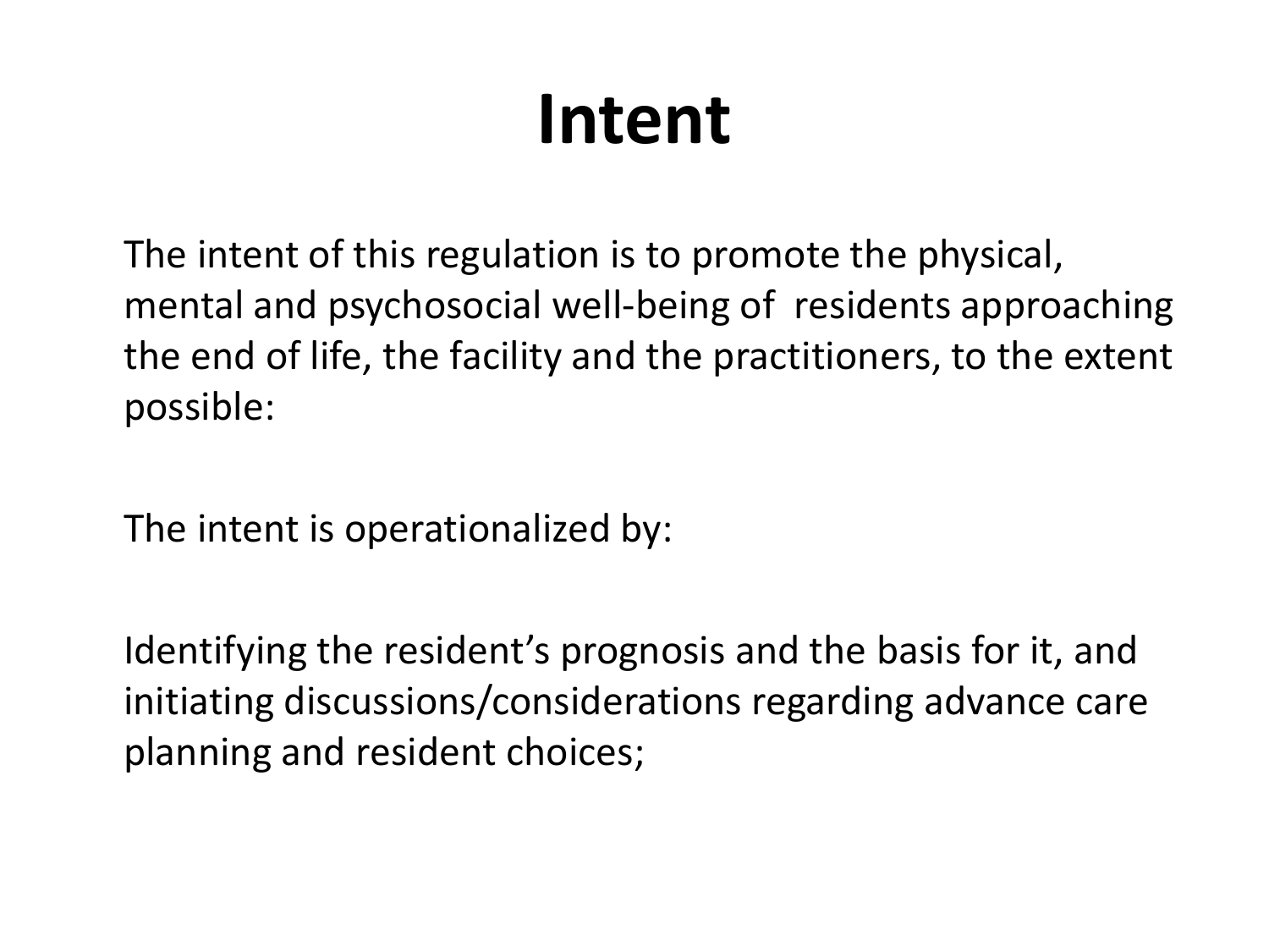# Intent

The intent of this regulation is to promote the physical, mental and psychosocial well-being of residents approaching the end of life, the facility and the practitioners, to the extent possible:

The intent is operationalized by:

Identifying the resident's prognosis and the basis for it, and initiating discussions/considerations regarding advance care planning and resident choices;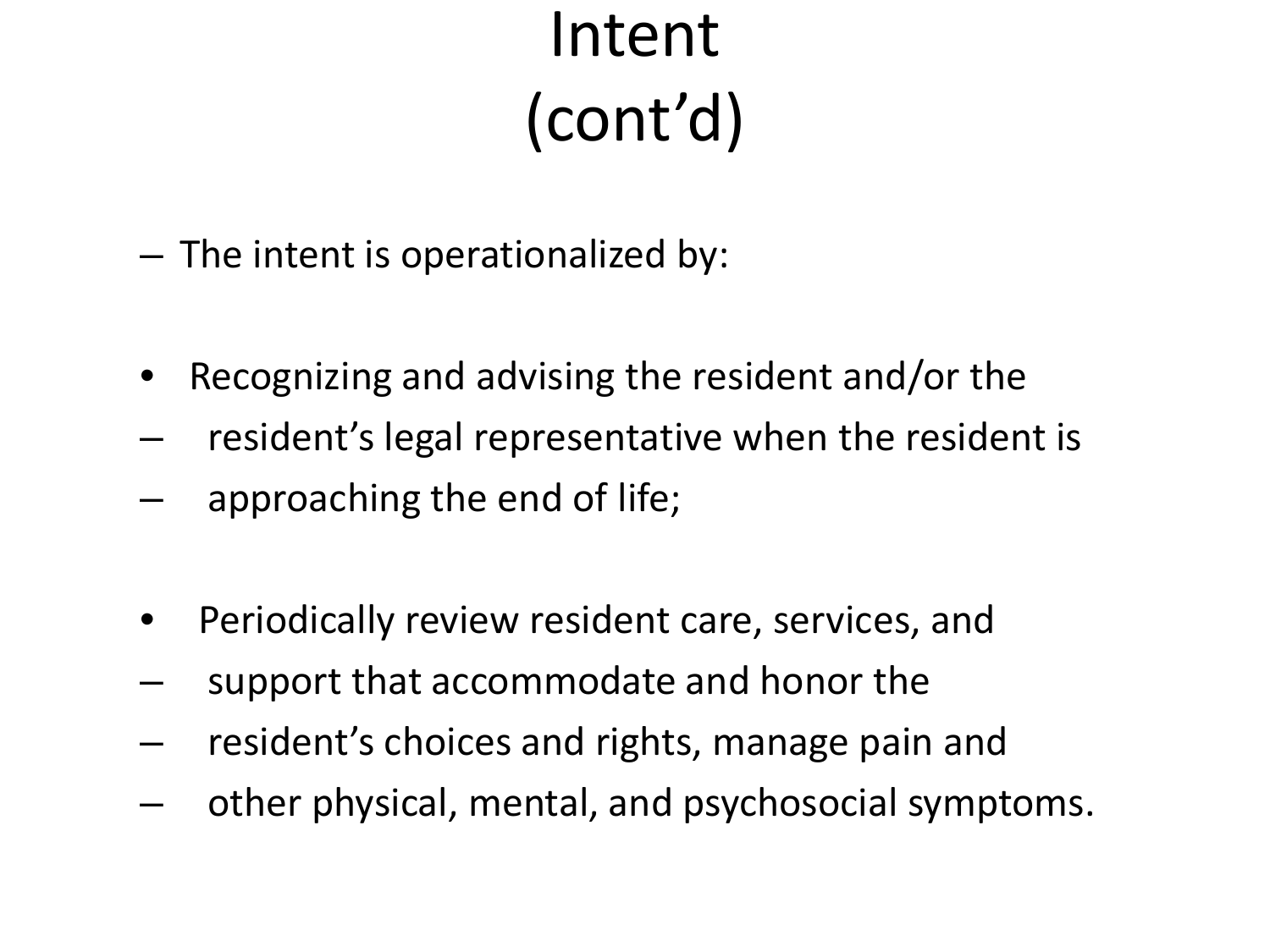# Intent (cont'd)

– The intent is operationalized by:

- Recognizing and advising the resident and/or the
– resident's legal representative when the resident is
– approaching the end of life;

- Periodically review resident care, services, and
– support that accommodate and honor the
– resident's choices and rights, manage pain and
– other physical, mental, and psychosocial symptoms.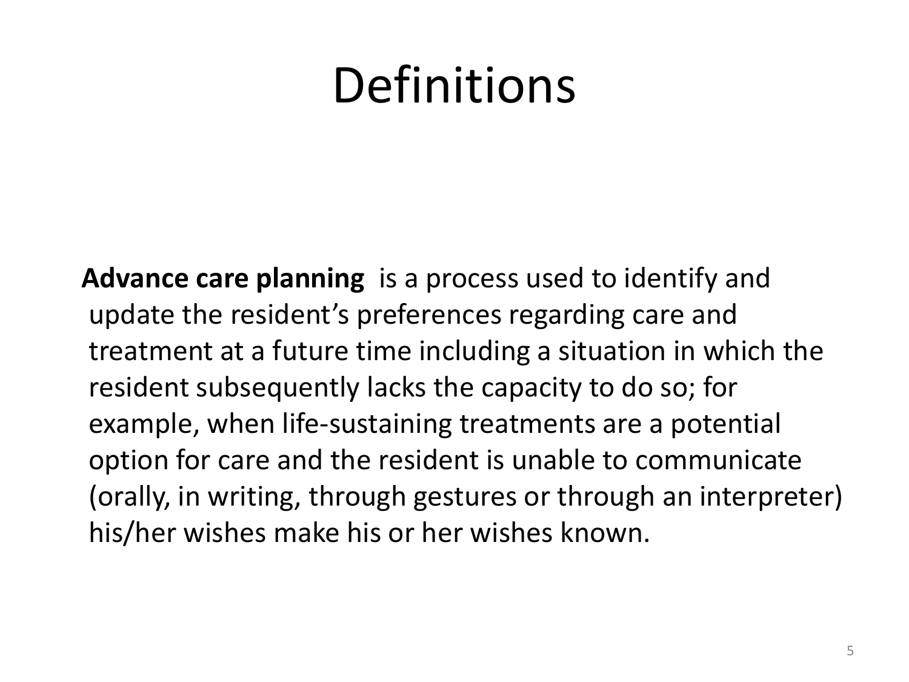# Definitions

**Advance care planning** is a process used to identify and update the resident's preferences regarding care and treatment at a future time including a situation in which the resident subsequently lacks the capacity to do so; for example, when life-sustaining treatments are a potential option for care and the resident is unable to communicate (orally, in writing, through gestures or through an interpreter) his/her wishes make his or her wishes known.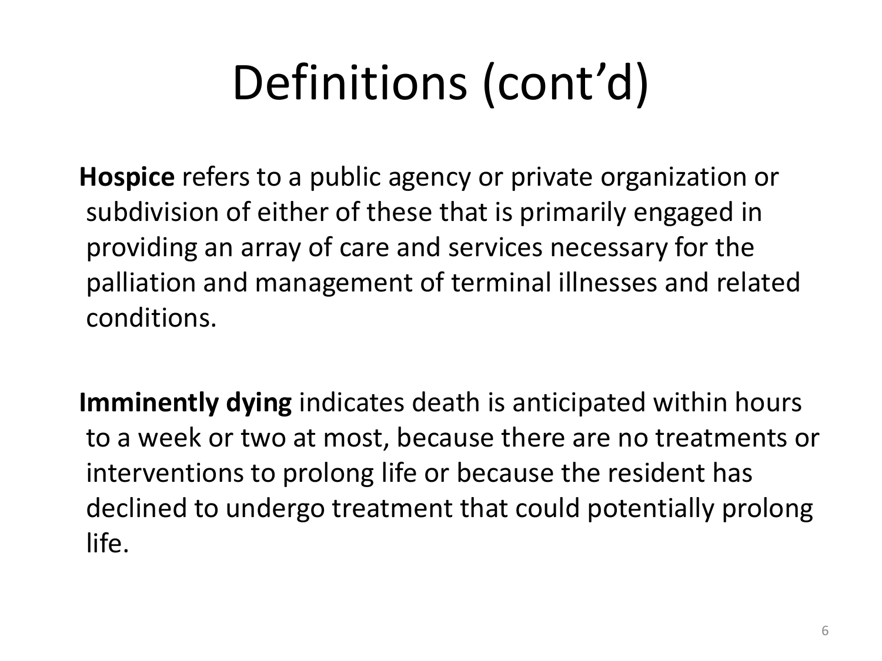# Definitions (cont'd)

**Hospice** refers to a public agency or private organization or subdivision of either of these that is primarily engaged in providing an array of care and services necessary for the palliation and management of terminal illnesses and related conditions.

**Imminently dying** indicates death is anticipated within hours to a week or two at most, because there are no treatments or interventions to prolong life or because the resident has declined to undergo treatment that could potentially prolong life.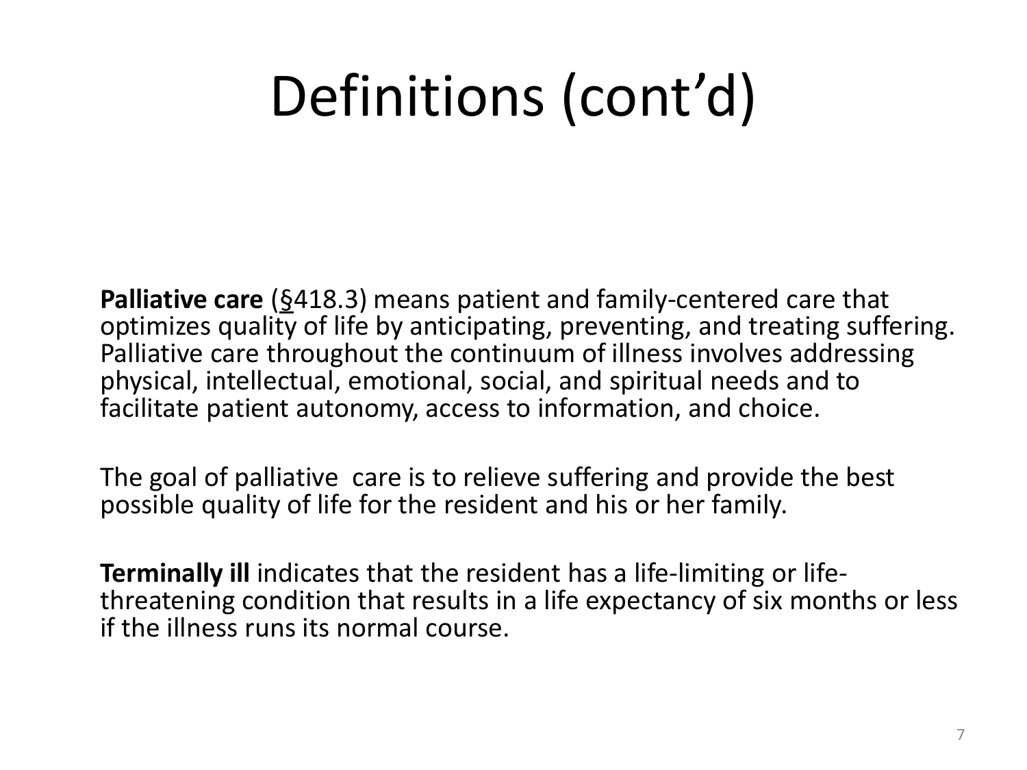# Definitions (cont'd)

**Palliative care** (§418.3) means patient and family-centered care that optimizes quality of life by anticipating, preventing, and treating suffering. Palliative care throughout the continuum of illness involves addressing physical, intellectual, emotional, social, and spiritual needs and to facilitate patient autonomy, access to information, and choice.

The goal of palliative care is to relieve suffering and provide the best possible quality of life for the resident and his or her family.

**Terminally ill** indicates that the resident has a life-limiting or life-threatening condition that results in a life expectancy of six months or less if the illness runs its normal course.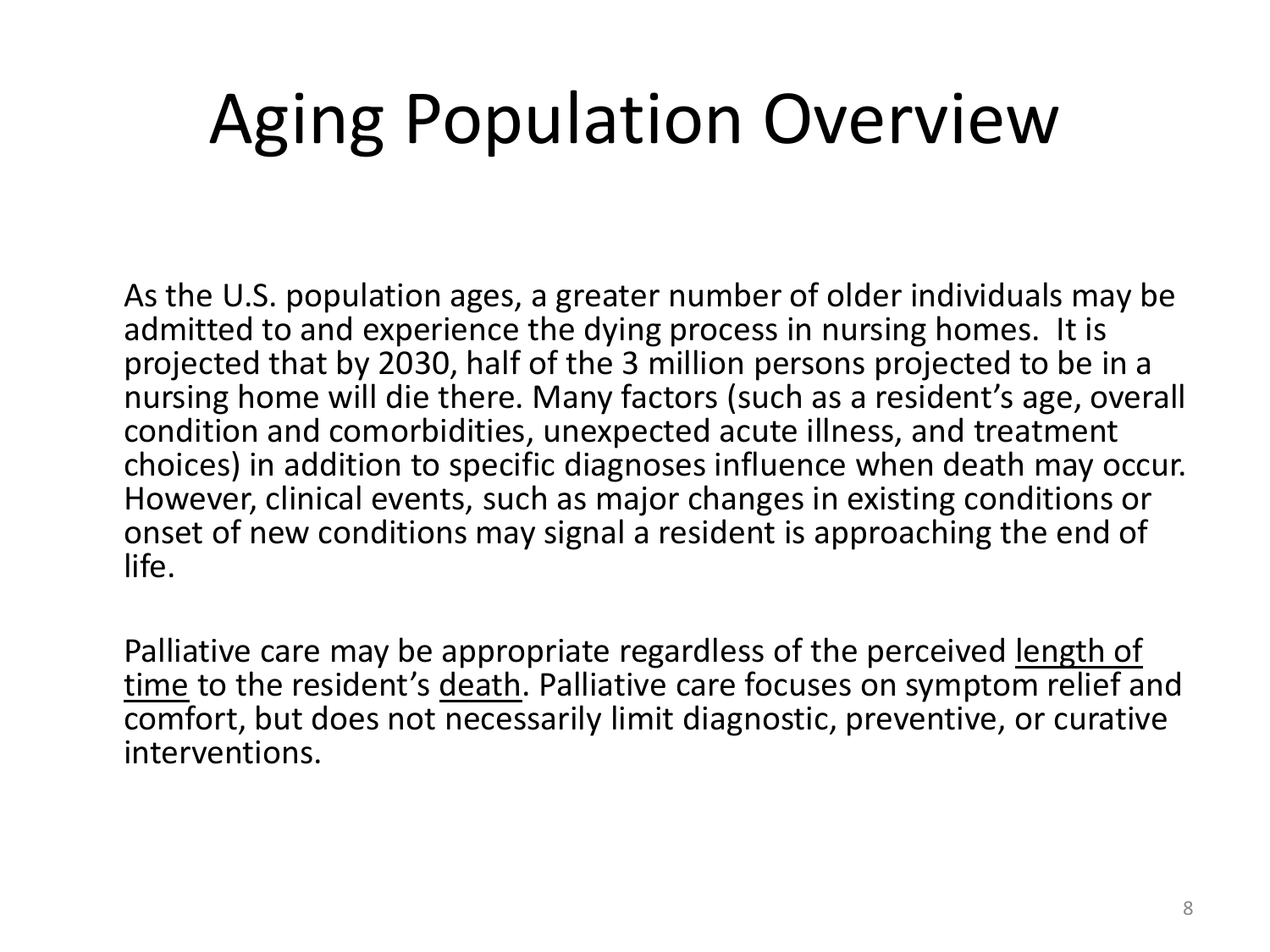# Aging Population Overview

As the U.S. population ages, a greater number of older individuals may be admitted to and experience the dying process in nursing homes.  It is projected that by 2030, half of the 3 million persons projected to be in a nursing home will die there. Many factors (such as a resident's age, overall condition and comorbidities, unexpected acute illness, and treatment choices) in addition to specific diagnoses influence when death may occur. However, clinical events, such as major changes in existing conditions or onset of new conditions may signal a resident is approaching the end of life.

Palliative care may be appropriate regardless of the perceived <u>length of time</u> to the resident's <u>death</u>. Palliative care focuses on symptom relief and comfort, but does not necessarily limit diagnostic, preventive, or curative interventions.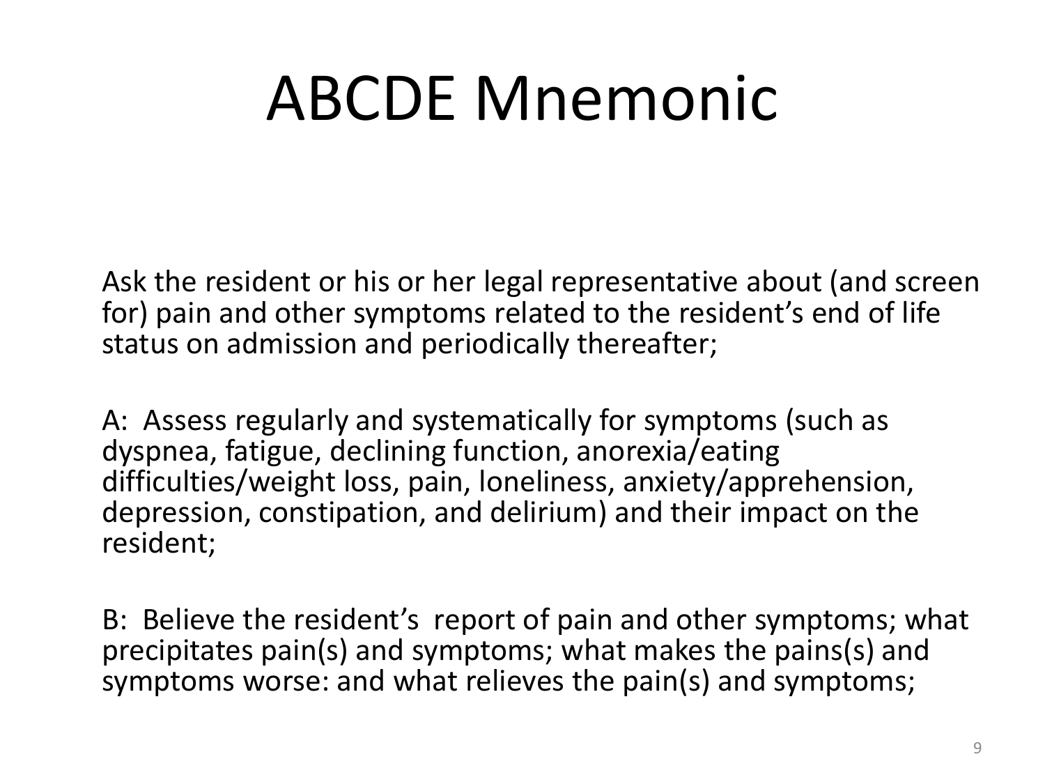# ABCDE Mnemonic

Ask the resident or his or her legal representative about (and screen for) pain and other symptoms related to the resident's end of life status on admission and periodically thereafter;

A: Assess regularly and systematically for symptoms (such as dyspnea, fatigue, declining function, anorexia/eating difficulties/weight loss, pain, loneliness, anxiety/apprehension, depression, constipation, and delirium) and their impact on the resident;

B: Believe the resident's report of pain and other symptoms; what precipitates pain(s) and symptoms; what makes the pains(s) and symptoms worse: and what relieves the pain(s) and symptoms;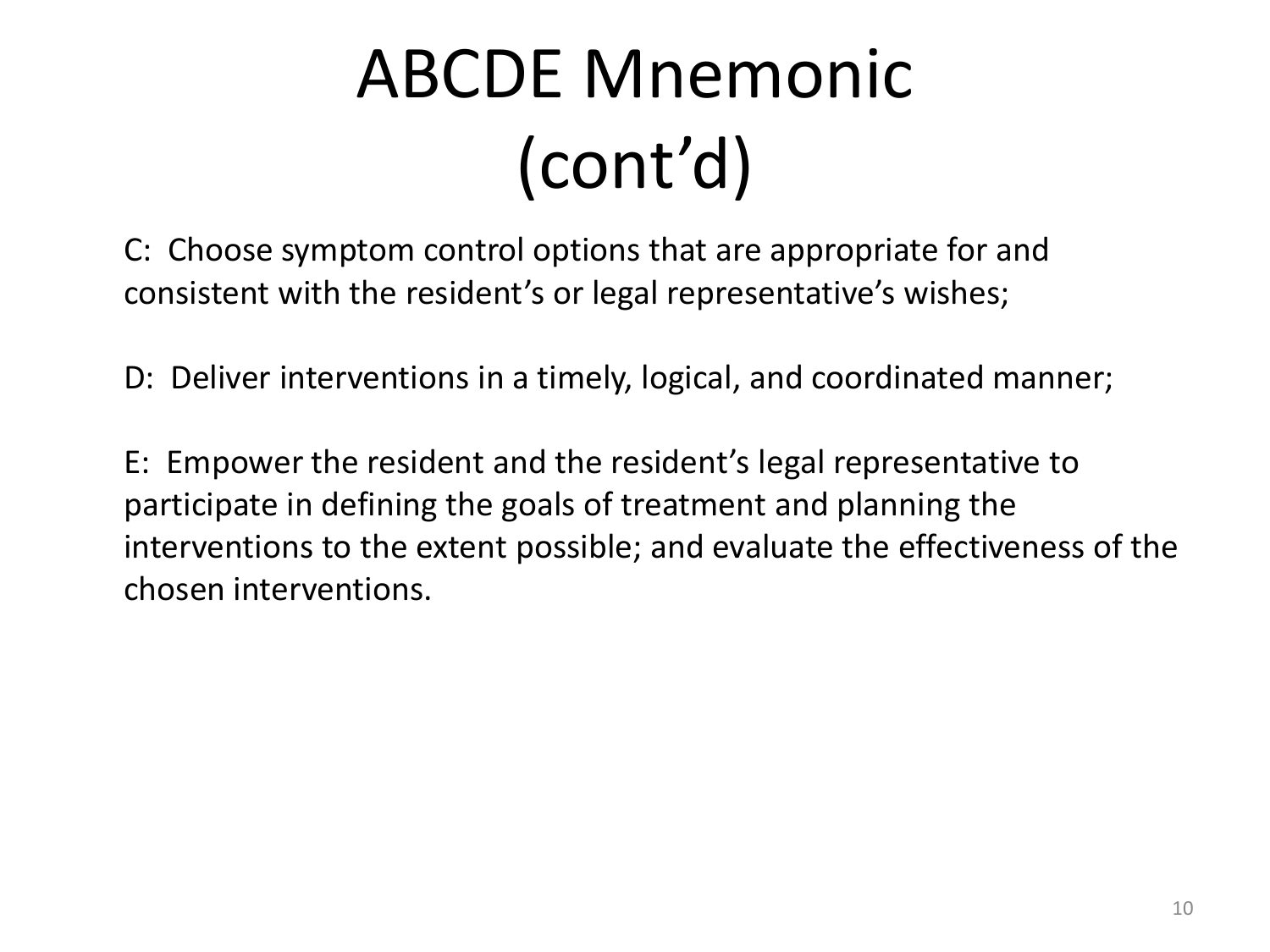# ABCDE Mnemonic (cont'd)

C: Choose symptom control options that are appropriate for and consistent with the resident's or legal representative's wishes;

D: Deliver interventions in a timely, logical, and coordinated manner;

E: Empower the resident and the resident's legal representative to participate in defining the goals of treatment and planning the interventions to the extent possible; and evaluate the effectiveness of the chosen interventions.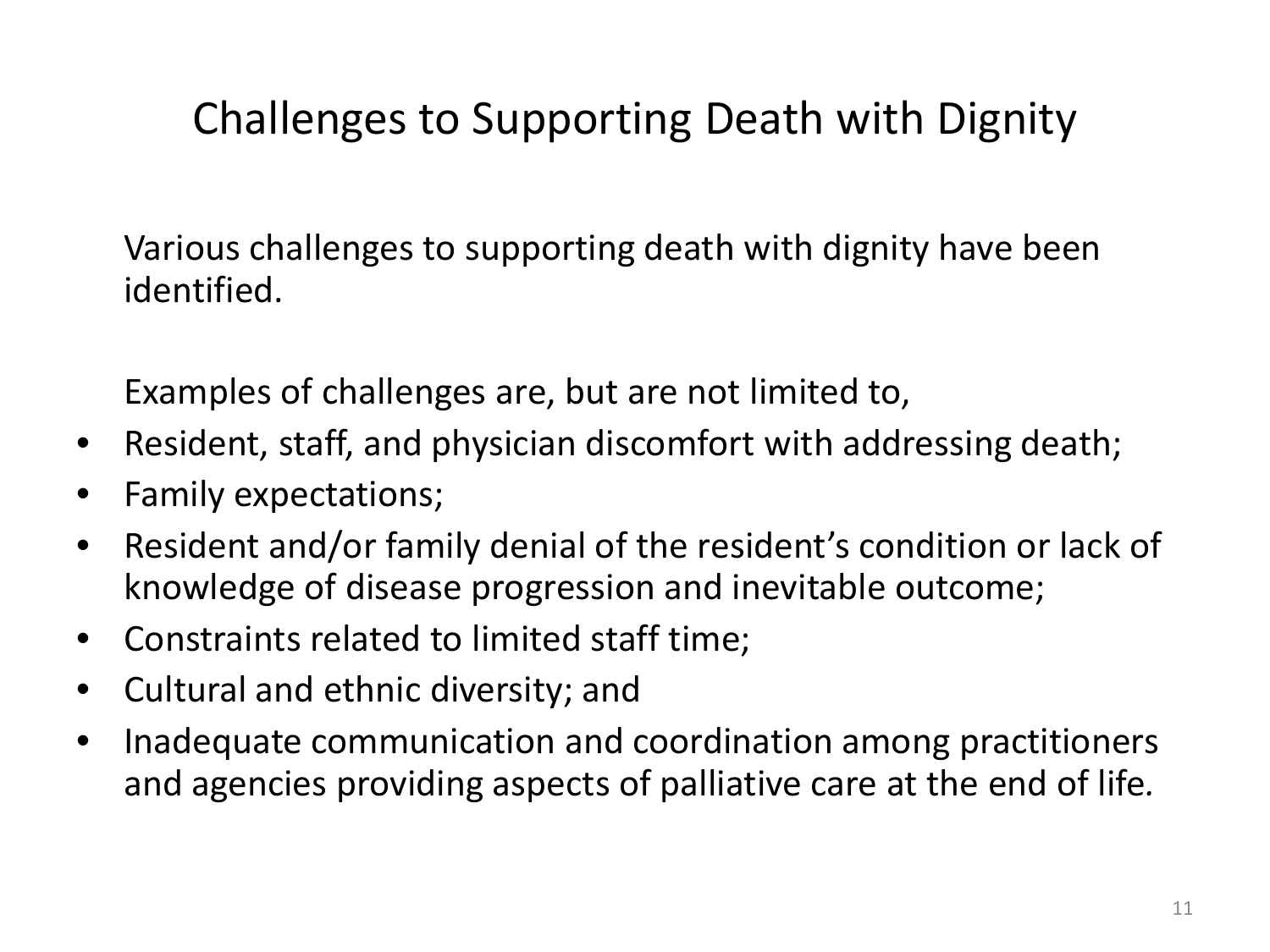# Challenges to Supporting Death with Dignity

Various challenges to supporting death with dignity have been identified.

Examples of challenges are, but are not limited to,

- Resident, staff, and physician discomfort with addressing death;
- Family expectations;
- Resident and/or family denial of the resident's condition or lack of knowledge of disease progression and inevitable outcome;
- Constraints related to limited staff time;
- Cultural and ethnic diversity; and
- Inadequate communication and coordination among practitioners and agencies providing aspects of palliative care at the end of life.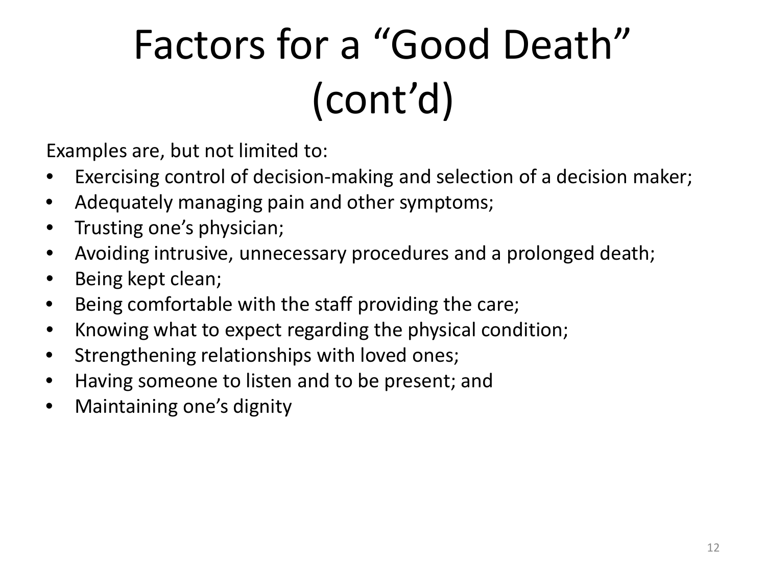# Factors for a “Good Death” (cont’d)

Examples are, but not limited to:

- Exercising control of decision-making and selection of a decision maker;
- Adequately managing pain and other symptoms;
- Trusting one’s physician;
- Avoiding intrusive, unnecessary procedures and a prolonged death;
- Being kept clean;
- Being comfortable with the staff providing the care;
- Knowing what to expect regarding the physical condition;
- Strengthening relationships with loved ones;
- Having someone to listen and to be present; and
- Maintaining one’s dignity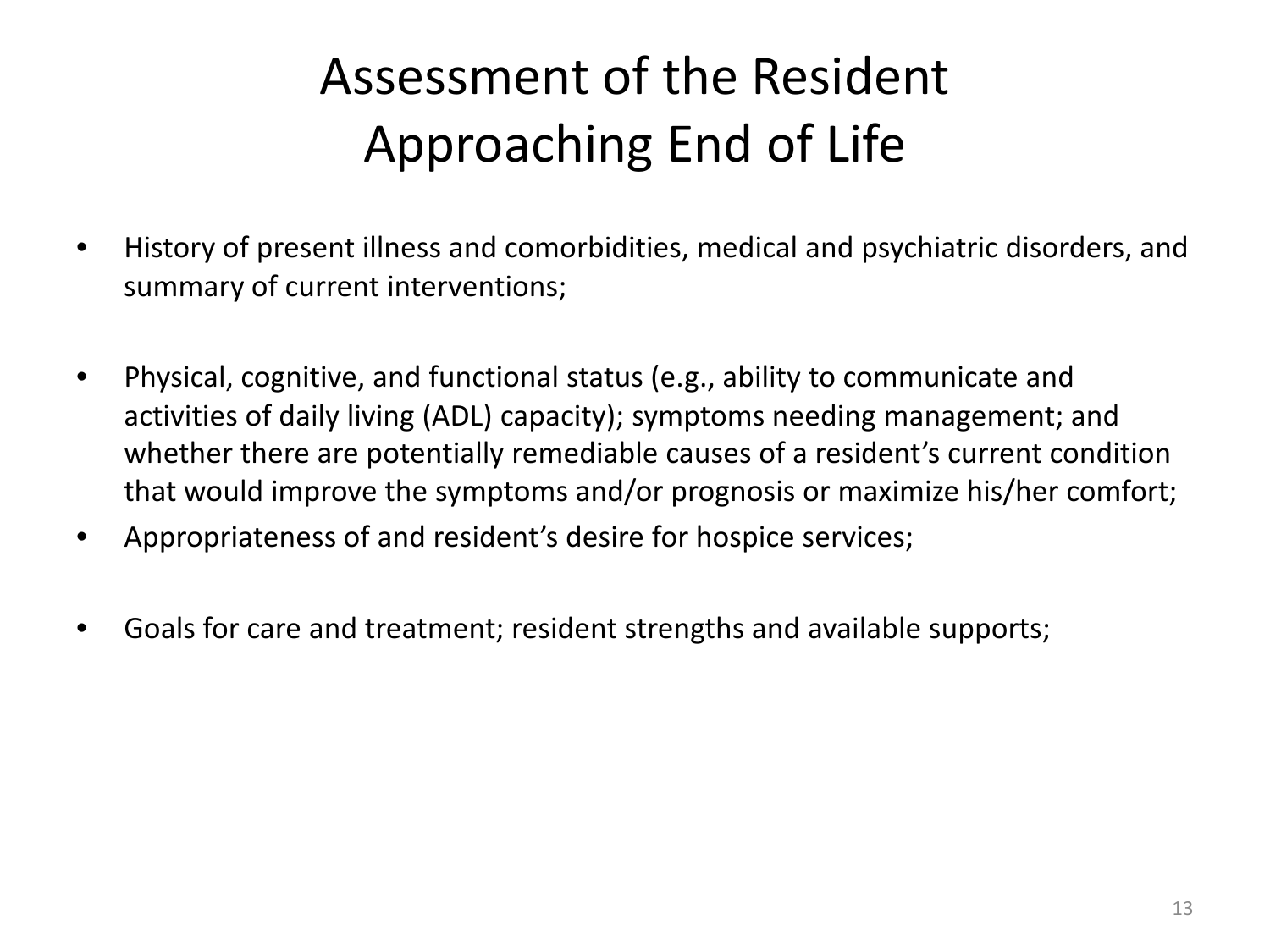# Assessment of the Resident Approaching End of Life

- History of present illness and comorbidities, medical and psychiatric disorders, and summary of current interventions;
- Physical, cognitive, and functional status (e.g., ability to communicate and activities of daily living (ADL) capacity); symptoms needing management; and whether there are potentially remediable causes of a resident's current condition that would improve the symptoms and/or prognosis or maximize his/her comfort;
- Appropriateness of and resident's desire for hospice services;
- Goals for care and treatment; resident strengths and available supports;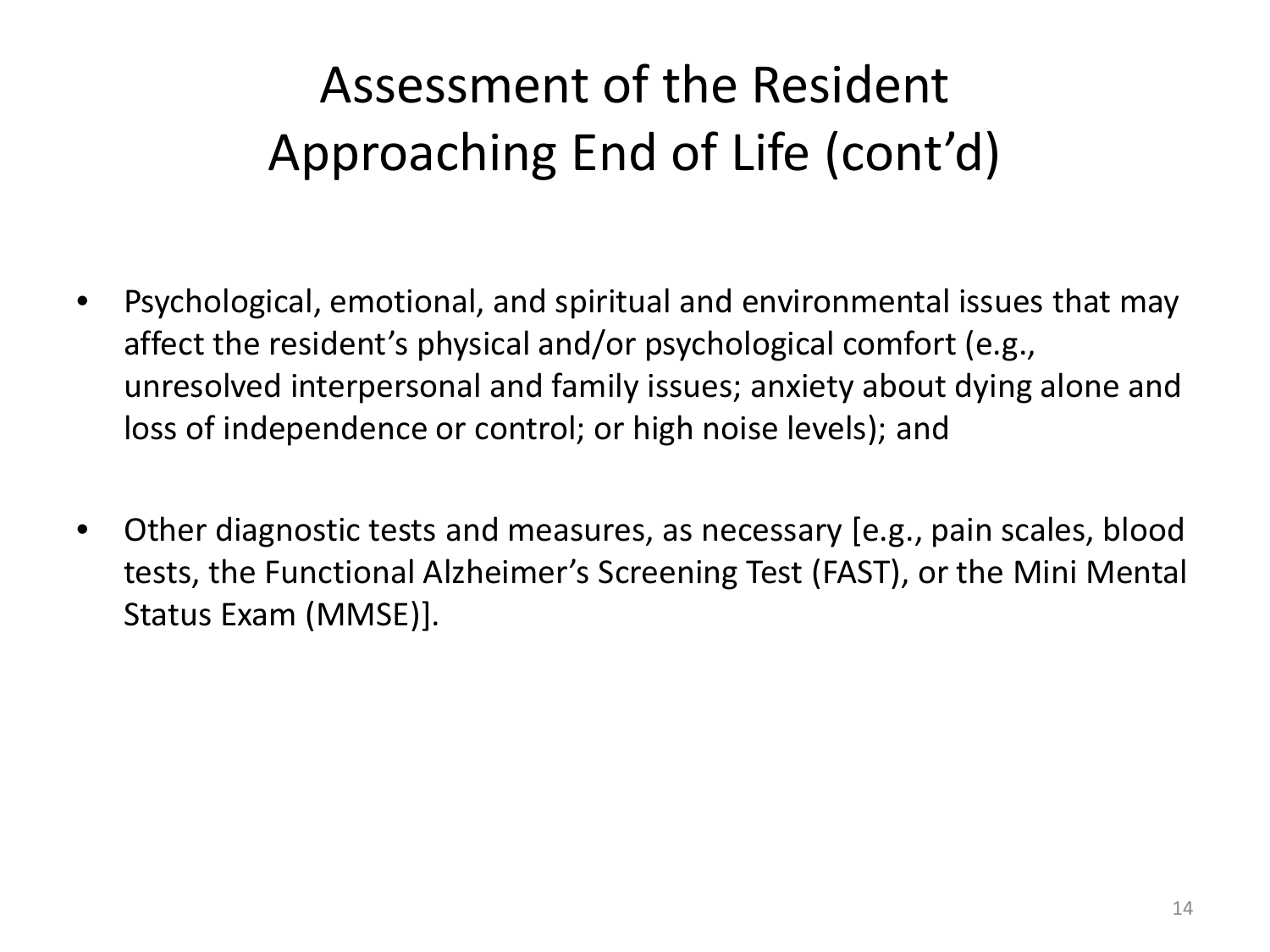# Assessment of the Resident Approaching End of Life (cont'd)

- Psychological, emotional, and spiritual and environmental issues that may affect the resident's physical and/or psychological comfort (e.g., unresolved interpersonal and family issues; anxiety about dying alone and loss of independence or control; or high noise levels); and
- Other diagnostic tests and measures, as necessary [e.g., pain scales, blood tests, the Functional Alzheimer's Screening Test (FAST), or the Mini Mental Status Exam (MMSE)].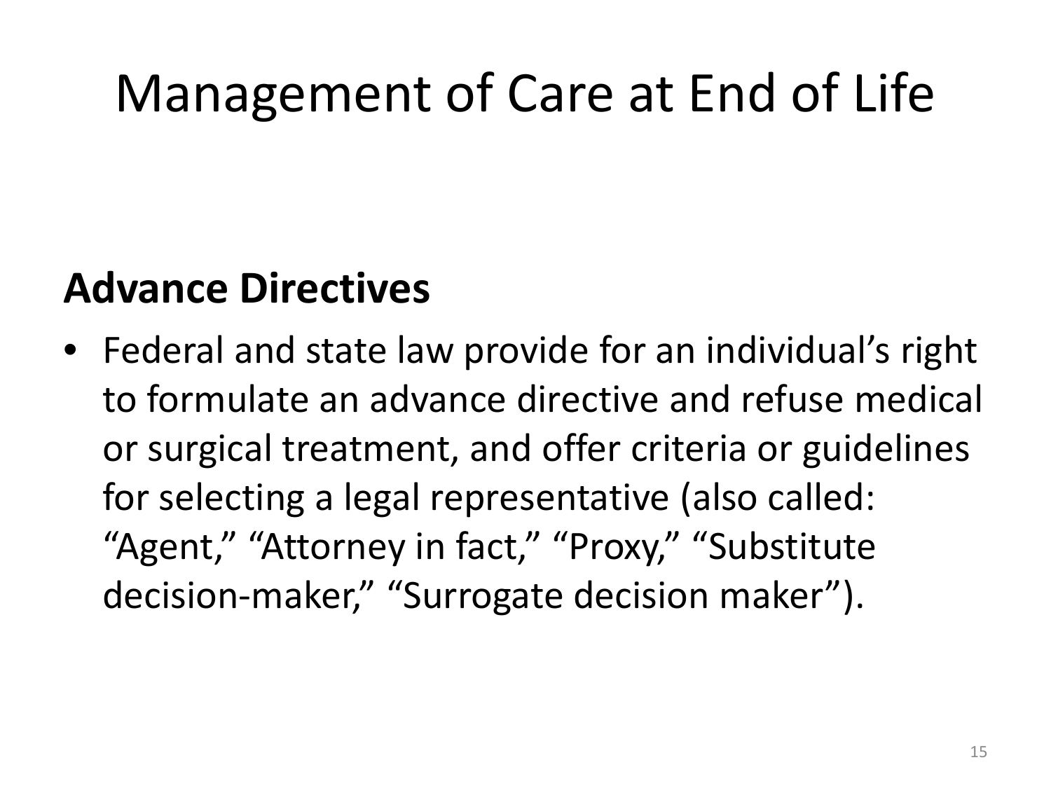# Management of Care at End of Life

**Advance Directives**

- Federal and state law provide for an individual's right to formulate an advance directive and refuse medical or surgical treatment, and offer criteria or guidelines for selecting a legal representative (also called: "Agent," "Attorney in fact," "Proxy," "Substitute decision-maker," "Surrogate decision maker").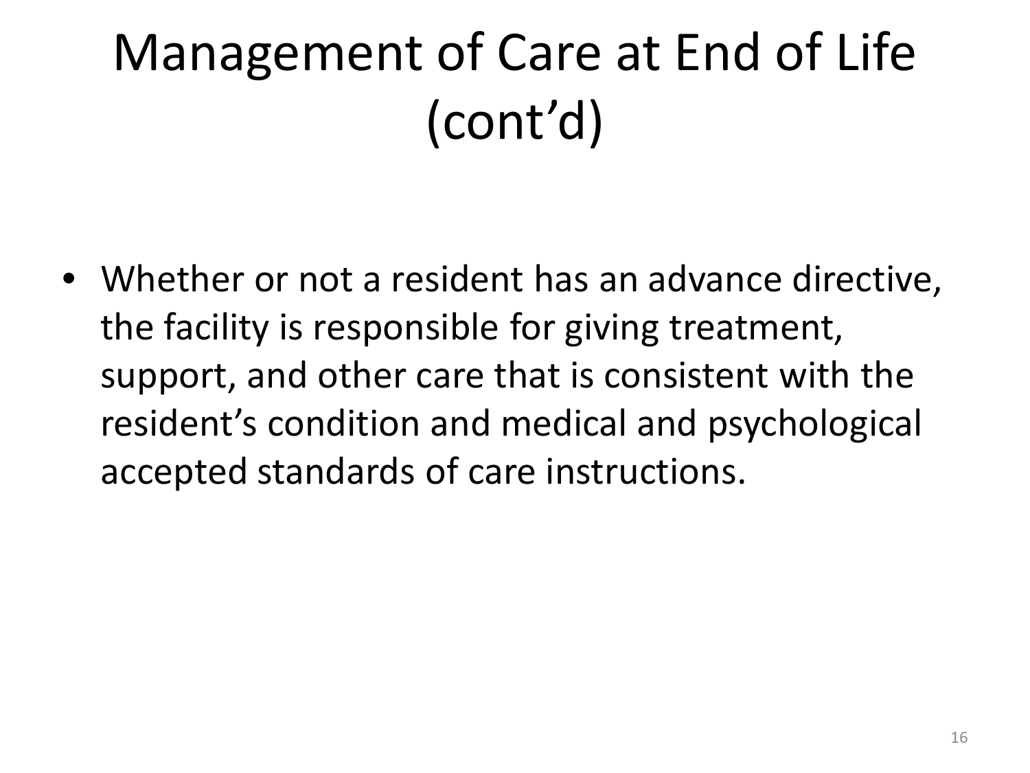# Management of Care at End of Life (cont'd)

- Whether or not a resident has an advance directive, the facility is responsible for giving treatment, support, and other care that is consistent with the resident's condition and medical and psychological accepted standards of care instructions.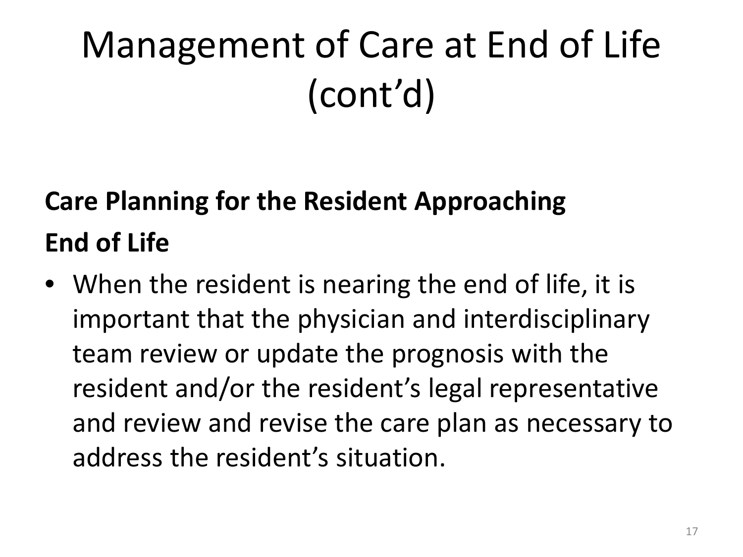# Management of Care at End of Life (cont'd)

**Care Planning for the Resident Approaching End of Life**

- When the resident is nearing the end of life, it is important that the physician and interdisciplinary team review or update the prognosis with the resident and/or the resident's legal representative and review and revise the care plan as necessary to address the resident's situation.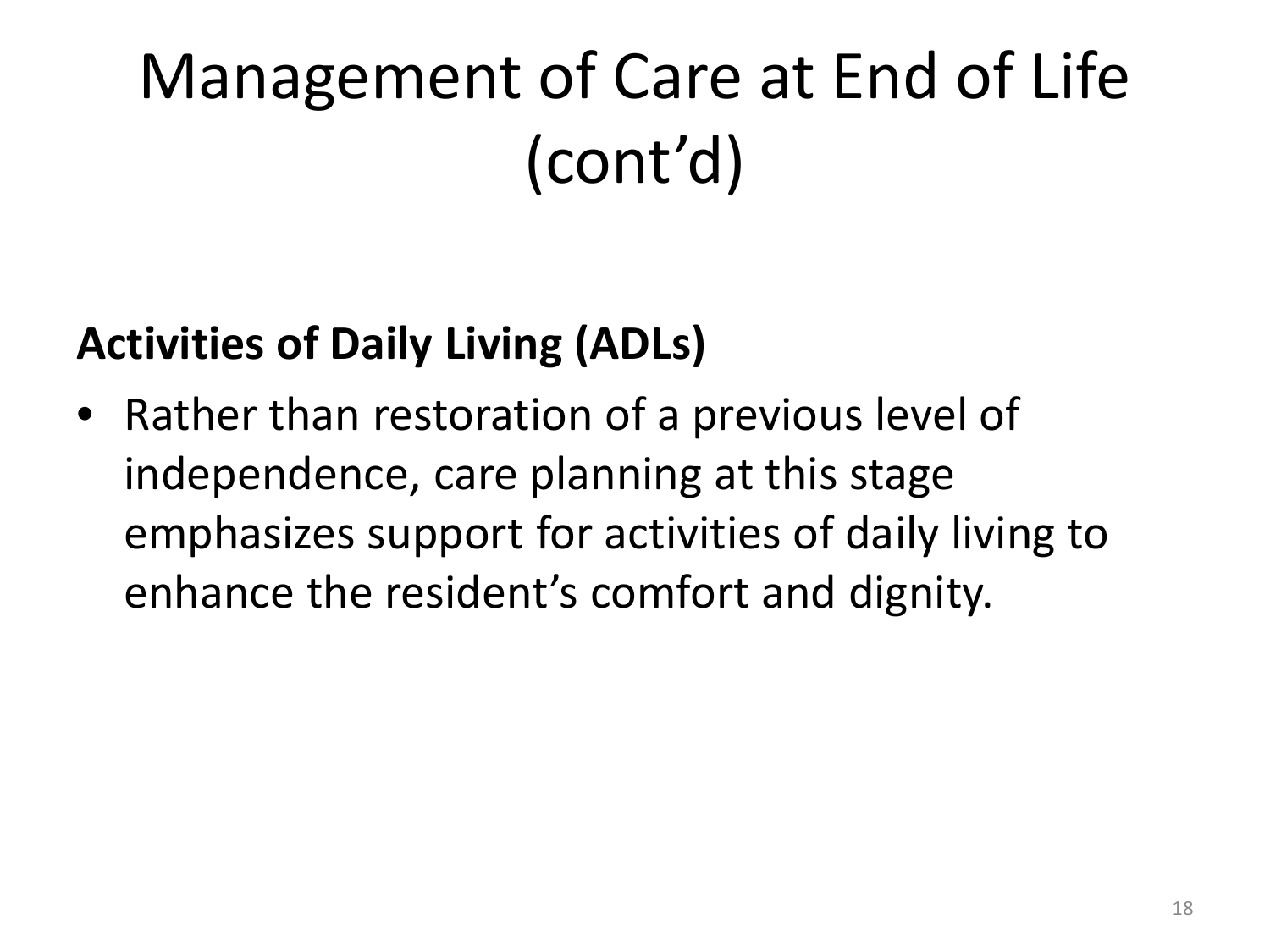# Management of Care at End of Life (cont'd)

**Activities of Daily Living (ADLs)**

- Rather than restoration of a previous level of independence, care planning at this stage emphasizes support for activities of daily living to enhance the resident's comfort and dignity.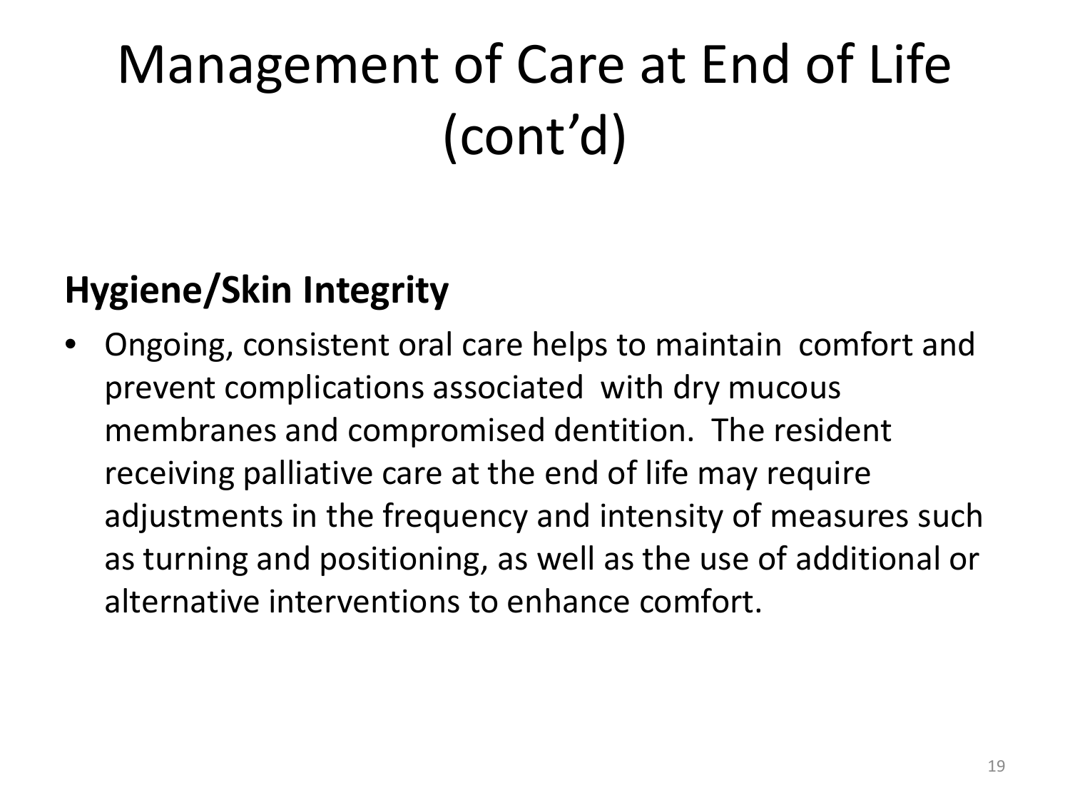# Management of Care at End of Life (cont'd)

**Hygiene/Skin Integrity**

- Ongoing, consistent oral care helps to maintain comfort and prevent complications associated with dry mucous membranes and compromised dentition. The resident receiving palliative care at the end of life may require adjustments in the frequency and intensity of measures such as turning and positioning, as well as the use of additional or alternative interventions to enhance comfort.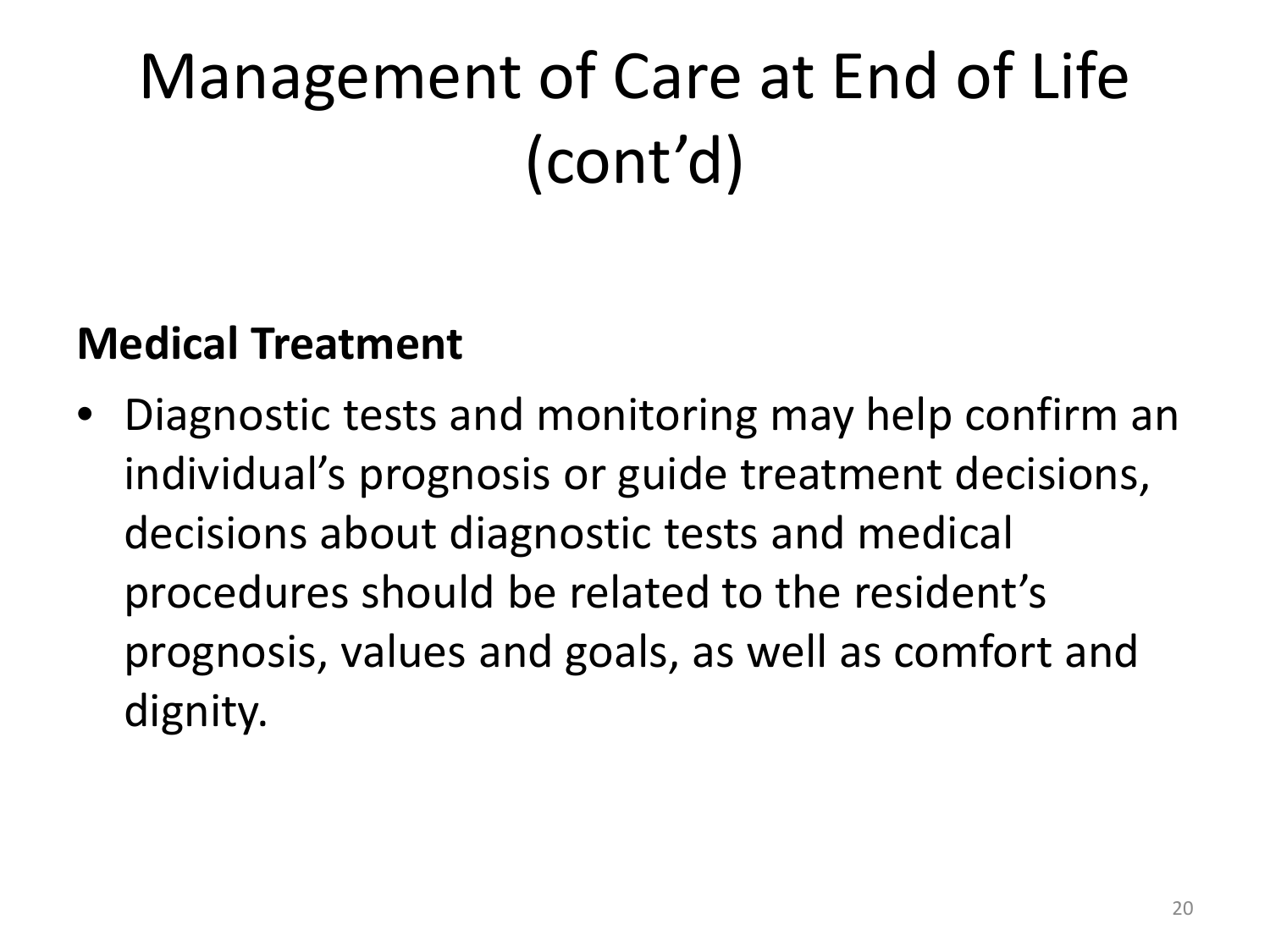# Management of Care at End of Life (cont'd)

**Medical Treatment**

- Diagnostic tests and monitoring may help confirm an individual's prognosis or guide treatment decisions, decisions about diagnostic tests and medical procedures should be related to the resident's prognosis, values and goals, as well as comfort and dignity.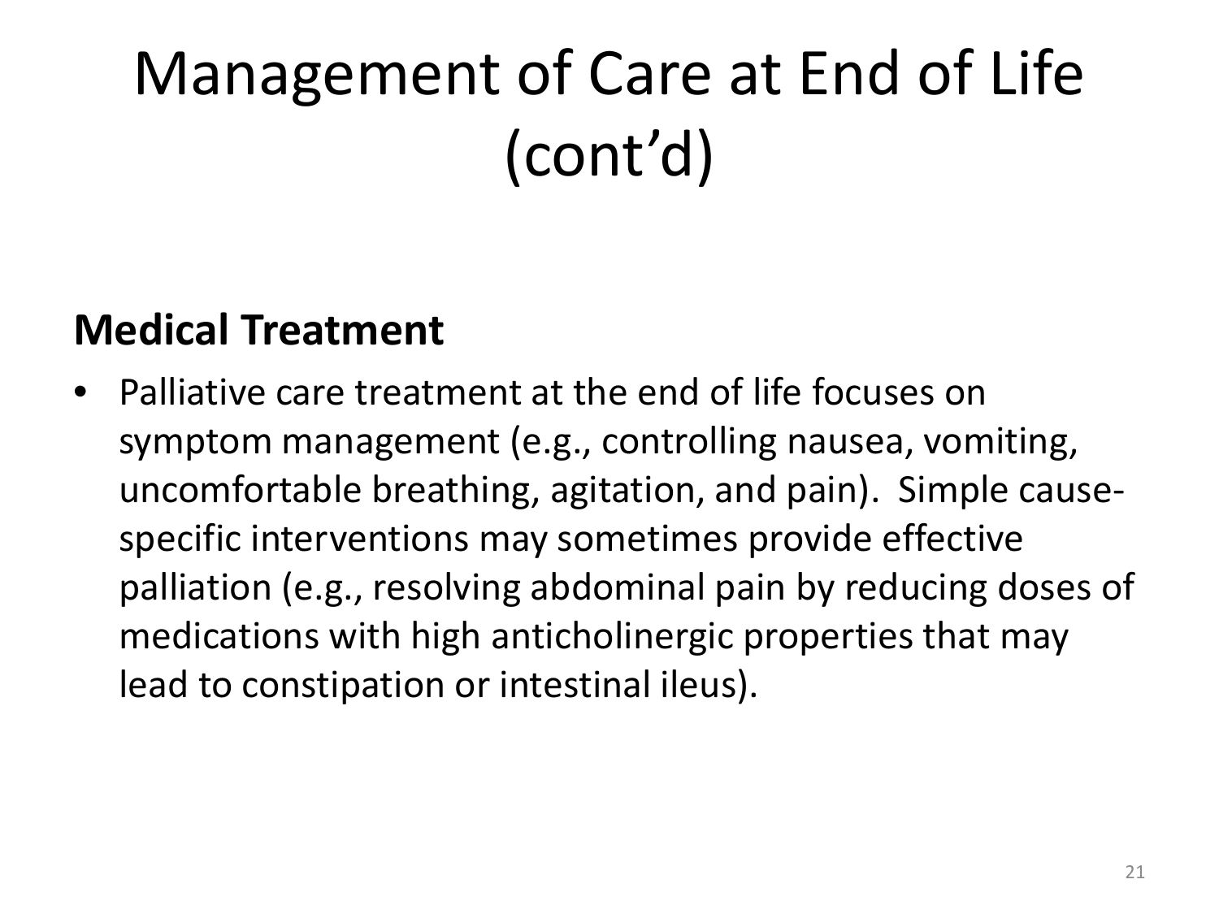# Management of Care at End of Life (cont'd)

**Medical Treatment**

- Palliative care treatment at the end of life focuses on symptom management (e.g., controlling nausea, vomiting, uncomfortable breathing, agitation, and pain). Simple cause-specific interventions may sometimes provide effective palliation (e.g., resolving abdominal pain by reducing doses of medications with high anticholinergic properties that may lead to constipation or intestinal ileus).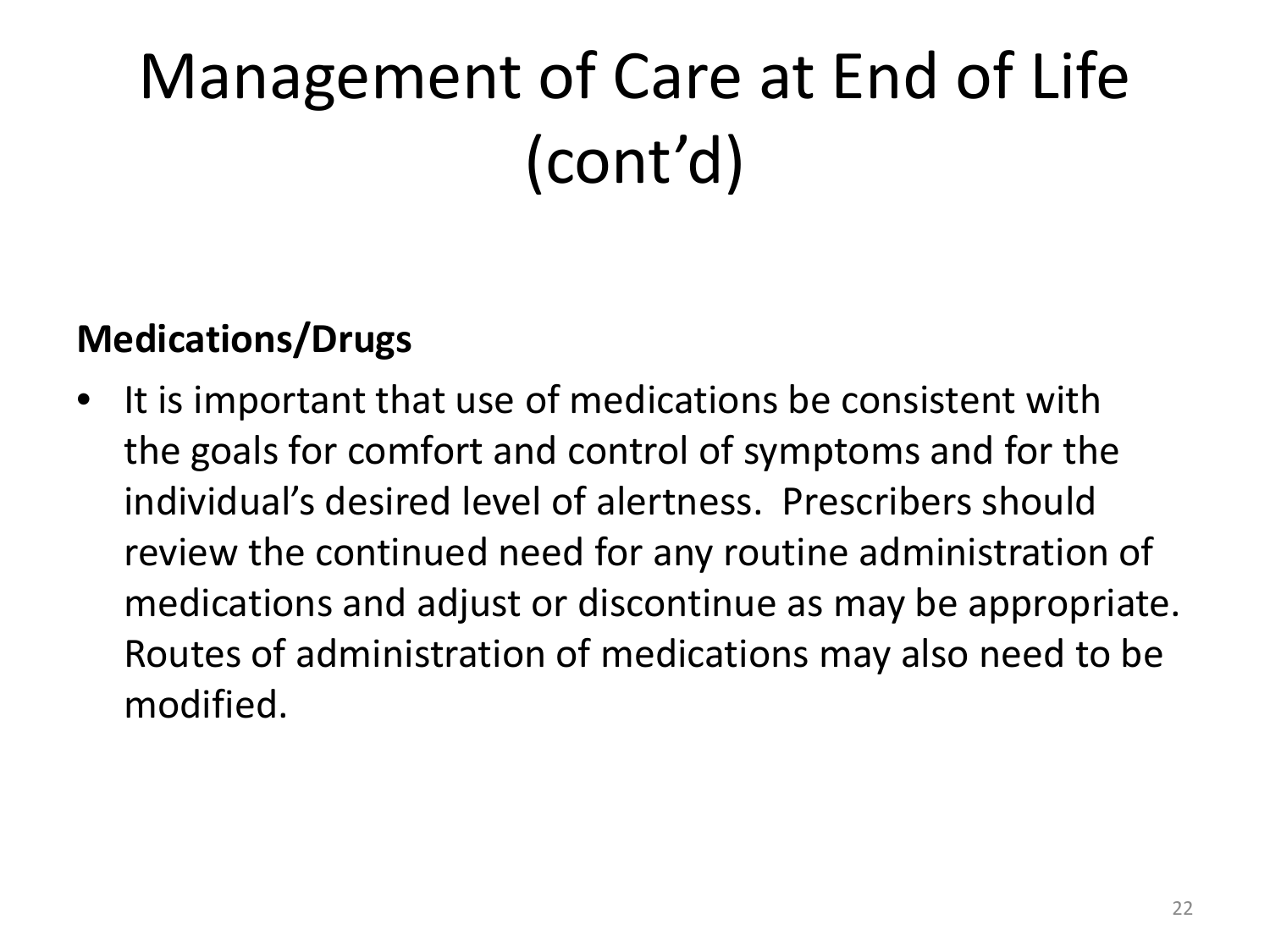# Management of Care at End of Life (cont'd)

**Medications/Drugs**

- It is important that use of medications be consistent with the goals for comfort and control of symptoms and for the individual's desired level of alertness. Prescribers should review the continued need for any routine administration of medications and adjust or discontinue as may be appropriate. Routes of administration of medications may also need to be modified.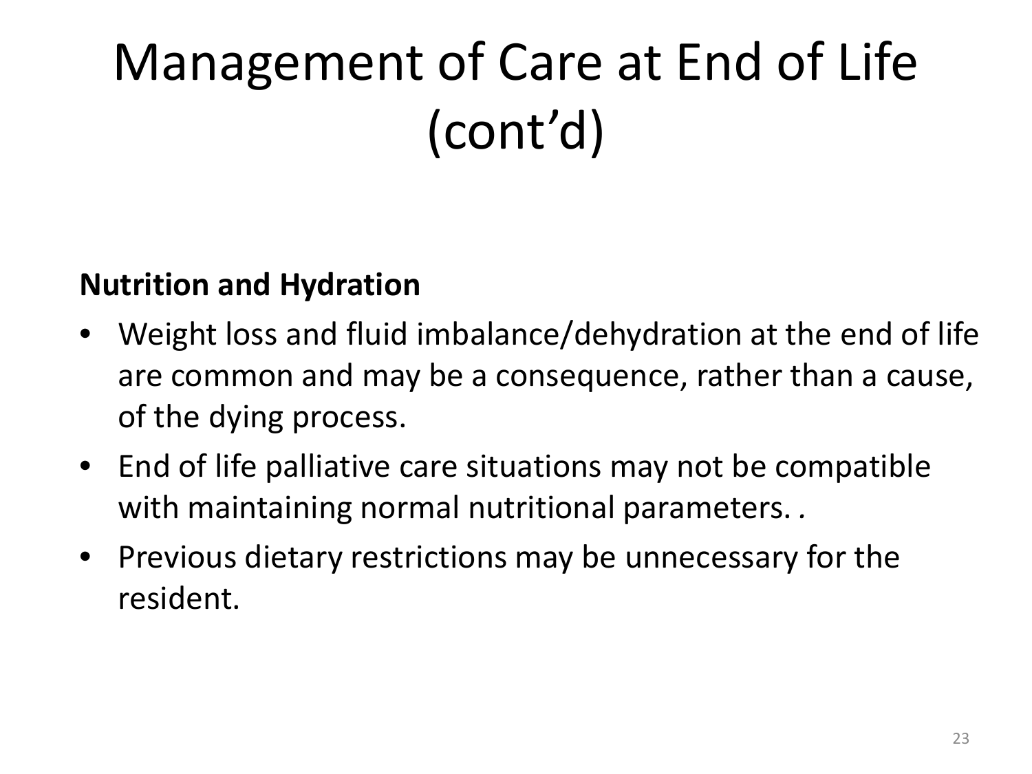# Management of Care at End of Life (cont'd)

**Nutrition and Hydration**

- Weight loss and fluid imbalance/dehydration at the end of life are common and may be a consequence, rather than a cause, of the dying process.
- End of life palliative care situations may not be compatible with maintaining normal nutritional parameters. .
- Previous dietary restrictions may be unnecessary for the resident.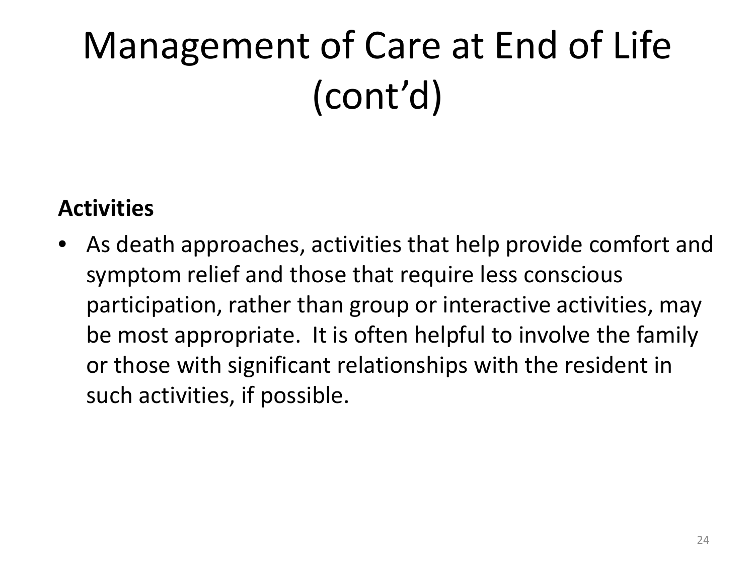# Management of Care at End of Life (cont'd)

**Activities**

- As death approaches, activities that help provide comfort and symptom relief and those that require less conscious participation, rather than group or interactive activities, may be most appropriate.  It is often helpful to involve the family or those with significant relationships with the resident in such activities, if possible.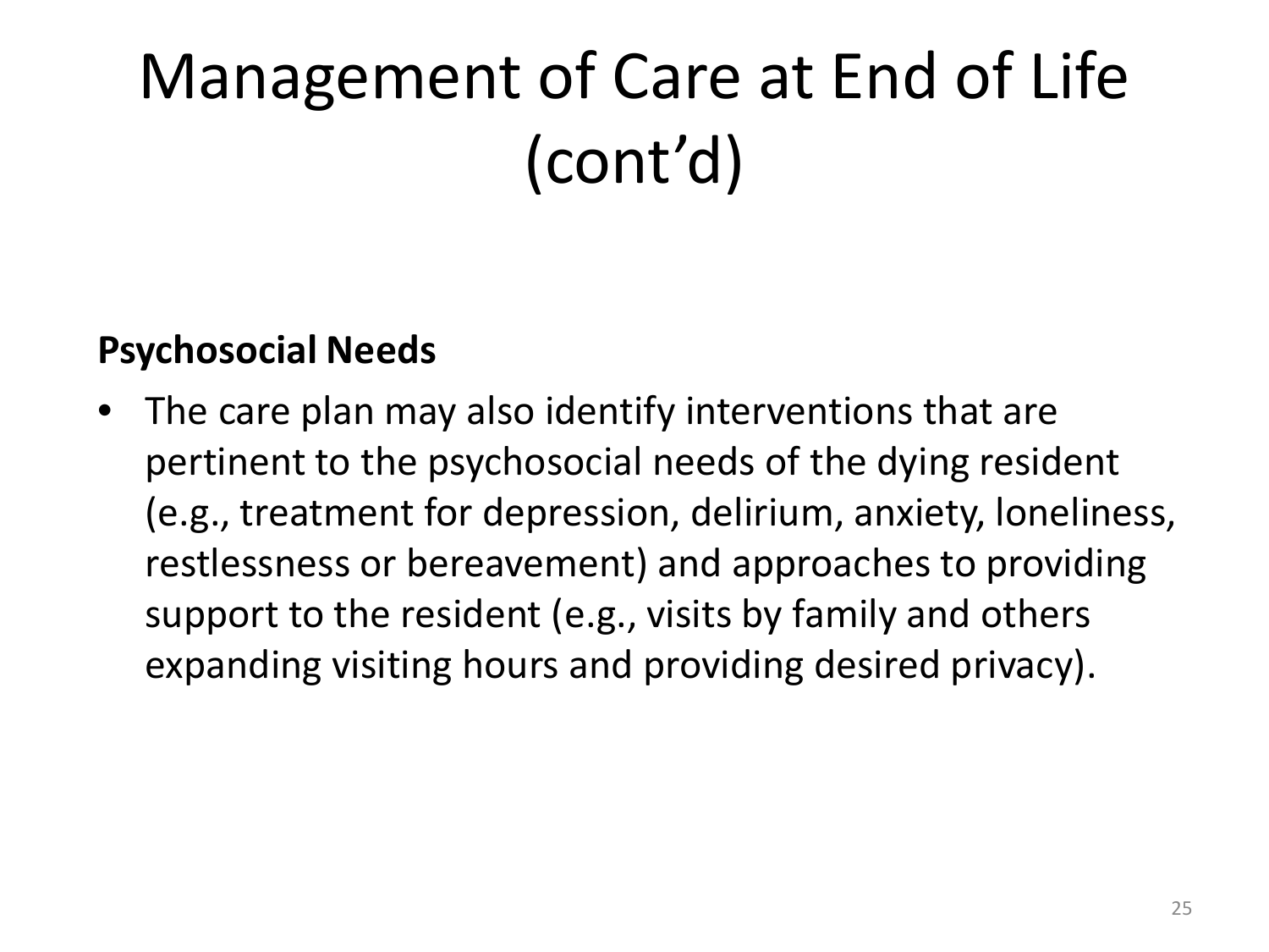# Management of Care at End of Life (cont'd)

**Psychosocial Needs**

- The care plan may also identify interventions that are pertinent to the psychosocial needs of the dying resident (e.g., treatment for depression, delirium, anxiety, loneliness, restlessness or bereavement) and approaches to providing support to the resident (e.g., visits by family and others expanding visiting hours and providing desired privacy).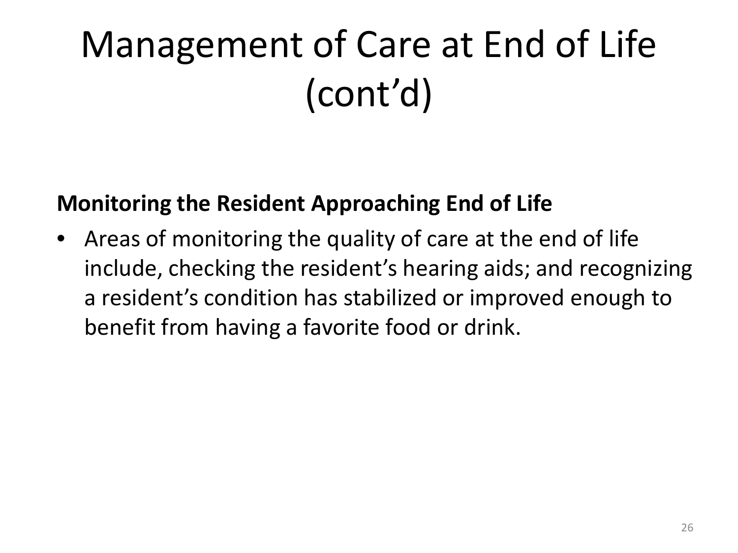# Management of Care at End of Life (cont'd)

**Monitoring the Resident Approaching End of Life**

- Areas of monitoring the quality of care at the end of life include, checking the resident's hearing aids; and recognizing a resident's condition has stabilized or improved enough to benefit from having a favorite food or drink.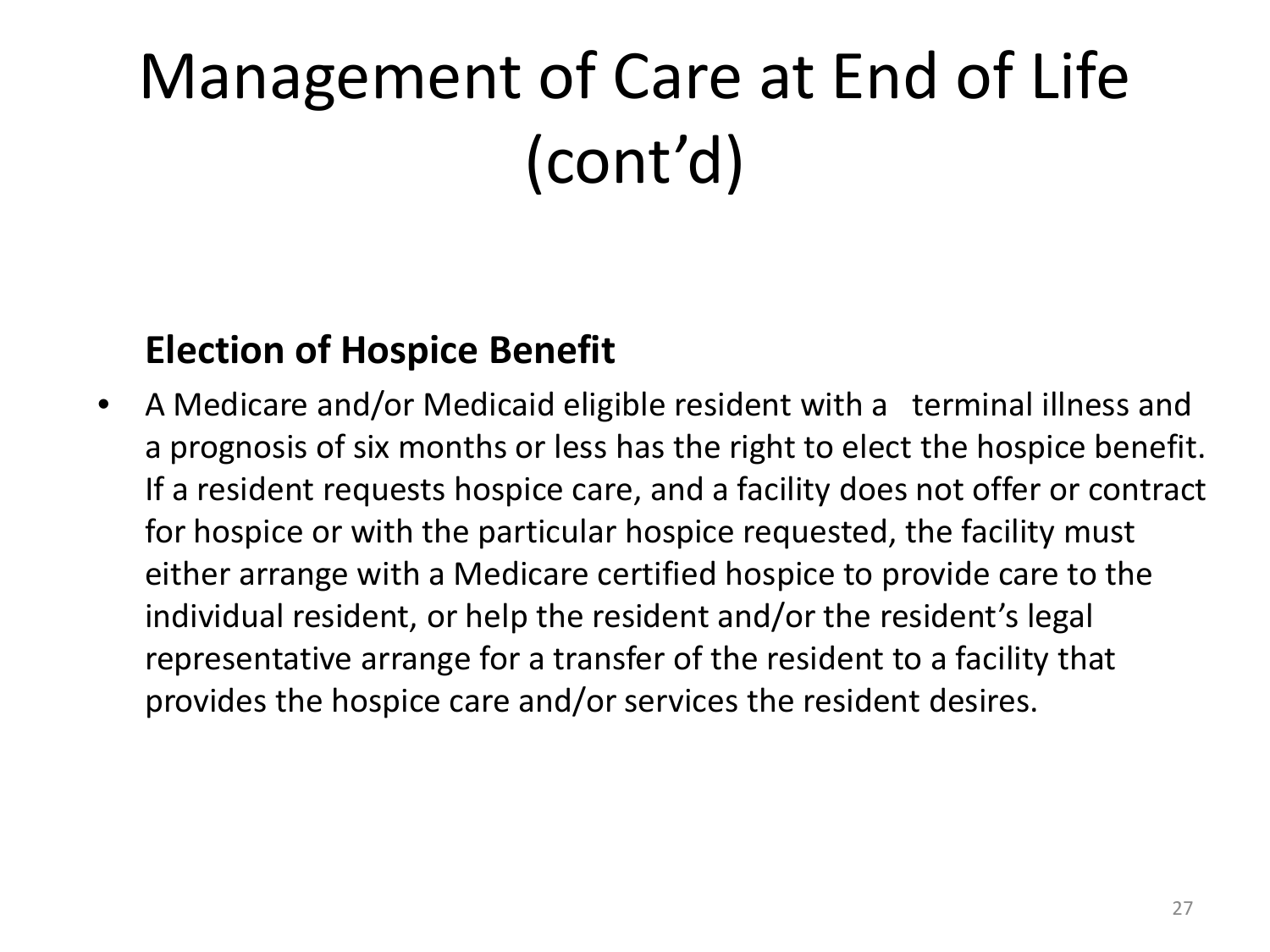# Management of Care at End of Life (cont'd)

**Election of Hospice Benefit**

- A Medicare and/or Medicaid eligible resident with a terminal illness and a prognosis of six months or less has the right to elect the hospice benefit. If a resident requests hospice care, and a facility does not offer or contract for hospice or with the particular hospice requested, the facility must either arrange with a Medicare certified hospice to provide care to the individual resident, or help the resident and/or the resident's legal representative arrange for a transfer of the resident to a facility that provides the hospice care and/or services the resident desires.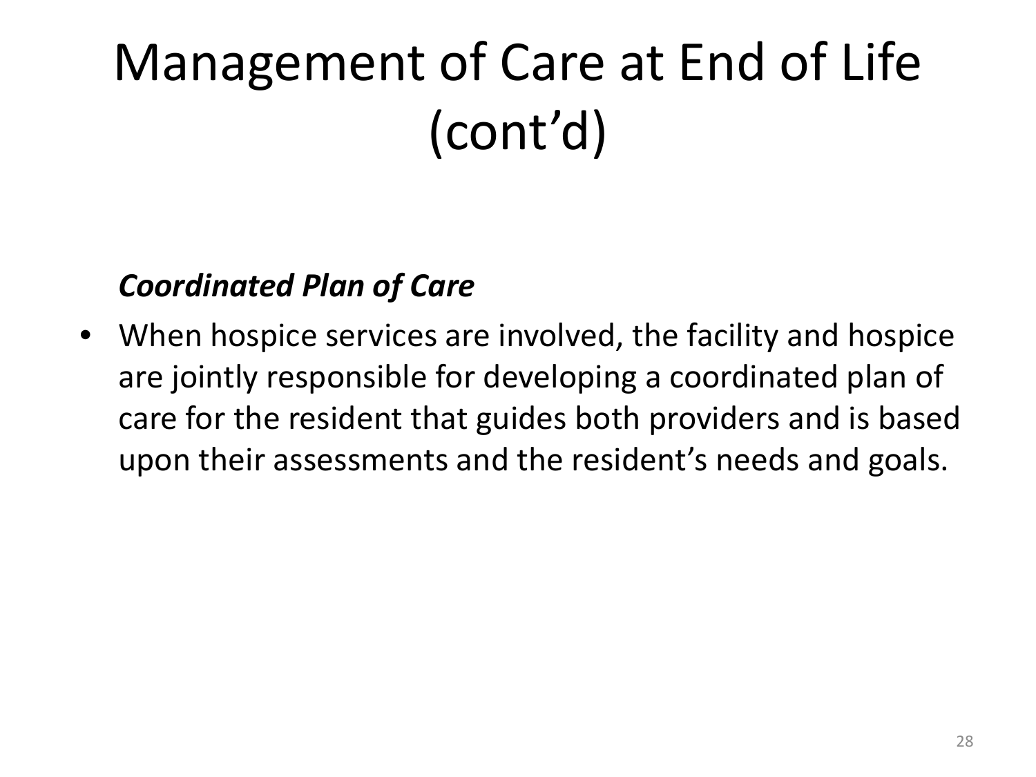# Management of Care at End of Life (cont'd)

***Coordinated Plan of Care***

- When hospice services are involved, the facility and hospice are jointly responsible for developing a coordinated plan of care for the resident that guides both providers and is based upon their assessments and the resident's needs and goals.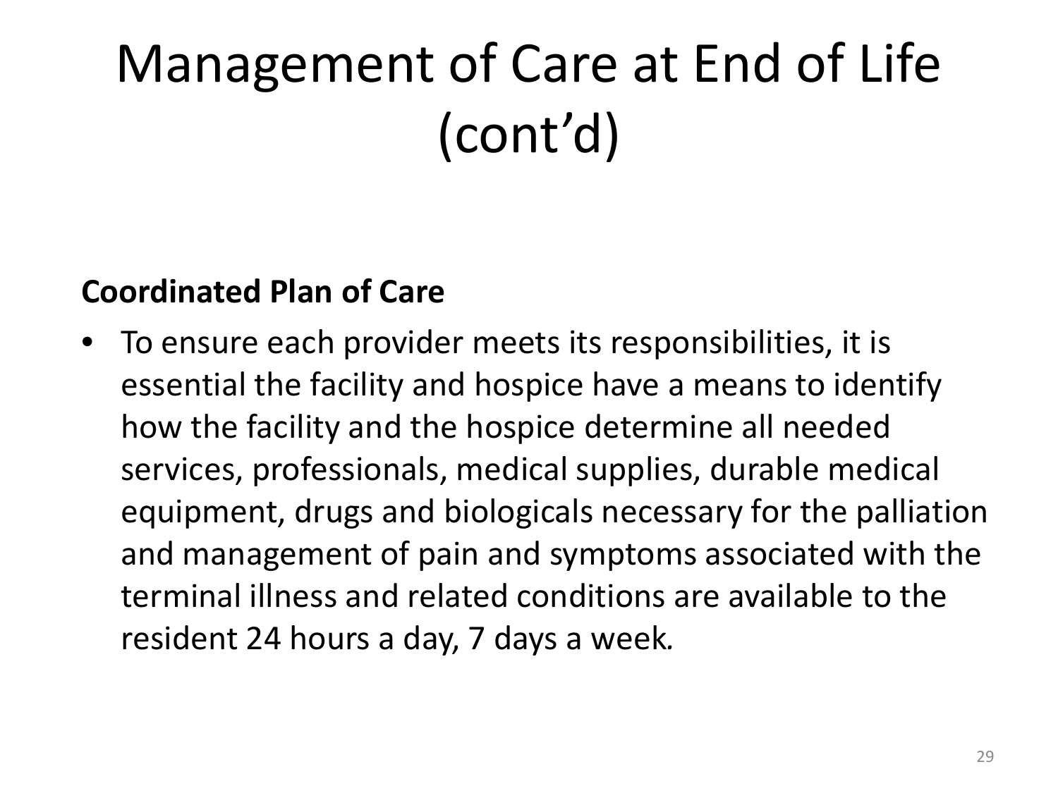# Management of Care at End of Life (cont'd)

**Coordinated Plan of Care**

- To ensure each provider meets its responsibilities, it is essential the facility and hospice have a means to identify how the facility and the hospice determine all needed services, professionals, medical supplies, durable medical equipment, drugs and biologicals necessary for the palliation and management of pain and symptoms associated with the terminal illness and related conditions are available to the resident 24 hours a day, 7 days a week.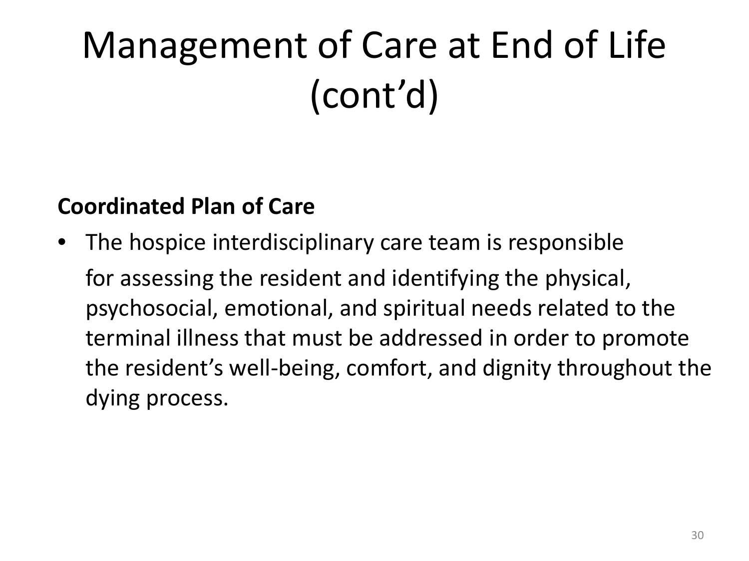# Management of Care at End of Life (cont'd)

**Coordinated Plan of Care**

- The hospice interdisciplinary care team is responsible for assessing the resident and identifying the physical, psychosocial, emotional, and spiritual needs related to the terminal illness that must be addressed in order to promote the resident's well-being, comfort, and dignity throughout the dying process.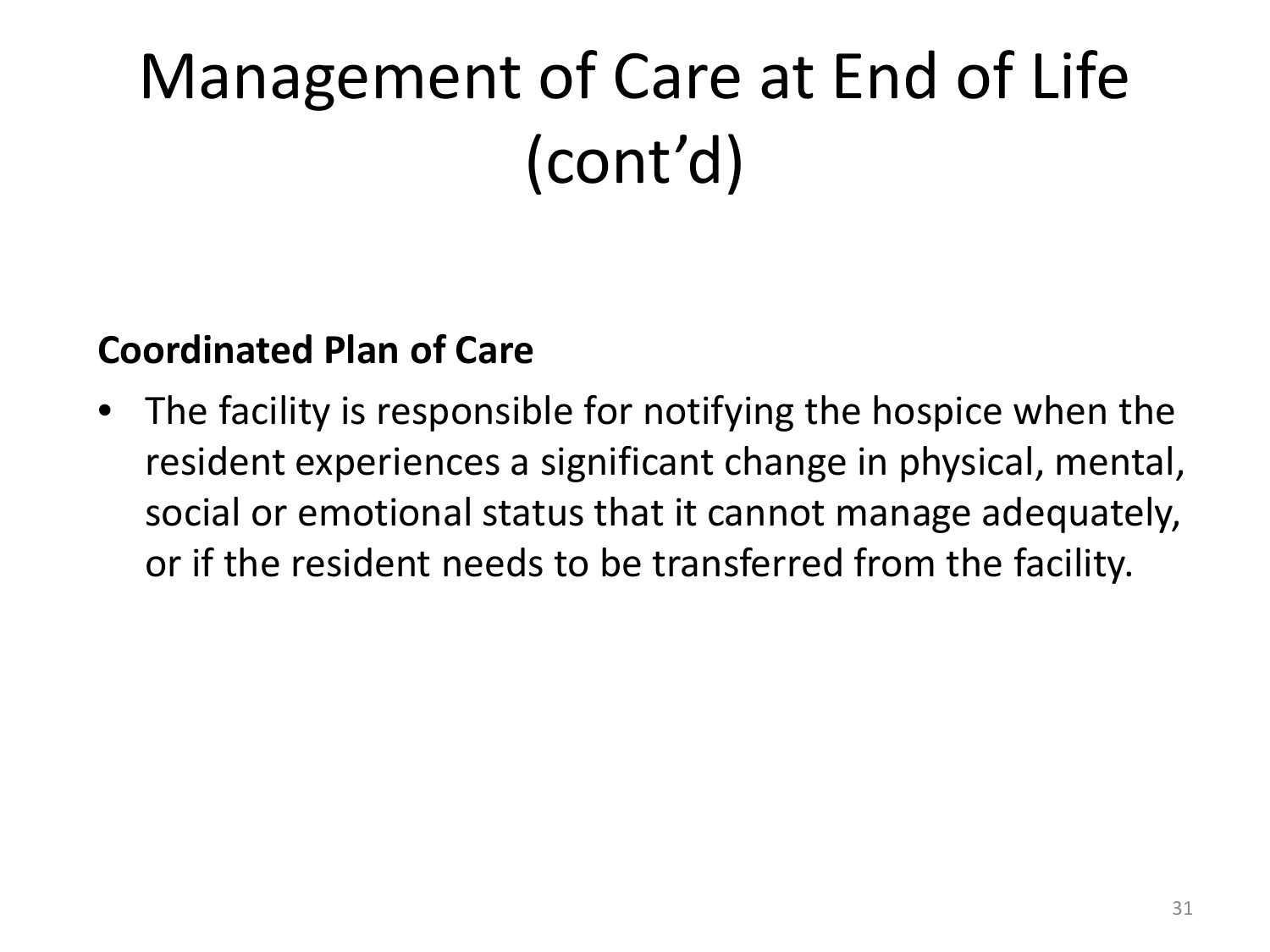# Management of Care at End of Life (cont'd)

**Coordinated Plan of Care**

- The facility is responsible for notifying the hospice when the resident experiences a significant change in physical, mental, social or emotional status that it cannot manage adequately, or if the resident needs to be transferred from the facility.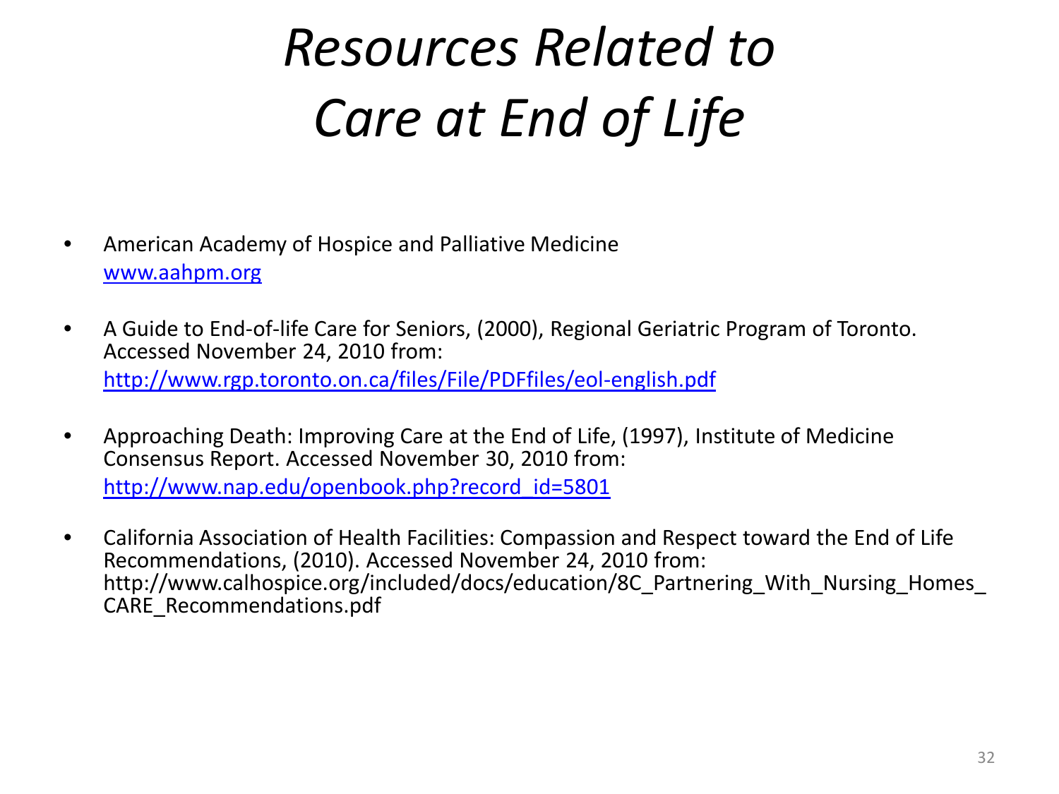# *Resources Related to Care at End of Life*

- American Academy of Hospice and Palliative Medicine
  [www.aahpm.org](www.aahpm.org)

- A Guide to End-of-life Care for Seniors, (2000), Regional Geriatric Program of Toronto. Accessed November 24, 2010 from:
  [http://www.rgp.toronto.on.ca/files/File/PDFfiles/eol-english.pdf](http://www.rgp.toronto.on.ca/files/File/PDFfiles/eol-english.pdf)

- Approaching Death: Improving Care at the End of Life, (1997), Institute of Medicine Consensus Report. Accessed November 30, 2010 from:
  [http://www.nap.edu/openbook.php?record_id=5801](http://www.nap.edu/openbook.php?record_id=5801)

- California Association of Health Facilities: Compassion and Respect toward the End of Life Recommendations, (2010). Accessed November 24, 2010 from:
  http://www.calhospice.org/included/docs/education/8C_Partnering_With_Nursing_Homes_CARE_Recommendations.pdf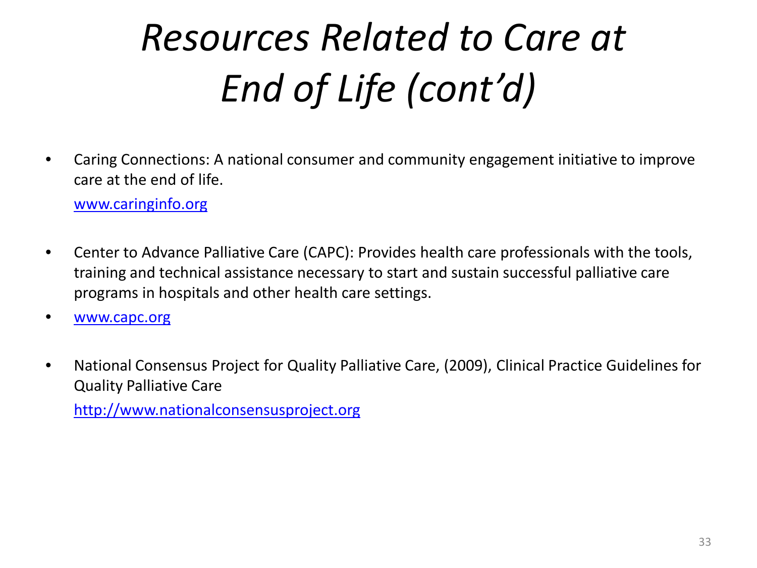# *Resources Related to Care at End of Life (cont'd)*

- Caring Connections: A national consumer and community engagement initiative to improve care at the end of life.

  www.caringinfo.org

- Center to Advance Palliative Care (CAPC): Provides health care professionals with the tools, training and technical assistance necessary to start and sustain successful palliative care programs in hospitals and other health care settings.
- www.capc.org

- National Consensus Project for Quality Palliative Care, (2009), Clinical Practice Guidelines for Quality Palliative Care

  http://www.nationalconsensusproject.org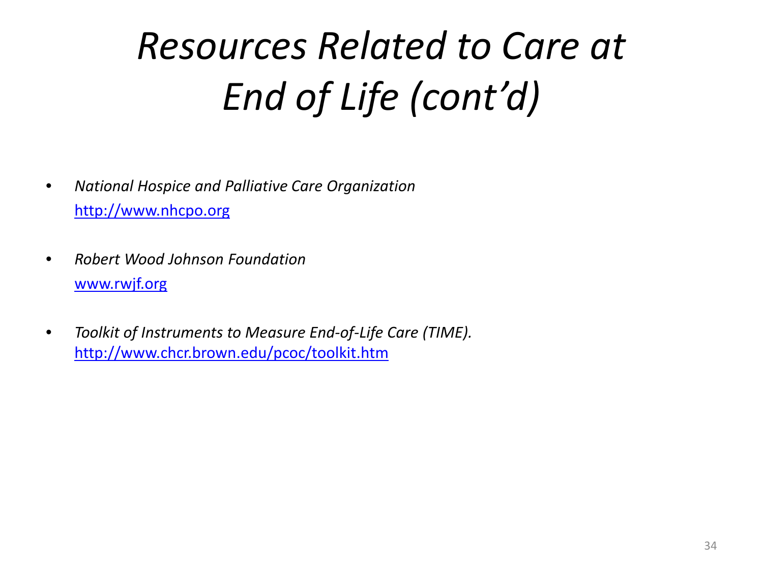# *Resources Related to Care at End of Life (cont'd)*

- *National Hospice and Palliative Care Organization*
  [http://www.nhcpo.org](http://www.nhcpo.org)

- *Robert Wood Johnson Foundation*
  [www.rwjf.org](www.rwjf.org)

- *Toolkit of Instruments to Measure End-of-Life Care (TIME).*
  [http://www.chcr.brown.edu/pcoc/toolkit.htm](http://www.chcr.brown.edu/pcoc/toolkit.htm)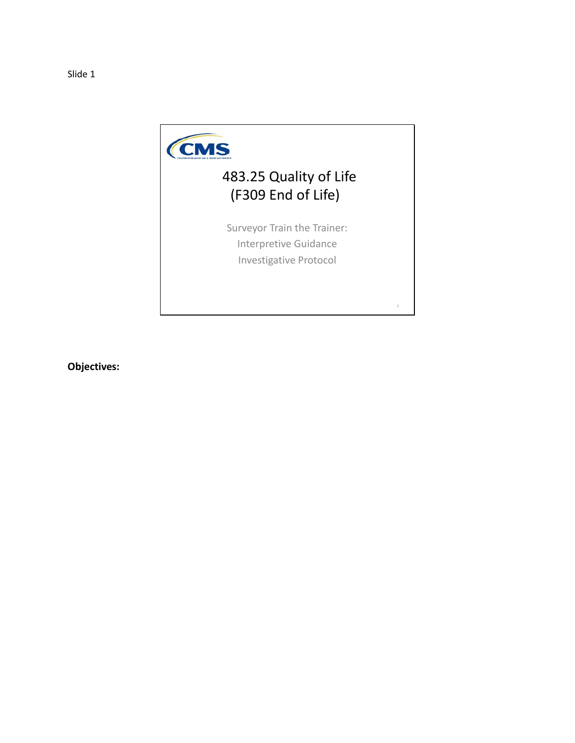Slide 1

# 483.25 Quality of Life (F309 End of Life)

Surveyor Train the Trainer:
Interpretive Guidance
Investigative Protocol

**Objectives:**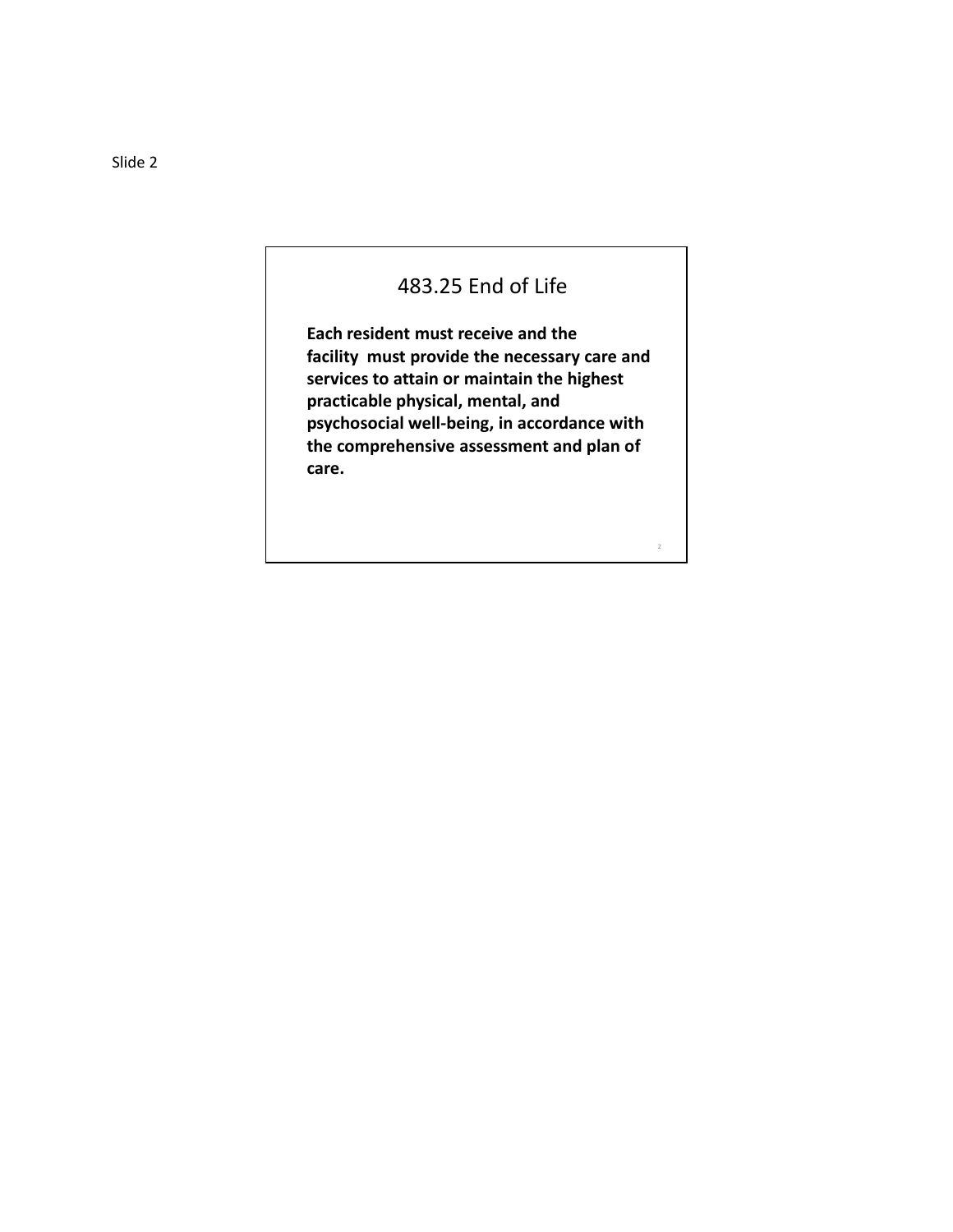Slide 2

## 483.25 End of Life

**Each resident must receive and the facility must provide the necessary care and services to attain or maintain the highest practicable physical, mental, and psychosocial well-being, in accordance with the comprehensive assessment and plan of care.**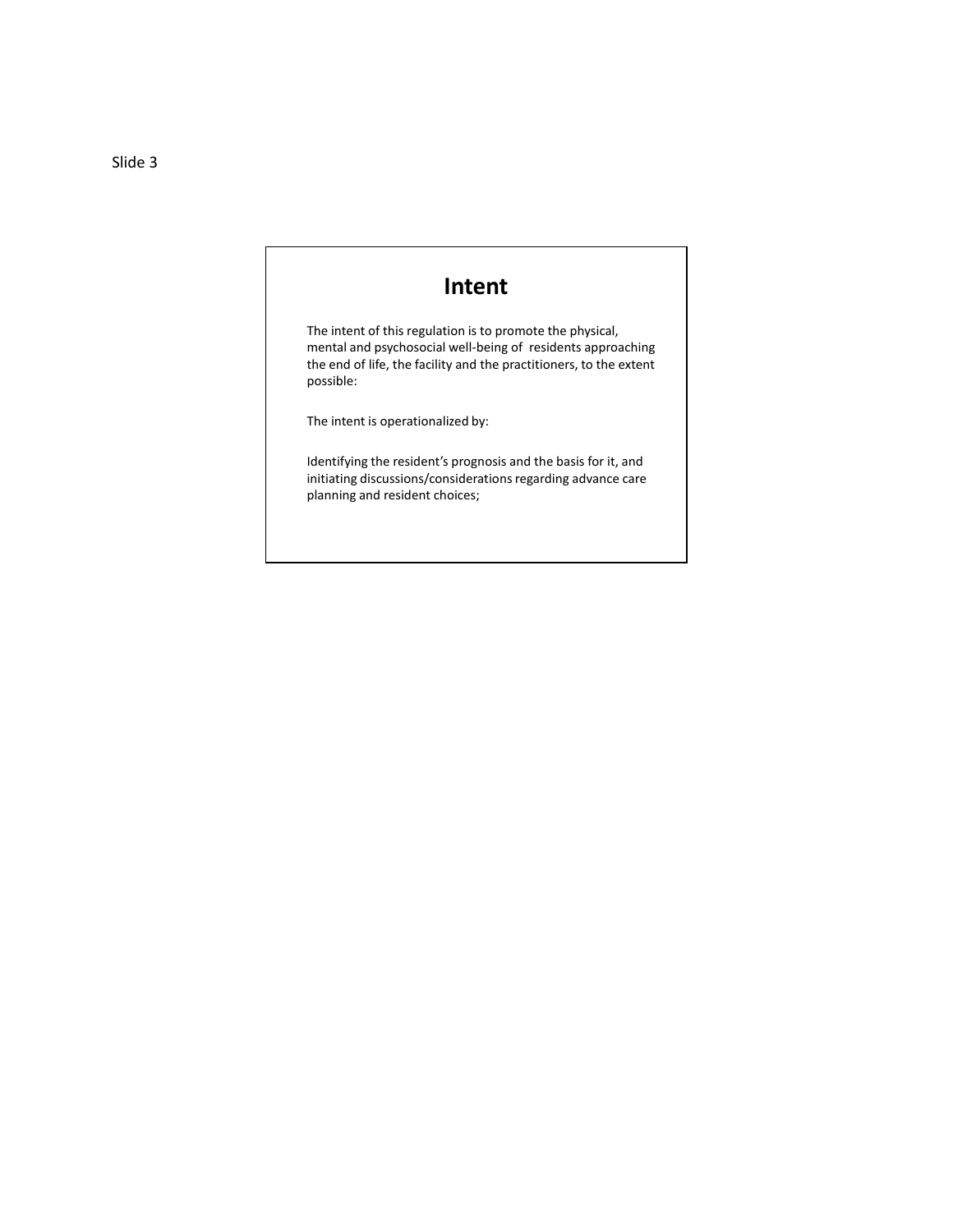Slide 3

# Intent

The intent of this regulation is to promote the physical, mental and psychosocial well-being of residents approaching the end of life, the facility and the practitioners, to the extent possible:

The intent is operationalized by:

Identifying the resident's prognosis and the basis for it, and initiating discussions/considerations regarding advance care planning and resident choices;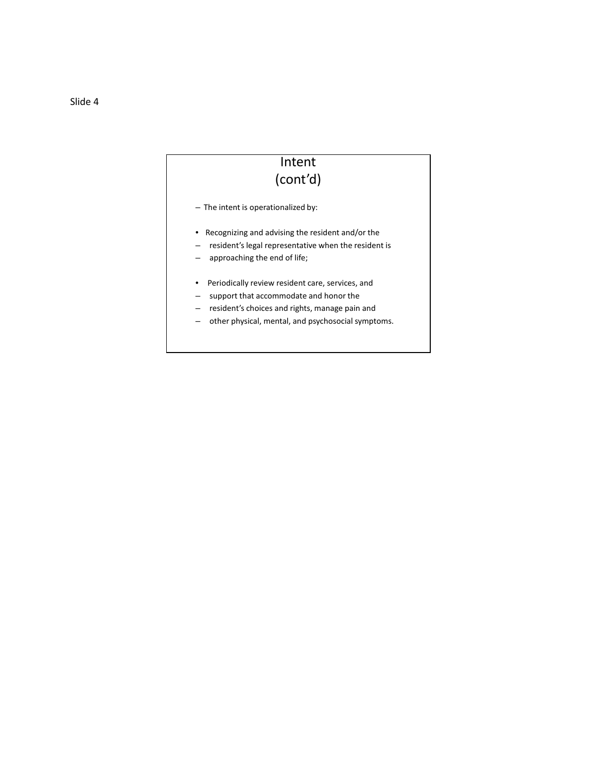Slide 4

# Intent (cont'd)

– The intent is operationalized by:

- Recognizing and advising the resident and/or the
- resident's legal representative when the resident is
- approaching the end of life;

- Periodically review resident care, services, and
- support that accommodate and honor the
- resident's choices and rights, manage pain and
- other physical, mental, and psychosocial symptoms.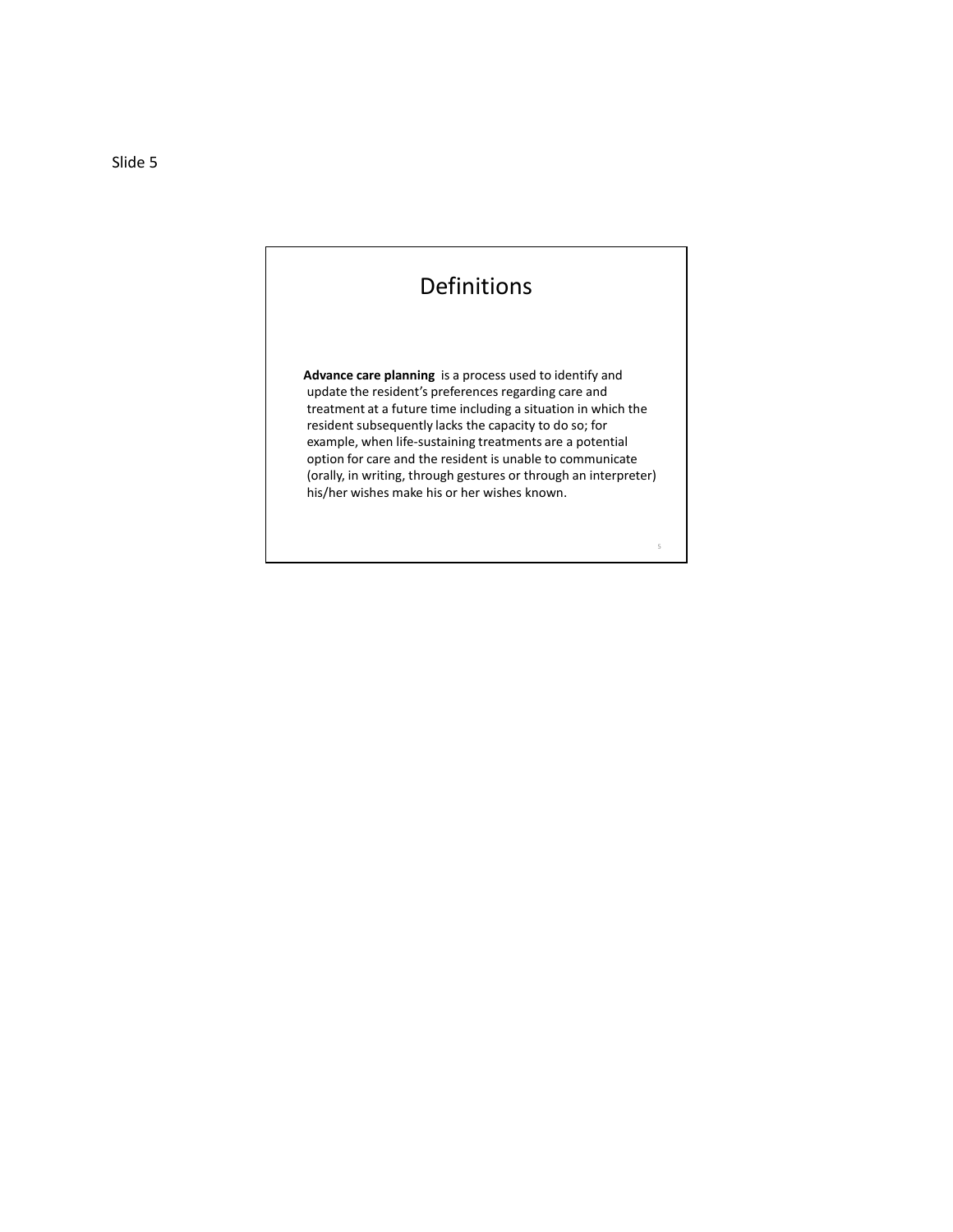Slide 5

# Definitions

**Advance care planning** is a process used to identify and update the resident's preferences regarding care and treatment at a future time including a situation in which the resident subsequently lacks the capacity to do so; for example, when life-sustaining treatments are a potential option for care and the resident is unable to communicate (orally, in writing, through gestures or through an interpreter) his/her wishes make his or her wishes known.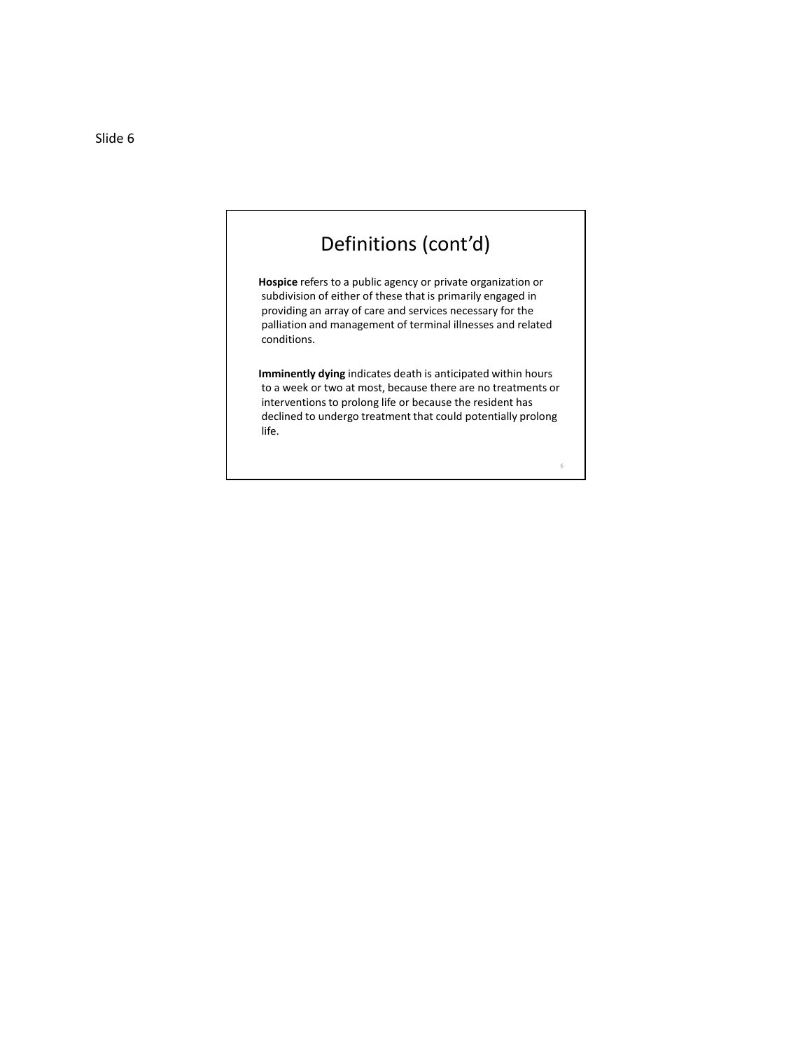Slide 6

# Definitions (cont'd)

**Hospice** refers to a public agency or private organization or subdivision of either of these that is primarily engaged in providing an array of care and services necessary for the palliation and management of terminal illnesses and related conditions.

**Imminently dying** indicates death is anticipated within hours to a week or two at most, because there are no treatments or interventions to prolong life or because the resident has declined to undergo treatment that could potentially prolong life.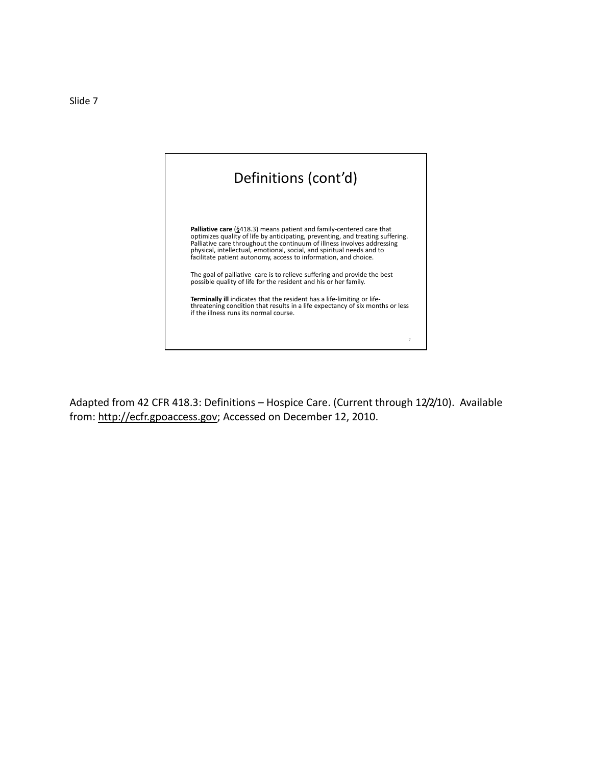Slide 7

## Definitions (cont'd)

**Palliative care** (§418.3) means patient and family-centered care that optimizes quality of life by anticipating, preventing, and treating suffering. Palliative care throughout the continuum of illness involves addressing physical, intellectual, emotional, social, and spiritual needs and to facilitate patient autonomy, access to information, and choice.

The goal of palliative care is to relieve suffering and provide the best possible quality of life for the resident and his or her family.

**Terminally ill** indicates that the resident has a life-limiting or life-threatening condition that results in a life expectancy of six months or less if the illness runs its normal course.

Adapted from 42 CFR 418.3: Definitions – Hospice Care. (Current through 12/2/10). Available from: http://ecfr.gpoaccess.gov; Accessed on December 12, 2010.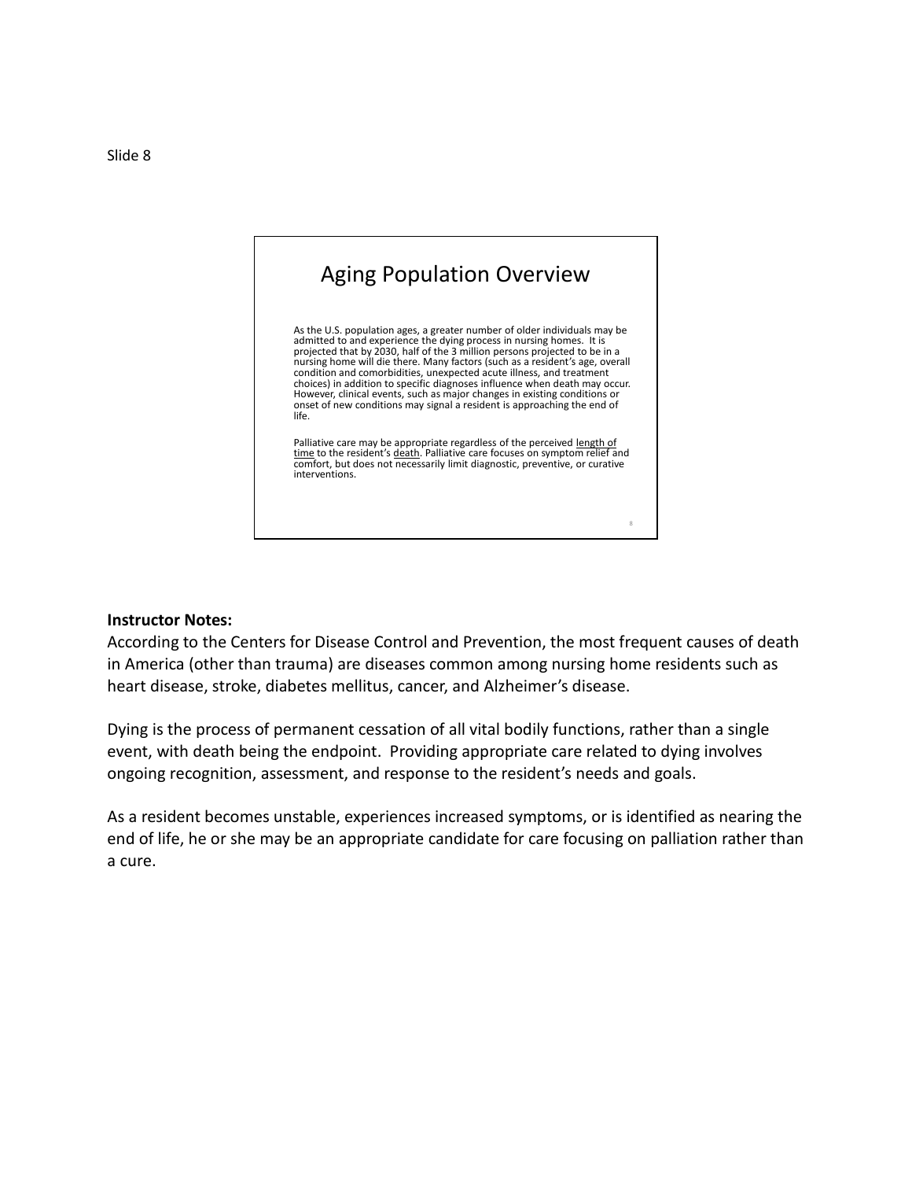Slide 8

## Aging Population Overview

As the U.S. population ages, a greater number of older individuals may be admitted to and experience the dying process in nursing homes. It is projected that by 2030, half of the 3 million persons projected to be in a nursing home will die there. Many factors (such as a resident's age, overall condition and comorbidities, unexpected acute illness, and treatment choices) in addition to specific diagnoses influence when death may occur. However, clinical events, such as major changes in existing conditions or onset of new conditions may signal a resident is approaching the end of life.

Palliative care may be appropriate regardless of the perceived length of time to the resident's death. Palliative care focuses on symptom relief and comfort, but does not necessarily limit diagnostic, preventive, or curative interventions.

**Instructor Notes:**

According to the Centers for Disease Control and Prevention, the most frequent causes of death in America (other than trauma) are diseases common among nursing home residents such as heart disease, stroke, diabetes mellitus, cancer, and Alzheimer's disease.

Dying is the process of permanent cessation of all vital bodily functions, rather than a single event, with death being the endpoint. Providing appropriate care related to dying involves ongoing recognition, assessment, and response to the resident's needs and goals.

As a resident becomes unstable, experiences increased symptoms, or is identified as nearing the end of life, he or she may be an appropriate candidate for care focusing on palliation rather than a cure.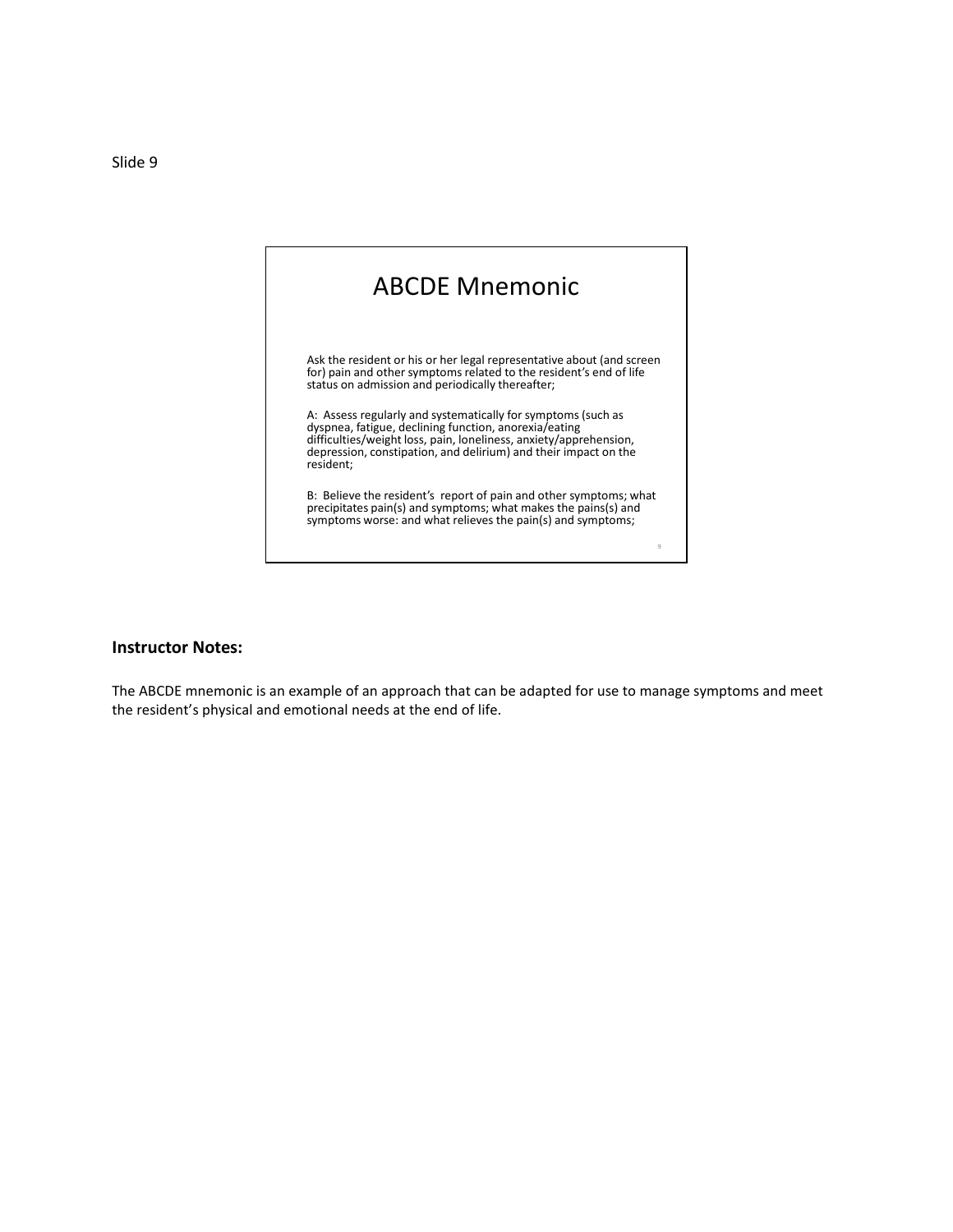Slide 9

## ABCDE Mnemonic

Ask the resident or his or her legal representative about (and screen for) pain and other symptoms related to the resident's end of life status on admission and periodically thereafter;

A: Assess regularly and systematically for symptoms (such as dyspnea, fatigue, declining function, anorexia/eating difficulties/weight loss, pain, loneliness, anxiety/apprehension, depression, constipation, and delirium) and their impact on the resident;

B: Believe the resident's report of pain and other symptoms; what precipitates pain(s) and symptoms; what makes the pains(s) and symptoms worse: and what relieves the pain(s) and symptoms;

**Instructor Notes:**

The ABCDE mnemonic is an example of an approach that can be adapted for use to manage symptoms and meet the resident's physical and emotional needs at the end of life.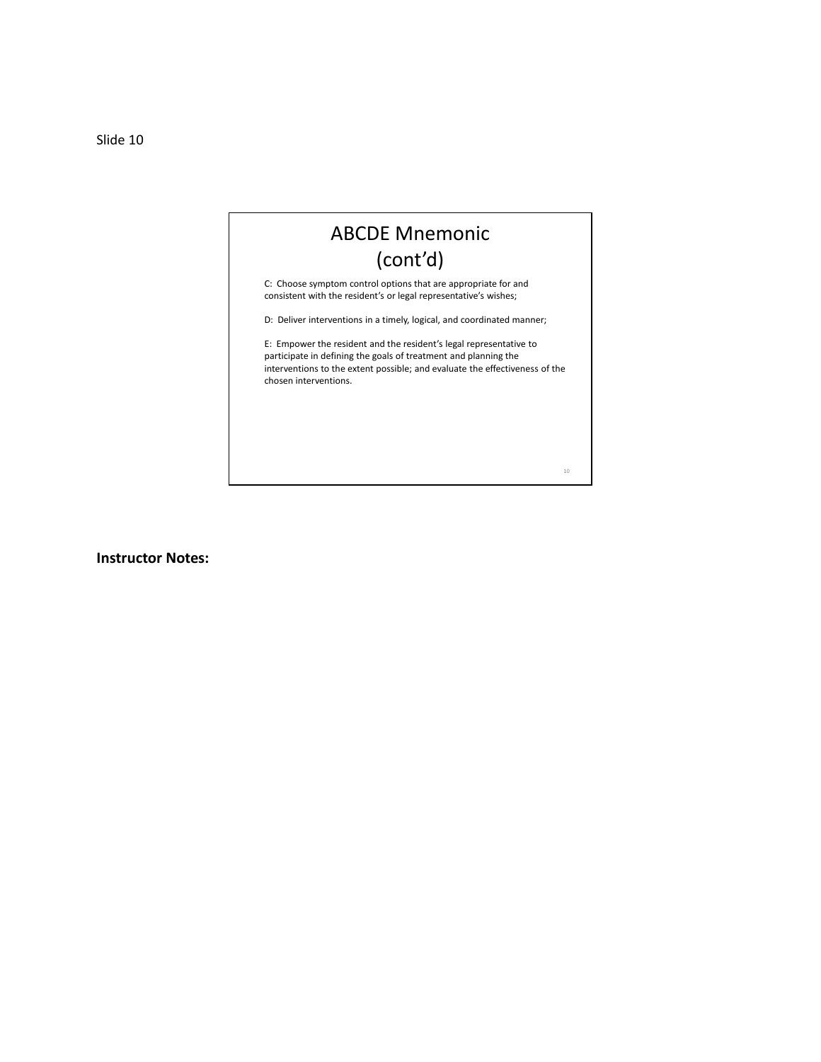Slide 10

# ABCDE Mnemonic (cont'd)

C: Choose symptom control options that are appropriate for and consistent with the resident's or legal representative's wishes;

D: Deliver interventions in a timely, logical, and coordinated manner;

E: Empower the resident and the resident's legal representative to participate in defining the goals of treatment and planning the interventions to the extent possible; and evaluate the effectiveness of the chosen interventions.

**Instructor Notes:**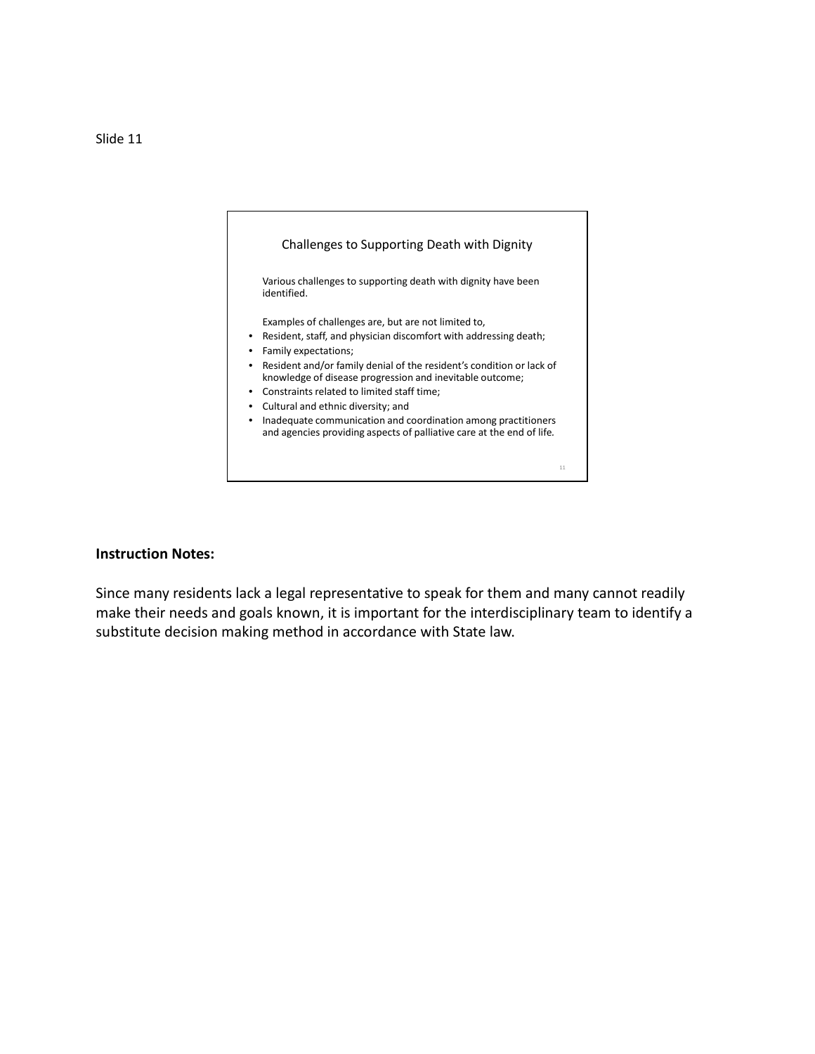Slide 11

## Challenges to Supporting Death with Dignity

Various challenges to supporting death with dignity have been identified.

Examples of challenges are, but are not limited to,

- Resident, staff, and physician discomfort with addressing death;
- Family expectations;
- Resident and/or family denial of the resident's condition or lack of knowledge of disease progression and inevitable outcome;
- Constraints related to limited staff time;
- Cultural and ethnic diversity; and
- Inadequate communication and coordination among practitioners and agencies providing aspects of palliative care at the end of life.

**Instruction Notes:**

Since many residents lack a legal representative to speak for them and many cannot readily make their needs and goals known, it is important for the interdisciplinary team to identify a substitute decision making method in accordance with State law.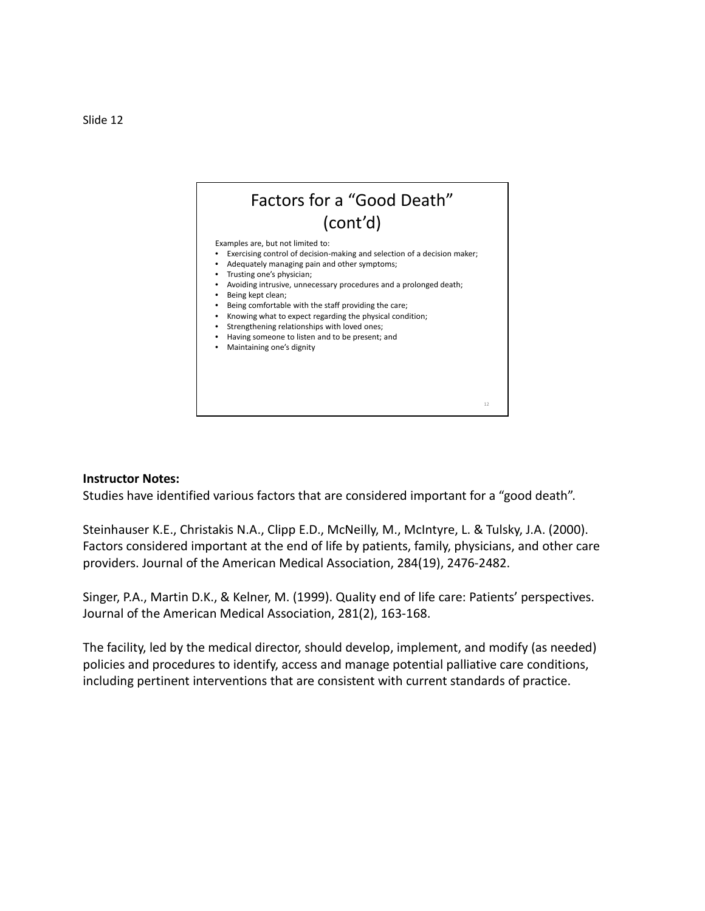Slide 12

## Factors for a "Good Death" (cont'd)

Examples are, but not limited to:

- Exercising control of decision-making and selection of a decision maker;
- Adequately managing pain and other symptoms;
- Trusting one's physician;
- Avoiding intrusive, unnecessary procedures and a prolonged death;
- Being kept clean;
- Being comfortable with the staff providing the care;
- Knowing what to expect regarding the physical condition;
- Strengthening relationships with loved ones;
- Having someone to listen and to be present; and
- Maintaining one's dignity

**Instructor Notes:**

Studies have identified various factors that are considered important for a "good death".

Steinhauser K.E., Christakis N.A., Clipp E.D., McNeilly, M., McIntyre, L. & Tulsky, J.A. (2000). Factors considered important at the end of life by patients, family, physicians, and other care providers. Journal of the American Medical Association, 284(19), 2476-2482.

Singer, P.A., Martin D.K., & Kelner, M. (1999). Quality end of life care: Patients' perspectives. Journal of the American Medical Association, 281(2), 163-168.

The facility, led by the medical director, should develop, implement, and modify (as needed) policies and procedures to identify, access and manage potential palliative care conditions, including pertinent interventions that are consistent with current standards of practice.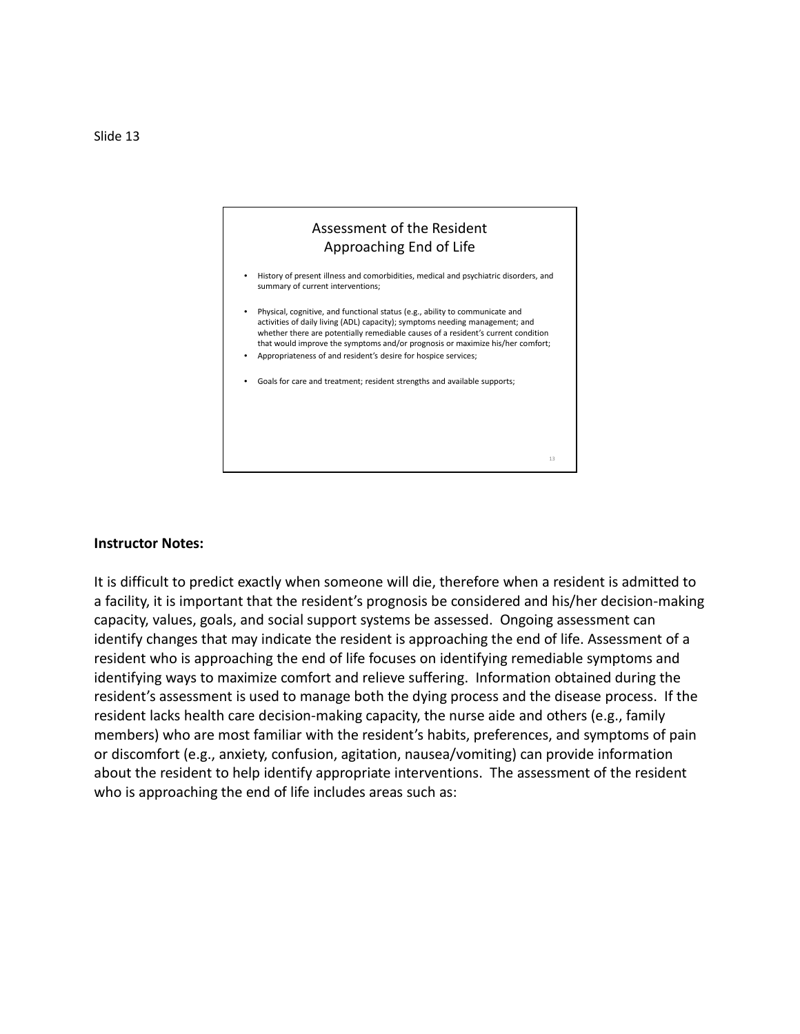Slide 13

## Assessment of the Resident Approaching End of Life

- History of present illness and comorbidities, medical and psychiatric disorders, and summary of current interventions;
- Physical, cognitive, and functional status (e.g., ability to communicate and activities of daily living (ADL) capacity); symptoms needing management; and whether there are potentially remediable causes of a resident's current condition that would improve the symptoms and/or prognosis or maximize his/her comfort;
- Appropriateness of and resident's desire for hospice services;
- Goals for care and treatment; resident strengths and available supports;

**Instructor Notes:**

It is difficult to predict exactly when someone will die, therefore when a resident is admitted to a facility, it is important that the resident's prognosis be considered and his/her decision-making capacity, values, goals, and social support systems be assessed. Ongoing assessment can identify changes that may indicate the resident is approaching the end of life. Assessment of a resident who is approaching the end of life focuses on identifying remediable symptoms and identifying ways to maximize comfort and relieve suffering. Information obtained during the resident's assessment is used to manage both the dying process and the disease process. If the resident lacks health care decision-making capacity, the nurse aide and others (e.g., family members) who are most familiar with the resident's habits, preferences, and symptoms of pain or discomfort (e.g., anxiety, confusion, agitation, nausea/vomiting) can provide information about the resident to help identify appropriate interventions. The assessment of the resident who is approaching the end of life includes areas such as: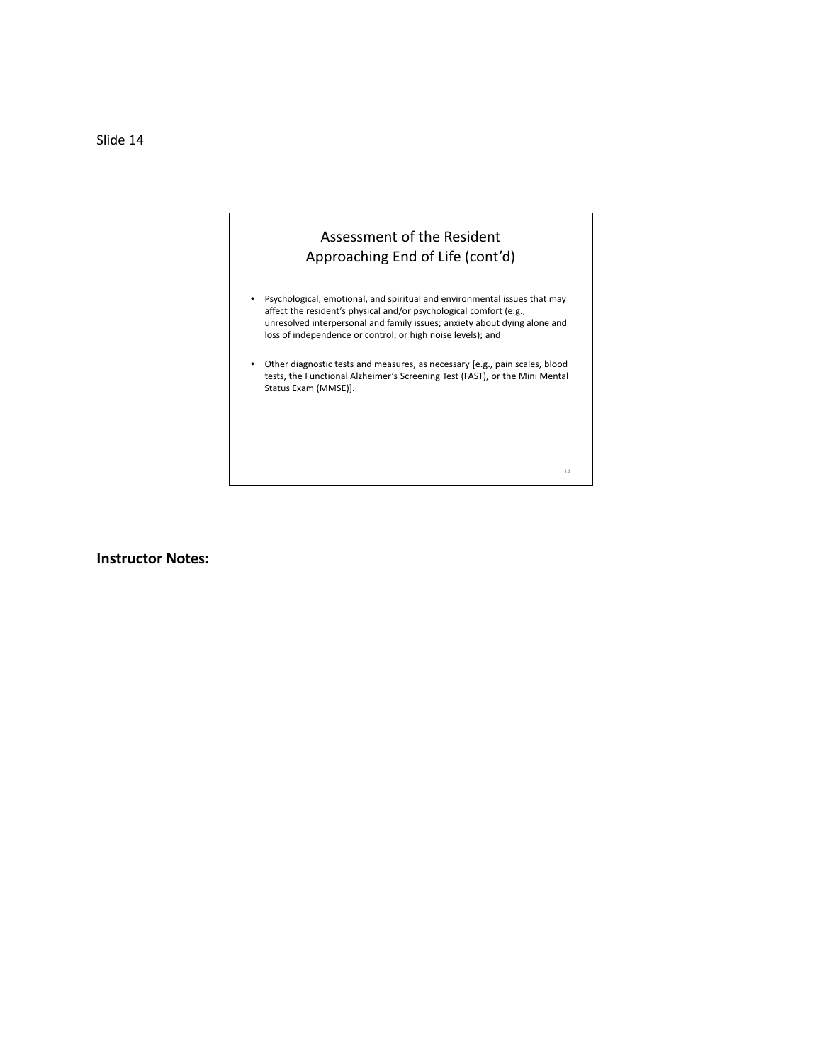Slide 14

## Assessment of the Resident Approaching End of Life (cont'd)

- Psychological, emotional, and spiritual and environmental issues that may affect the resident's physical and/or psychological comfort (e.g., unresolved interpersonal and family issues; anxiety about dying alone and loss of independence or control; or high noise levels); and
- Other diagnostic tests and measures, as necessary [e.g., pain scales, blood tests, the Functional Alzheimer's Screening Test (FAST), or the Mini Mental Status Exam (MMSE)].

**Instructor Notes:**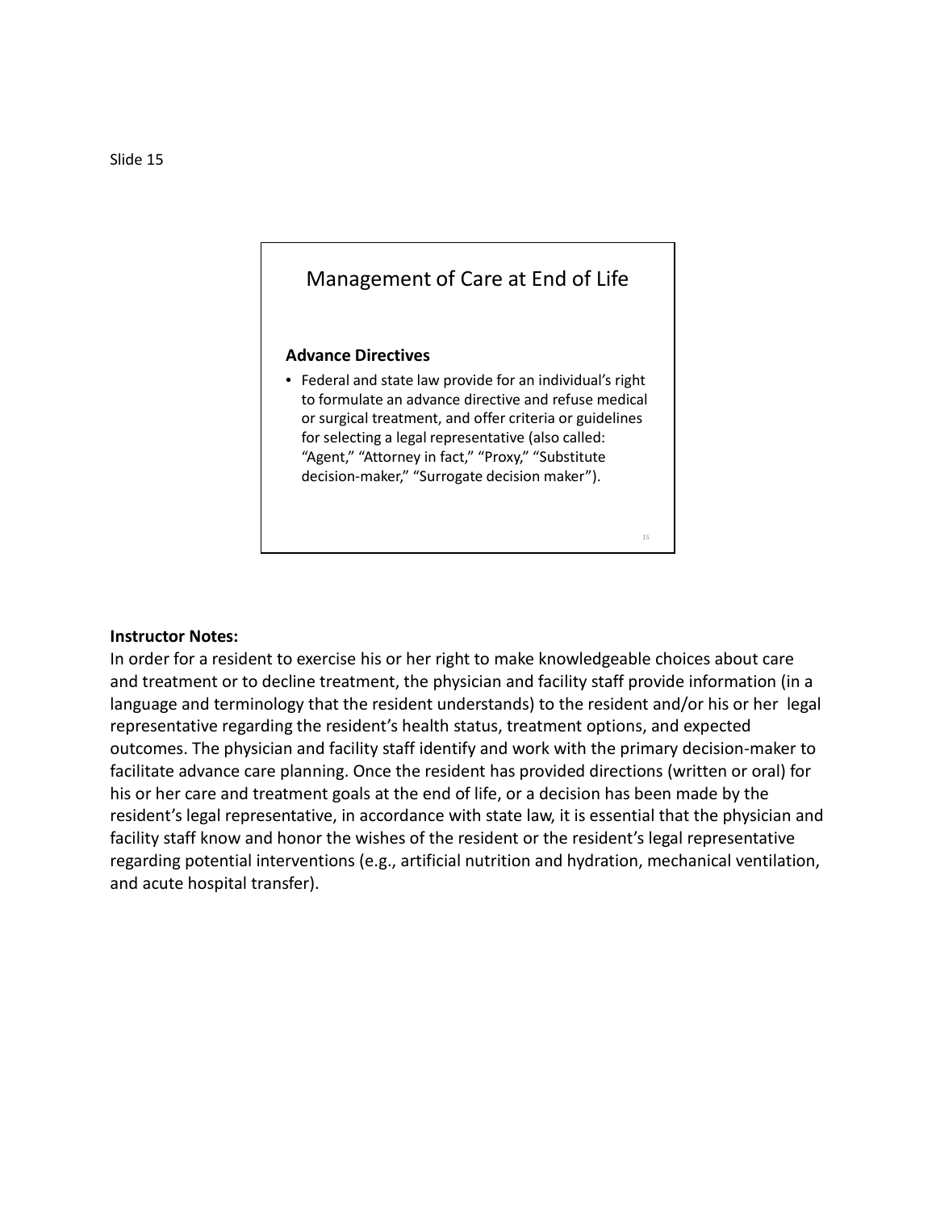Slide 15

## Management of Care at End of Life

**Advance Directives**

- Federal and state law provide for an individual's right to formulate an advance directive and refuse medical or surgical treatment, and offer criteria or guidelines for selecting a legal representative (also called: "Agent," "Attorney in fact," "Proxy," "Substitute decision-maker," "Surrogate decision maker").

**Instructor Notes:**

In order for a resident to exercise his or her right to make knowledgeable choices about care and treatment or to decline treatment, the physician and facility staff provide information (in a language and terminology that the resident understands) to the resident and/or his or her legal representative regarding the resident's health status, treatment options, and expected outcomes. The physician and facility staff identify and work with the primary decision-maker to facilitate advance care planning. Once the resident has provided directions (written or oral) for his or her care and treatment goals at the end of life, or a decision has been made by the resident's legal representative, in accordance with state law, it is essential that the physician and facility staff know and honor the wishes of the resident or the resident's legal representative regarding potential interventions (e.g., artificial nutrition and hydration, mechanical ventilation, and acute hospital transfer).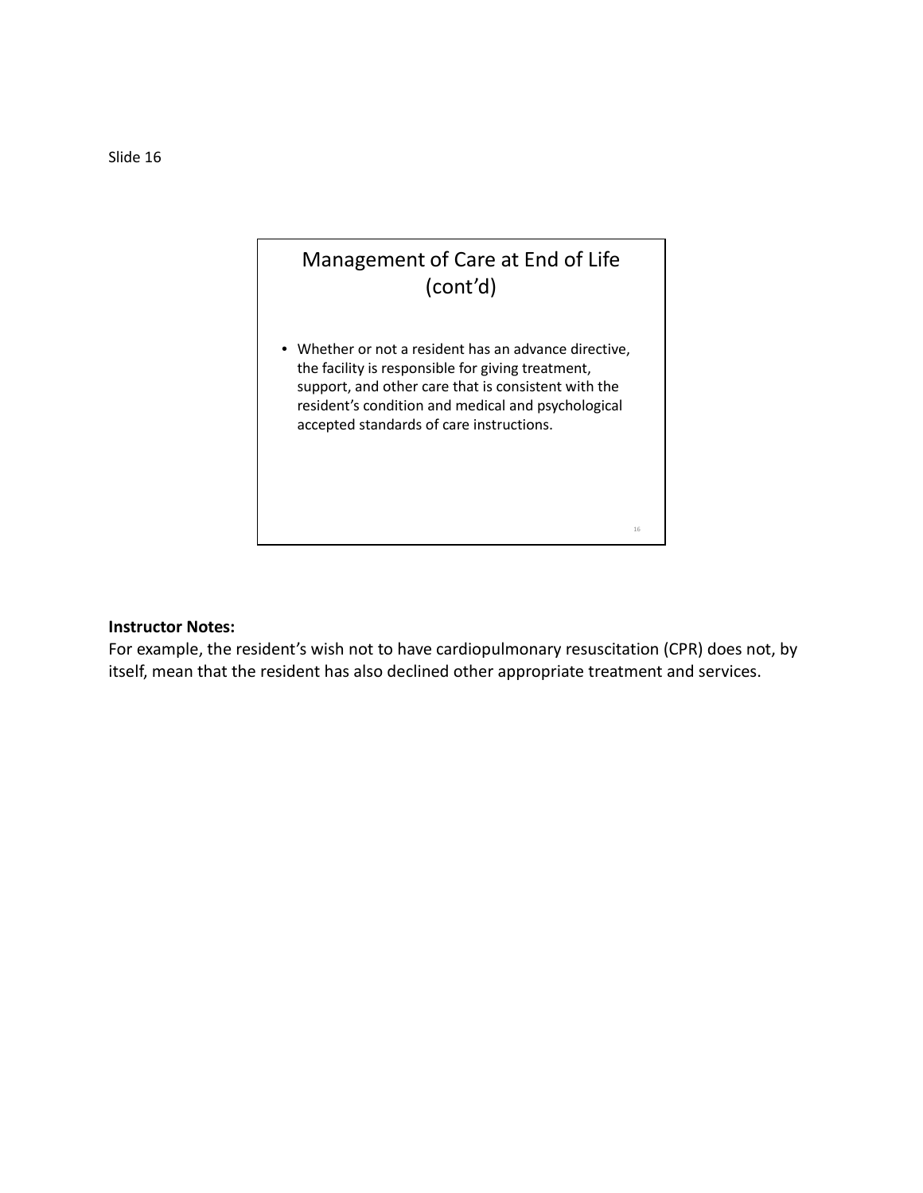Slide 16

## Management of Care at End of Life (cont'd)

- Whether or not a resident has an advance directive, the facility is responsible for giving treatment, support, and other care that is consistent with the resident's condition and medical and psychological accepted standards of care instructions.

**Instructor Notes:**
For example, the resident's wish not to have cardiopulmonary resuscitation (CPR) does not, by itself, mean that the resident has also declined other appropriate treatment and services.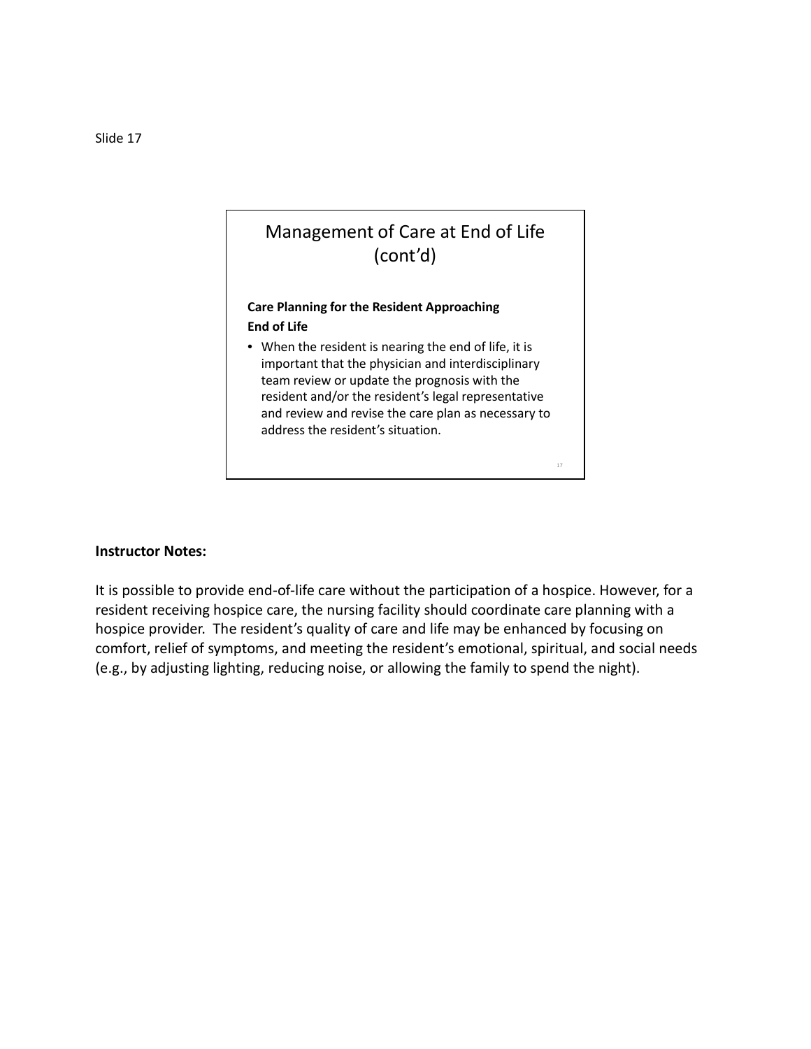Slide 17

## Management of Care at End of Life (cont'd)

**Care Planning for the Resident Approaching End of Life**

- When the resident is nearing the end of life, it is important that the physician and interdisciplinary team review or update the prognosis with the resident and/or the resident's legal representative and review and revise the care plan as necessary to address the resident's situation.

**Instructor Notes:**

It is possible to provide end-of-life care without the participation of a hospice. However, for a resident receiving hospice care, the nursing facility should coordinate care planning with a hospice provider. The resident's quality of care and life may be enhanced by focusing on comfort, relief of symptoms, and meeting the resident's emotional, spiritual, and social needs (e.g., by adjusting lighting, reducing noise, or allowing the family to spend the night).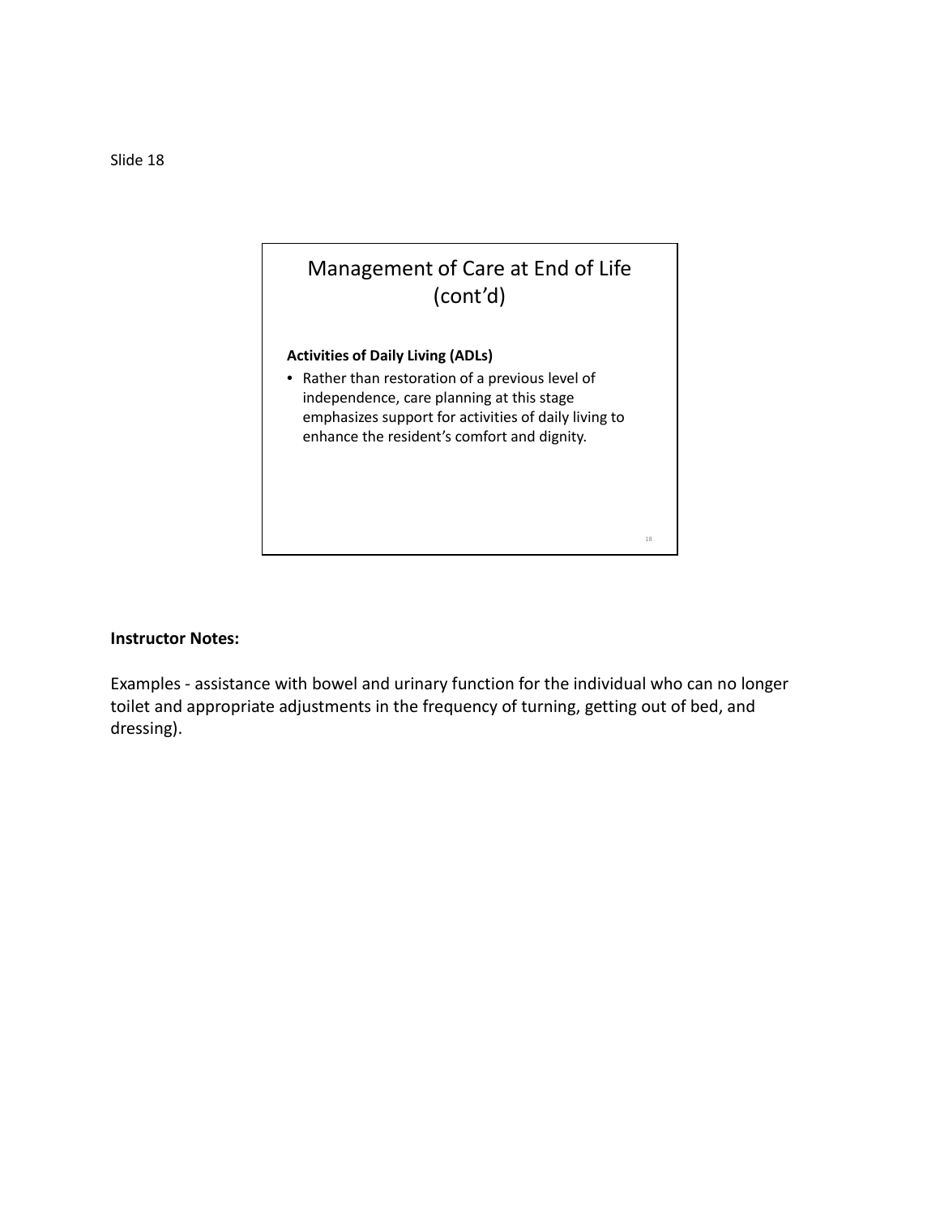Slide 18

## Management of Care at End of Life (cont'd)

**Activities of Daily Living (ADLs)**

- Rather than restoration of a previous level of independence, care planning at this stage emphasizes support for activities of daily living to enhance the resident's comfort and dignity.

**Instructor Notes:**

Examples - assistance with bowel and urinary function for the individual who can no longer toilet and appropriate adjustments in the frequency of turning, getting out of bed, and dressing).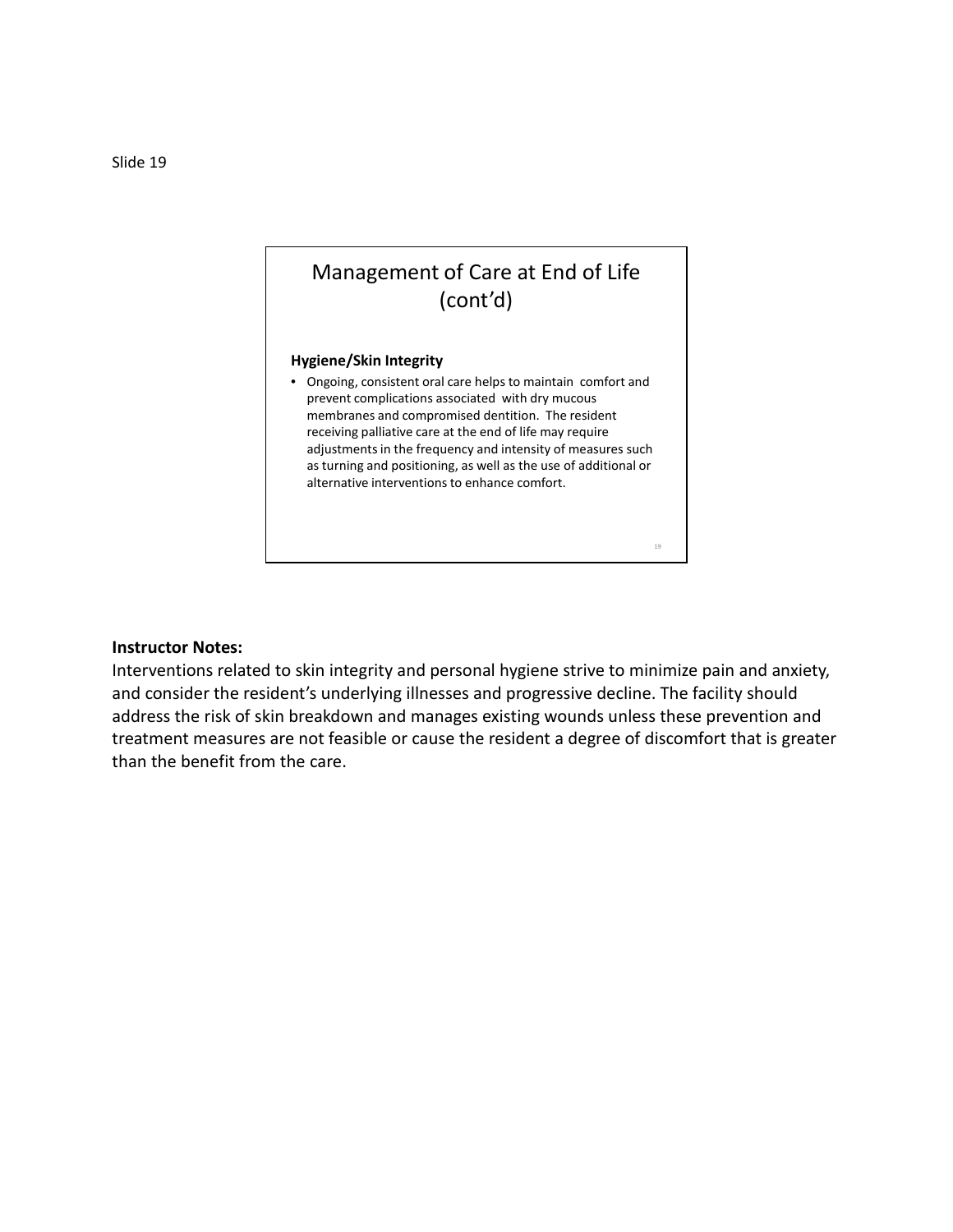Slide 19

## Management of Care at End of Life (cont'd)

**Hygiene/Skin Integrity**

- Ongoing, consistent oral care helps to maintain comfort and prevent complications associated with dry mucous membranes and compromised dentition. The resident receiving palliative care at the end of life may require adjustments in the frequency and intensity of measures such as turning and positioning, as well as the use of additional or alternative interventions to enhance comfort.

**Instructor Notes:**

Interventions related to skin integrity and personal hygiene strive to minimize pain and anxiety, and consider the resident's underlying illnesses and progressive decline. The facility should address the risk of skin breakdown and manages existing wounds unless these prevention and treatment measures are not feasible or cause the resident a degree of discomfort that is greater than the benefit from the care.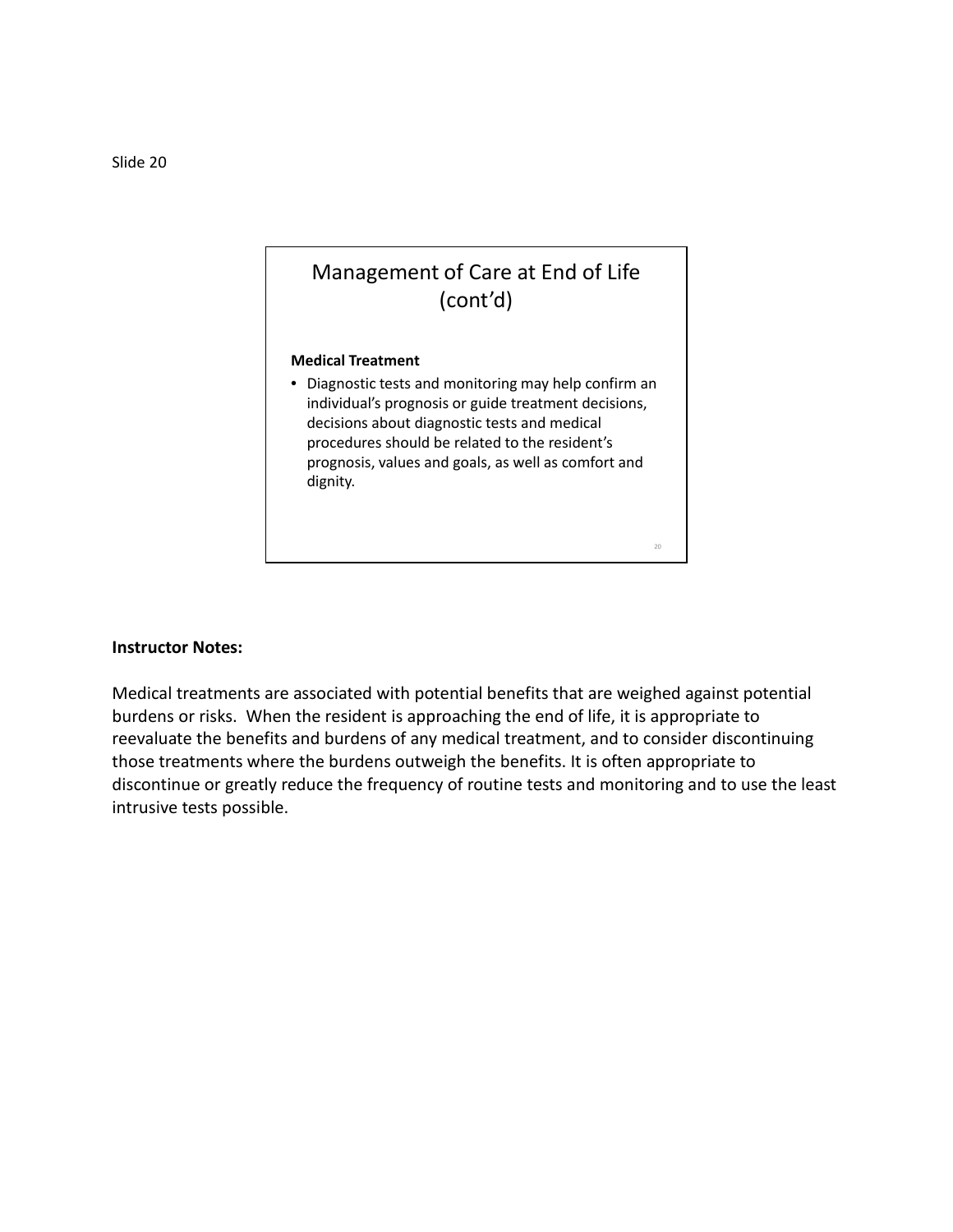Slide 20

## Management of Care at End of Life (cont'd)

**Medical Treatment**

- Diagnostic tests and monitoring may help confirm an individual's prognosis or guide treatment decisions, decisions about diagnostic tests and medical procedures should be related to the resident's prognosis, values and goals, as well as comfort and dignity.

**Instructor Notes:**

Medical treatments are associated with potential benefits that are weighed against potential burdens or risks. When the resident is approaching the end of life, it is appropriate to reevaluate the benefits and burdens of any medical treatment, and to consider discontinuing those treatments where the burdens outweigh the benefits. It is often appropriate to discontinue or greatly reduce the frequency of routine tests and monitoring and to use the least intrusive tests possible.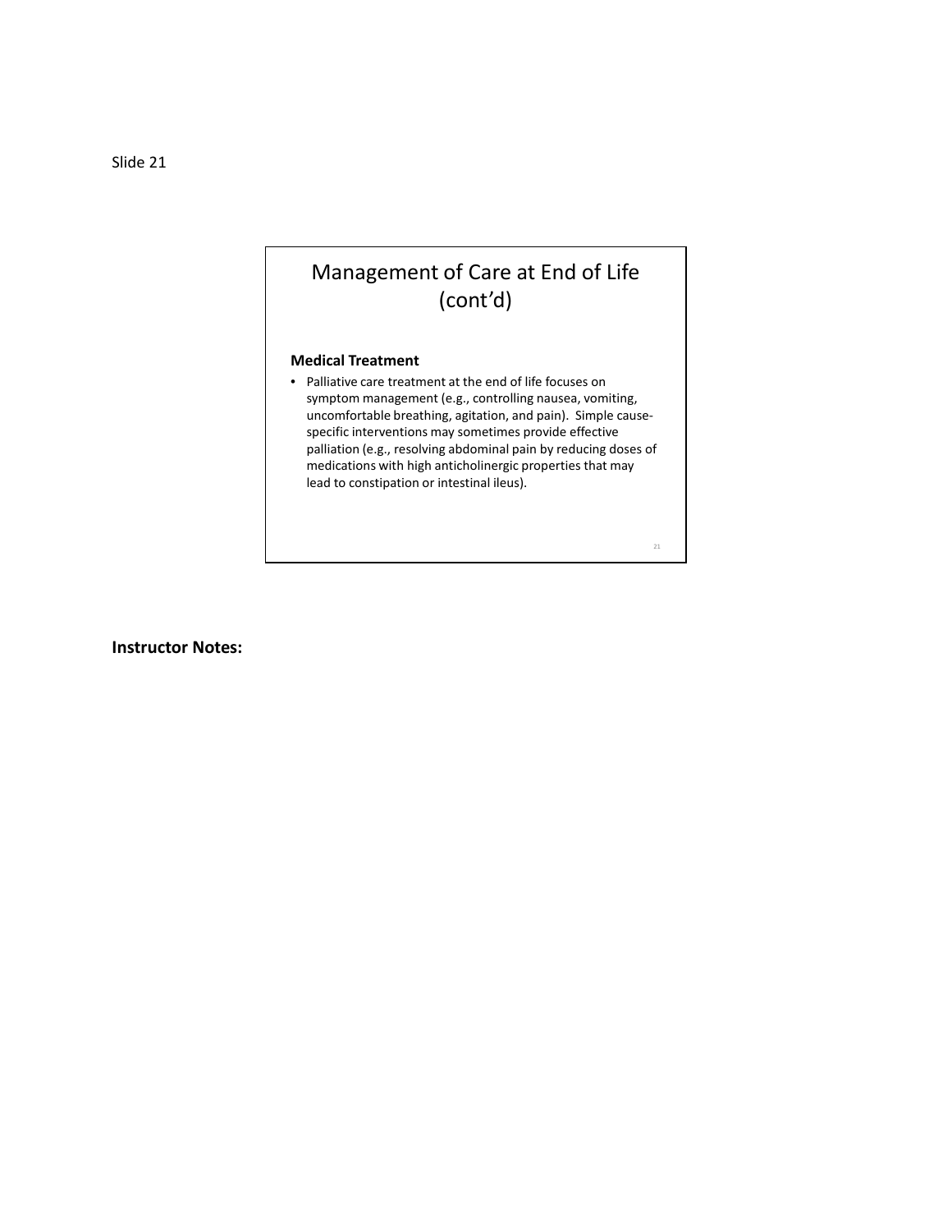Slide 21

# Management of Care at End of Life (cont'd)

**Medical Treatment**

- Palliative care treatment at the end of life focuses on symptom management (e.g., controlling nausea, vomiting, uncomfortable breathing, agitation, and pain). Simple cause-specific interventions may sometimes provide effective palliation (e.g., resolving abdominal pain by reducing doses of medications with high anticholinergic properties that may lead to constipation or intestinal ileus).

**Instructor Notes:**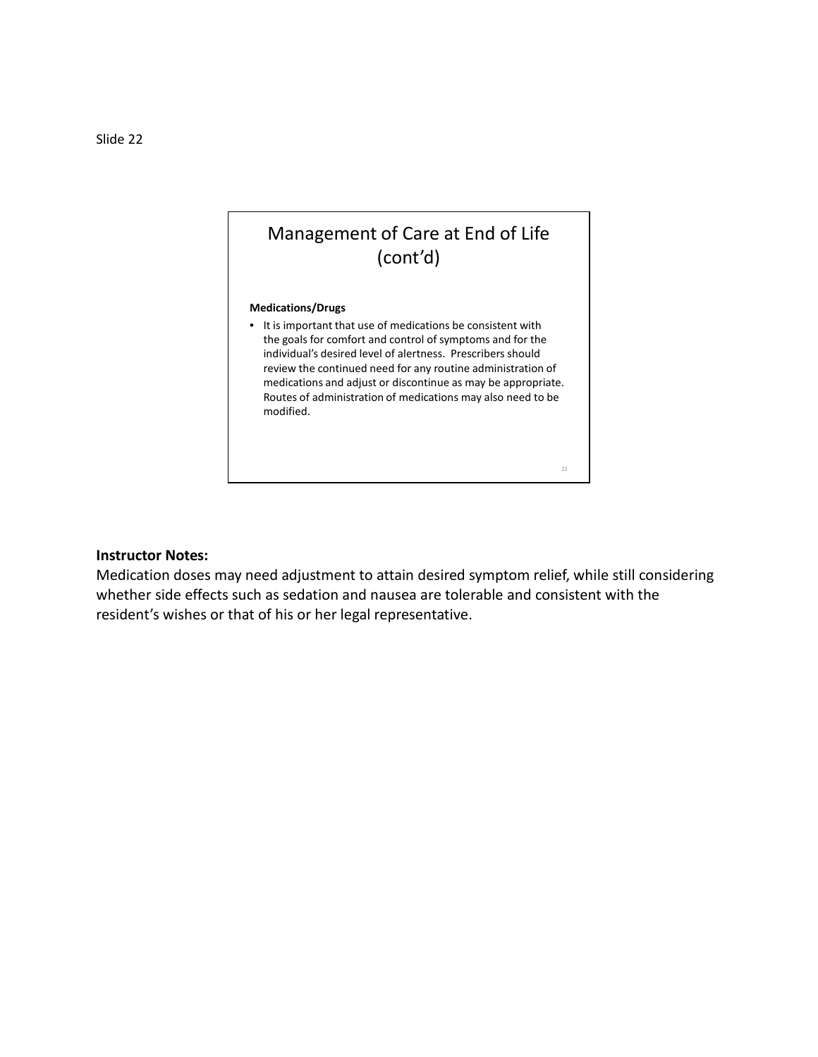Slide 22

## Management of Care at End of Life (cont'd)

**Medications/Drugs**

- It is important that use of medications be consistent with the goals for comfort and control of symptoms and for the individual's desired level of alertness. Prescribers should review the continued need for any routine administration of medications and adjust or discontinue as may be appropriate. Routes of administration of medications may also need to be modified.

**Instructor Notes:**
Medication doses may need adjustment to attain desired symptom relief, while still considering whether side effects such as sedation and nausea are tolerable and consistent with the resident's wishes or that of his or her legal representative.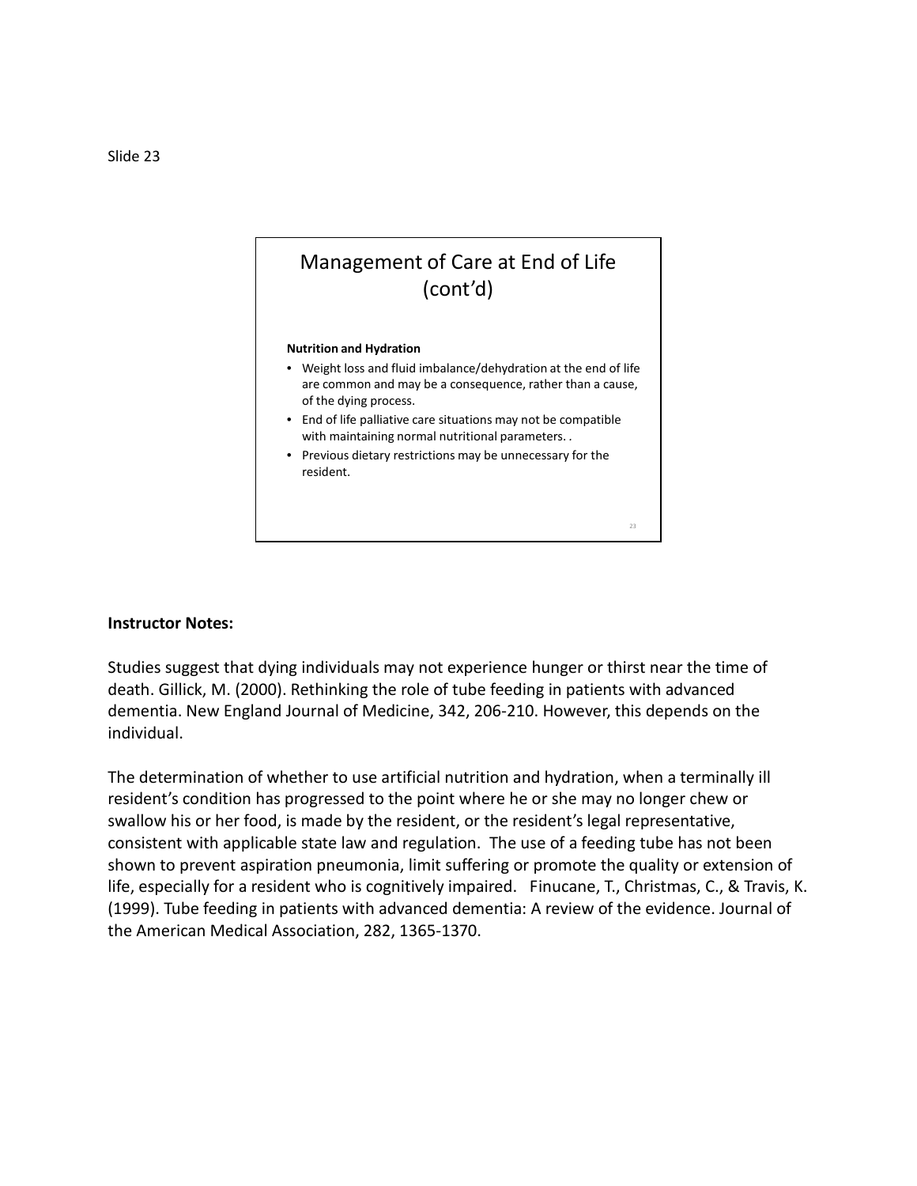Slide 23

## Management of Care at End of Life (cont'd)

**Nutrition and Hydration**

- Weight loss and fluid imbalance/dehydration at the end of life are common and may be a consequence, rather than a cause, of the dying process.
- End of life palliative care situations may not be compatible with maintaining normal nutritional parameters. .
- Previous dietary restrictions may be unnecessary for the resident.

**Instructor Notes:**

Studies suggest that dying individuals may not experience hunger or thirst near the time of death. Gillick, M. (2000). Rethinking the role of tube feeding in patients with advanced dementia. New England Journal of Medicine, 342, 206-210. However, this depends on the individual.

The determination of whether to use artificial nutrition and hydration, when a terminally ill resident's condition has progressed to the point where he or she may no longer chew or swallow his or her food, is made by the resident, or the resident's legal representative, consistent with applicable state law and regulation. The use of a feeding tube has not been shown to prevent aspiration pneumonia, limit suffering or promote the quality or extension of life, especially for a resident who is cognitively impaired. Finucane, T., Christmas, C., & Travis, K. (1999). Tube feeding in patients with advanced dementia: A review of the evidence. Journal of the American Medical Association, 282, 1365-1370.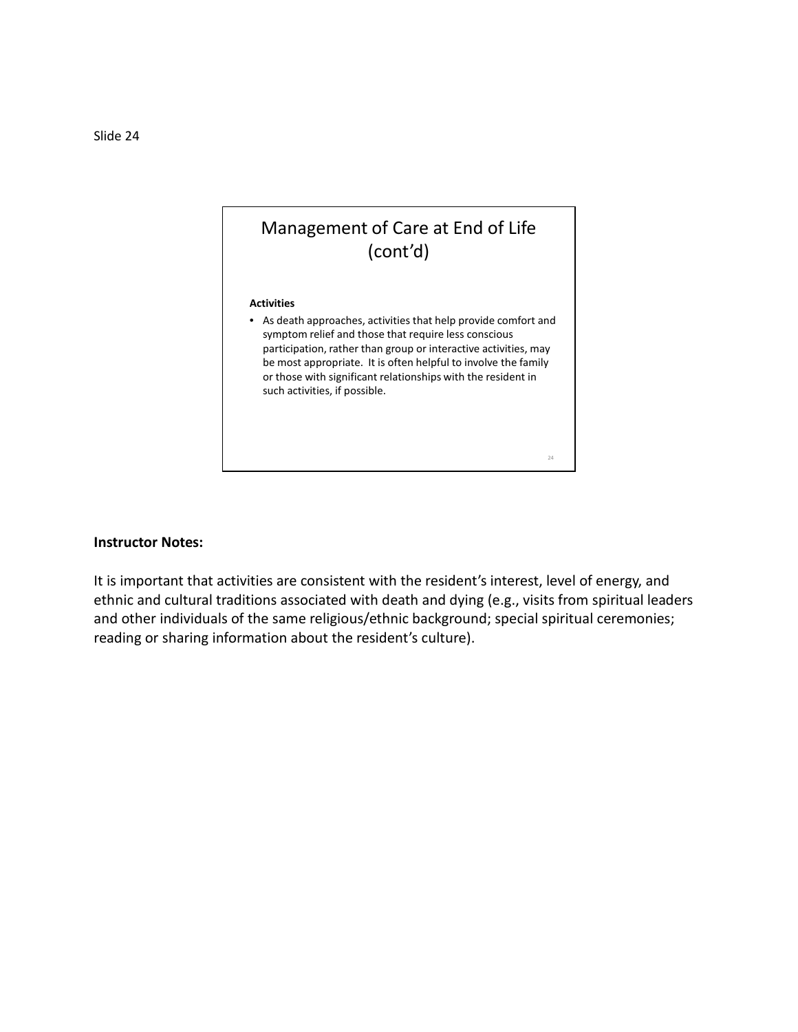Slide 24

## Management of Care at End of Life (cont'd)

**Activities**

- As death approaches, activities that help provide comfort and symptom relief and those that require less conscious participation, rather than group or interactive activities, may be most appropriate. It is often helpful to involve the family or those with significant relationships with the resident in such activities, if possible.

**Instructor Notes:**

It is important that activities are consistent with the resident's interest, level of energy, and ethnic and cultural traditions associated with death and dying (e.g., visits from spiritual leaders and other individuals of the same religious/ethnic background; special spiritual ceremonies; reading or sharing information about the resident's culture).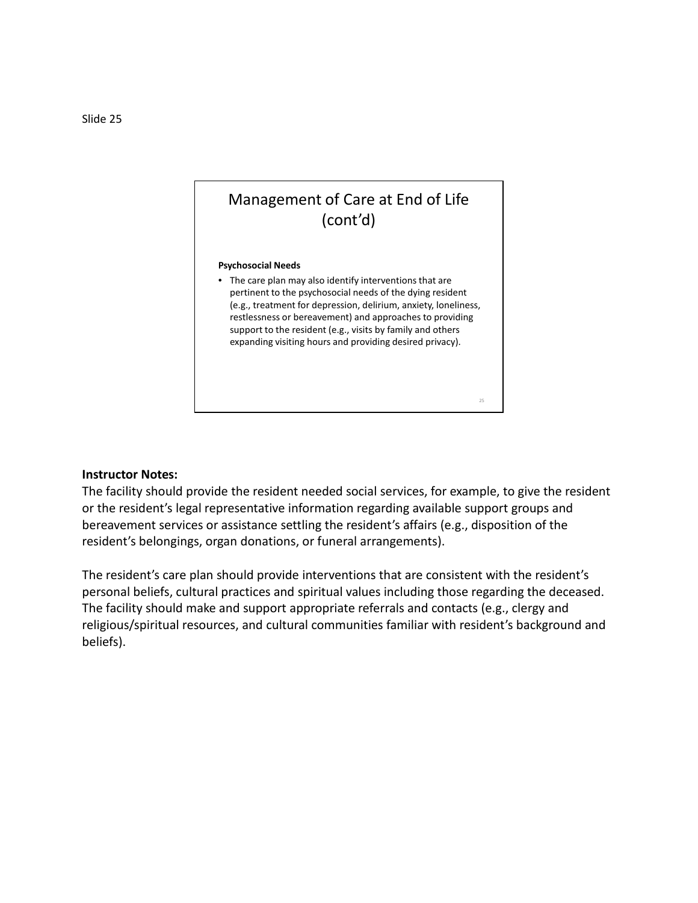Slide 25

## Management of Care at End of Life (cont'd)

**Psychosocial Needs**

- The care plan may also identify interventions that are pertinent to the psychosocial needs of the dying resident (e.g., treatment for depression, delirium, anxiety, loneliness, restlessness or bereavement) and approaches to providing support to the resident (e.g., visits by family and others expanding visiting hours and providing desired privacy).

**Instructor Notes:**

The facility should provide the resident needed social services, for example, to give the resident or the resident's legal representative information regarding available support groups and bereavement services or assistance settling the resident's affairs (e.g., disposition of the resident's belongings, organ donations, or funeral arrangements).

The resident's care plan should provide interventions that are consistent with the resident's personal beliefs, cultural practices and spiritual values including those regarding the deceased. The facility should make and support appropriate referrals and contacts (e.g., clergy and religious/spiritual resources, and cultural communities familiar with resident's background and beliefs).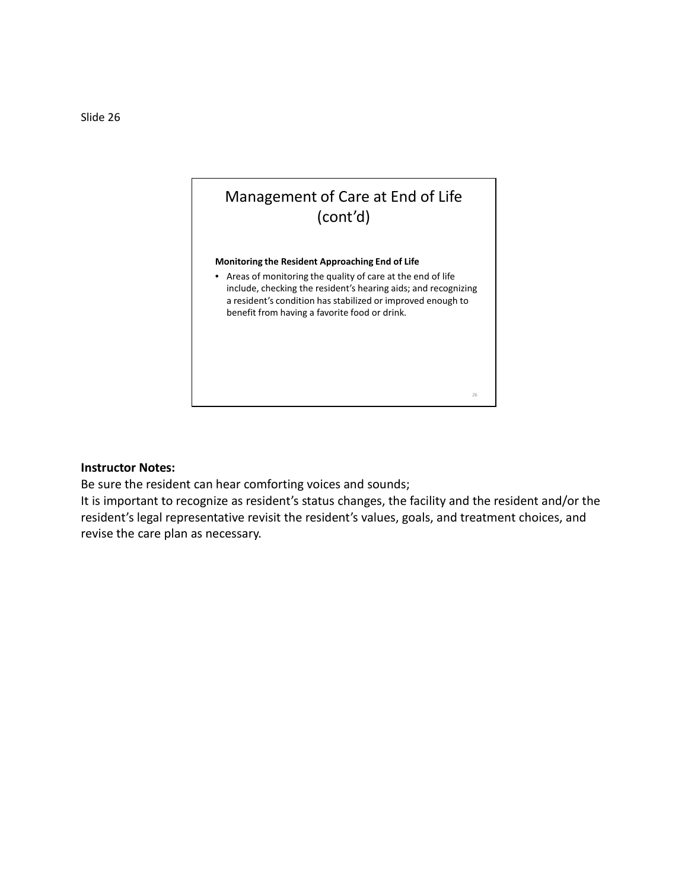Slide 26

## Management of Care at End of Life (cont'd)

**Monitoring the Resident Approaching End of Life**

- Areas of monitoring the quality of care at the end of life include, checking the resident's hearing aids; and recognizing a resident's condition has stabilized or improved enough to benefit from having a favorite food or drink.

**Instructor Notes:**

Be sure the resident can hear comforting voices and sounds;

It is important to recognize as resident's status changes, the facility and the resident and/or the resident's legal representative revisit the resident's values, goals, and treatment choices, and revise the care plan as necessary.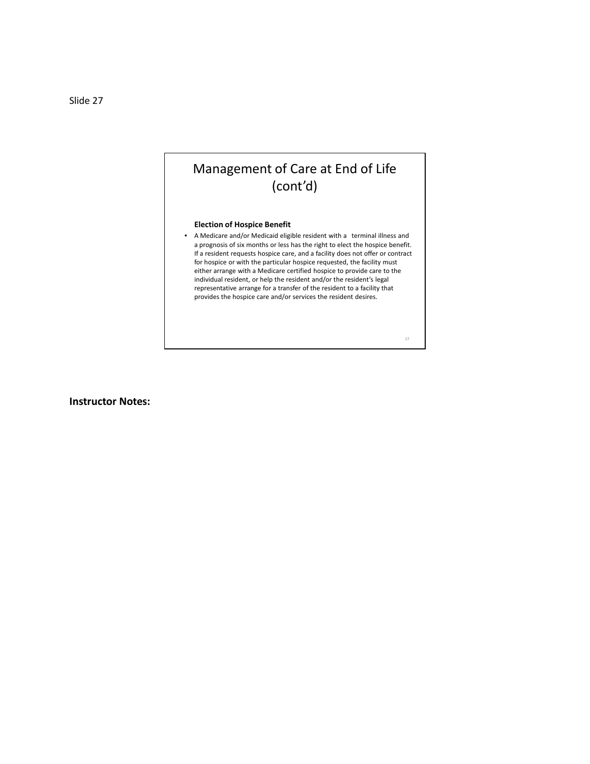Slide 27

## Management of Care at End of Life (cont'd)

**Election of Hospice Benefit**

- A Medicare and/or Medicaid eligible resident with a terminal illness and a prognosis of six months or less has the right to elect the hospice benefit. If a resident requests hospice care, and a facility does not offer or contract for hospice or with the particular hospice requested, the facility must either arrange with a Medicare certified hospice to provide care to the individual resident, or help the resident and/or the resident's legal representative arrange for a transfer of the resident to a facility that provides the hospice care and/or services the resident desires.

**Instructor Notes:**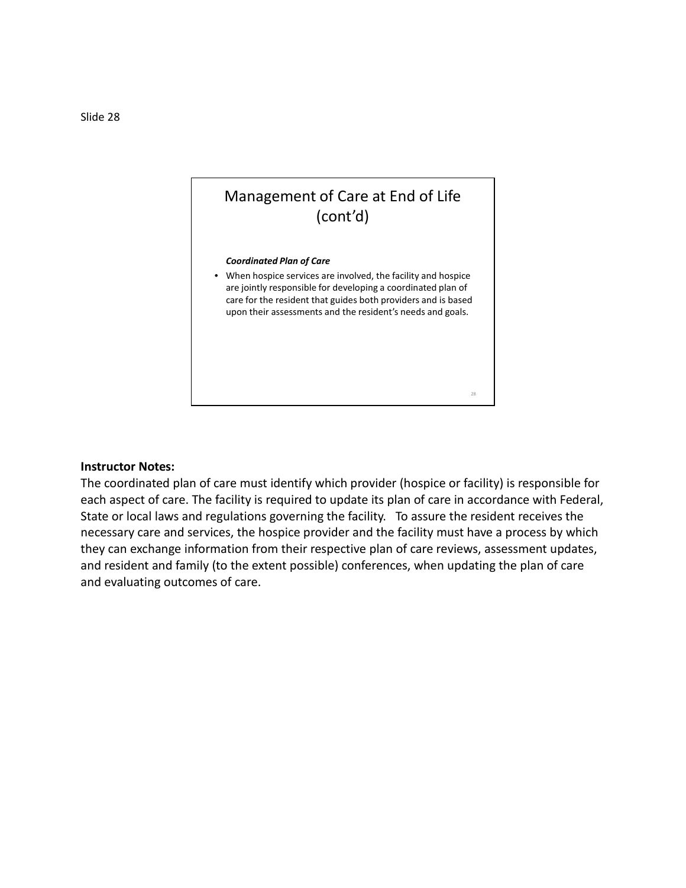Slide 28

## Management of Care at End of Life (cont'd)

***Coordinated Plan of Care***

- When hospice services are involved, the facility and hospice are jointly responsible for developing a coordinated plan of care for the resident that guides both providers and is based upon their assessments and the resident's needs and goals.

**Instructor Notes:**

The coordinated plan of care must identify which provider (hospice or facility) is responsible for each aspect of care. The facility is required to update its plan of care in accordance with Federal, State or local laws and regulations governing the facility. To assure the resident receives the necessary care and services, the hospice provider and the facility must have a process by which they can exchange information from their respective plan of care reviews, assessment updates, and resident and family (to the extent possible) conferences, when updating the plan of care and evaluating outcomes of care.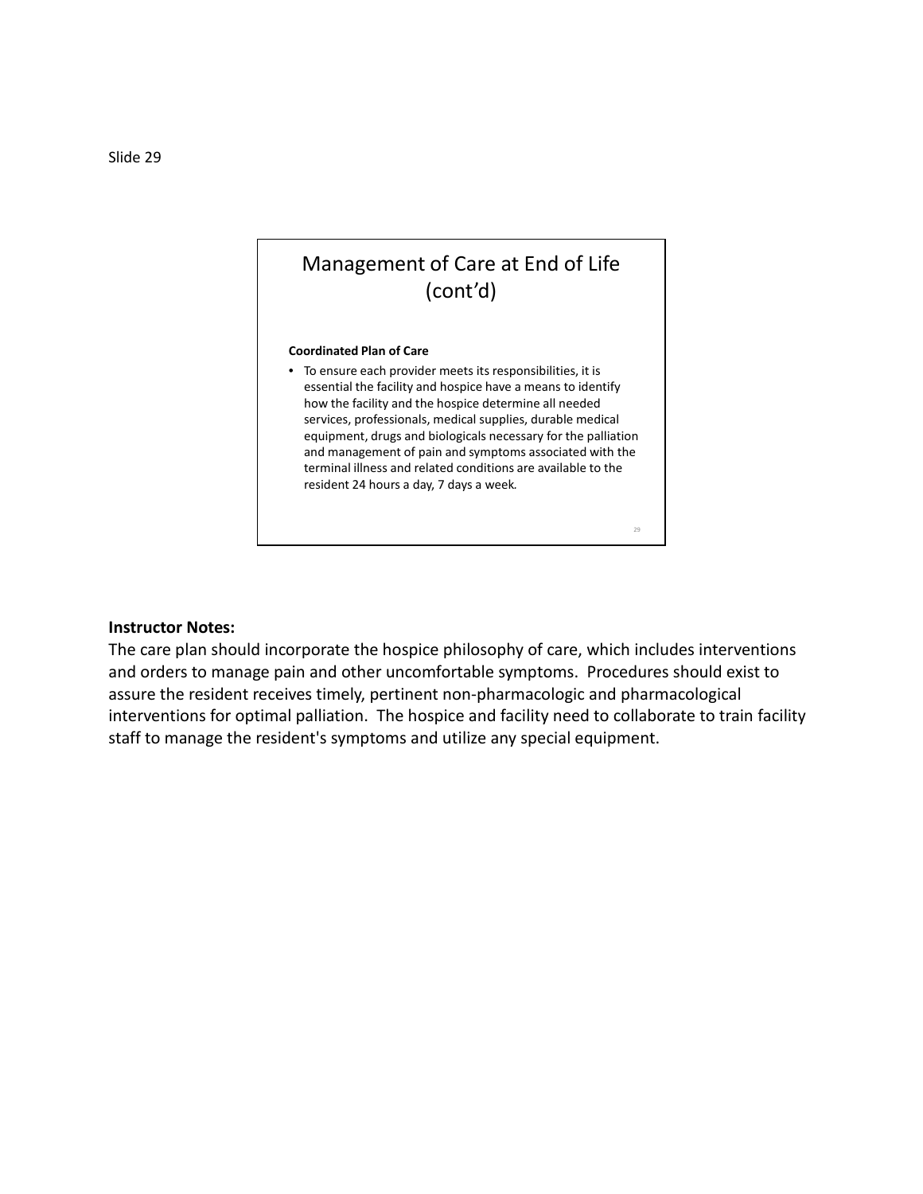Slide 29

## Management of Care at End of Life (cont'd)

**Coordinated Plan of Care**

- To ensure each provider meets its responsibilities, it is essential the facility and hospice have a means to identify how the facility and the hospice determine all needed services, professionals, medical supplies, durable medical equipment, drugs and biologicals necessary for the palliation and management of pain and symptoms associated with the terminal illness and related conditions are available to the resident 24 hours a day, 7 days a week.

**Instructor Notes:**

The care plan should incorporate the hospice philosophy of care, which includes interventions and orders to manage pain and other uncomfortable symptoms. Procedures should exist to assure the resident receives timely, pertinent non-pharmacologic and pharmacological interventions for optimal palliation. The hospice and facility need to collaborate to train facility staff to manage the resident's symptoms and utilize any special equipment.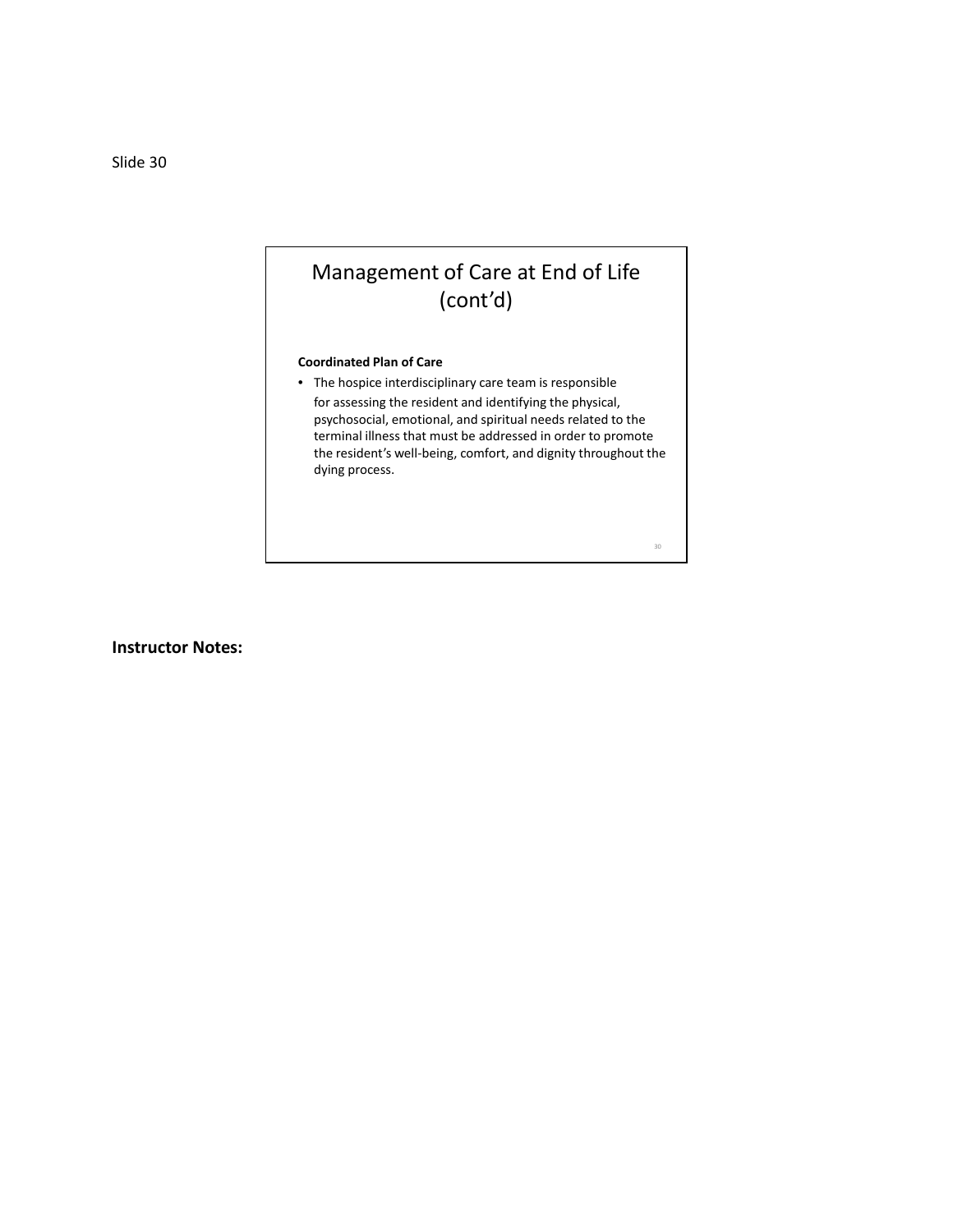Slide 30

# Management of Care at End of Life (cont'd)

**Coordinated Plan of Care**

- The hospice interdisciplinary care team is responsible for assessing the resident and identifying the physical, psychosocial, emotional, and spiritual needs related to the terminal illness that must be addressed in order to promote the resident's well-being, comfort, and dignity throughout the dying process.

**Instructor Notes:**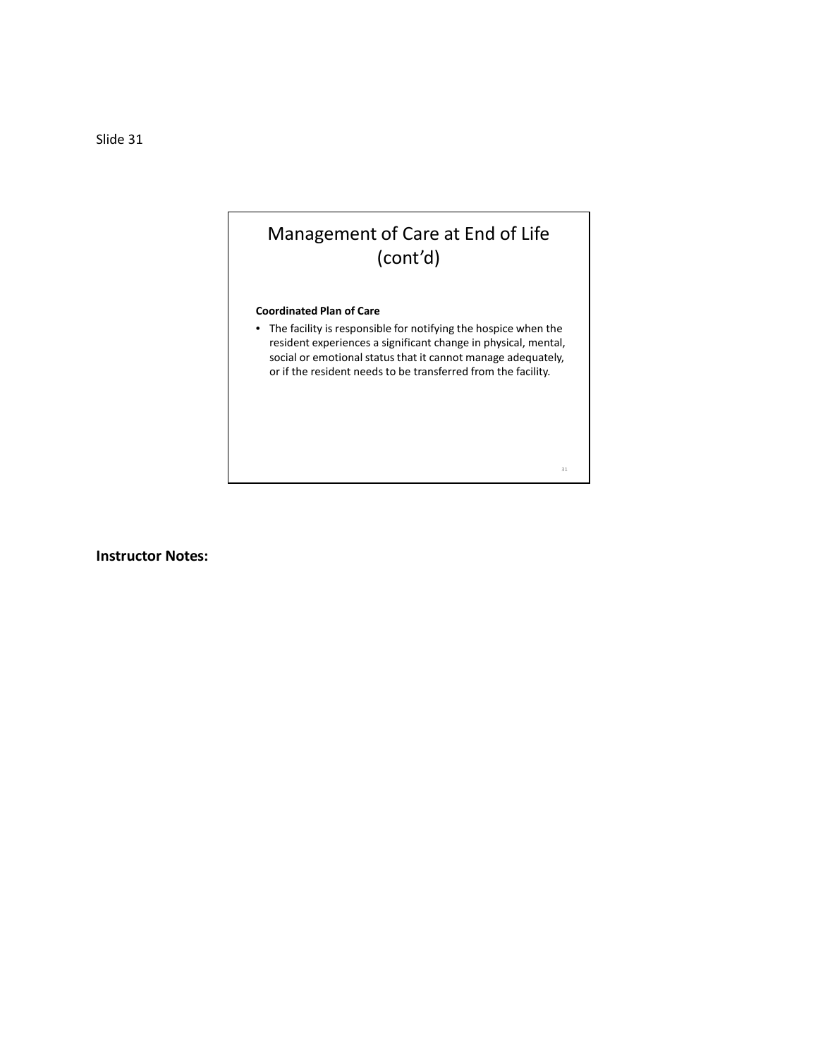Slide 31

## Management of Care at End of Life (cont'd)

**Coordinated Plan of Care**

- The facility is responsible for notifying the hospice when the resident experiences a significant change in physical, mental, social or emotional status that it cannot manage adequately, or if the resident needs to be transferred from the facility.

**Instructor Notes:**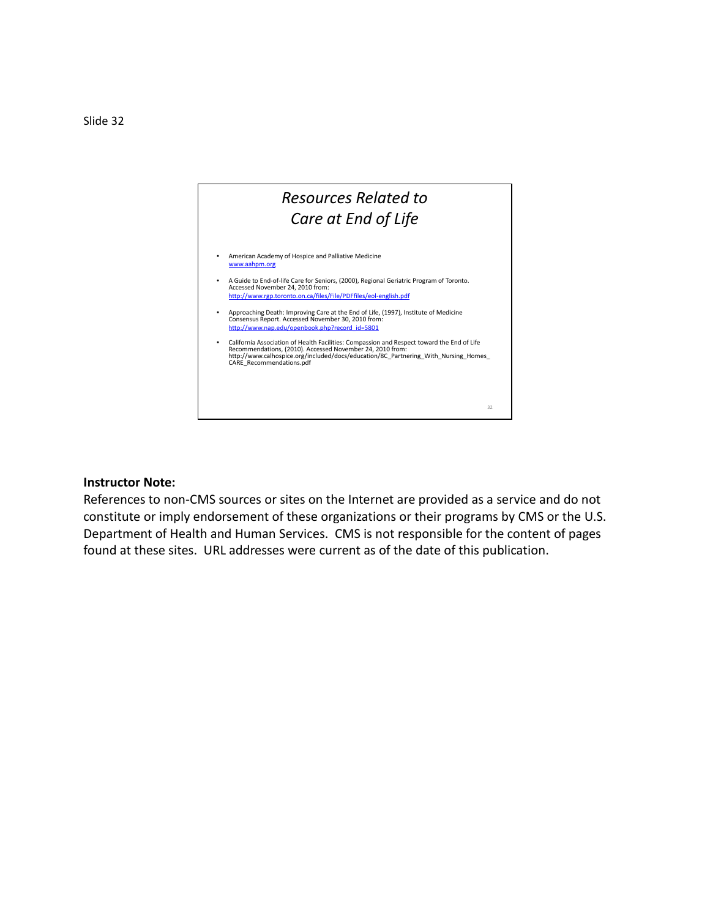Slide 32

# *Resources Related to Care at End of Life*

- American Academy of Hospice and Palliative Medicine
  www.aahpm.org
- A Guide to End-of-life Care for Seniors, (2000), Regional Geriatric Program of Toronto. Accessed November 24, 2010 from:
  http://www.rgp.toronto.on.ca/files/File/PDFfiles/eol-english.pdf
- Approaching Death: Improving Care at the End of Life, (1997), Institute of Medicine Consensus Report. Accessed November 30, 2010 from:
  http://www.nap.edu/openbook.php?record_id=5801
- California Association of Health Facilities: Compassion and Respect toward the End of Life Recommendations, (2010). Accessed November 24, 2010 from:
  http://www.calhospice.org/included/docs/education/8C_Partnering_With_Nursing_Homes_CARE_Recommendations.pdf

**Instructor Note:**

References to non-CMS sources or sites on the Internet are provided as a service and do not constitute or imply endorsement of these organizations or their programs by CMS or the U.S. Department of Health and Human Services. CMS is not responsible for the content of pages found at these sites. URL addresses were current as of the date of this publication.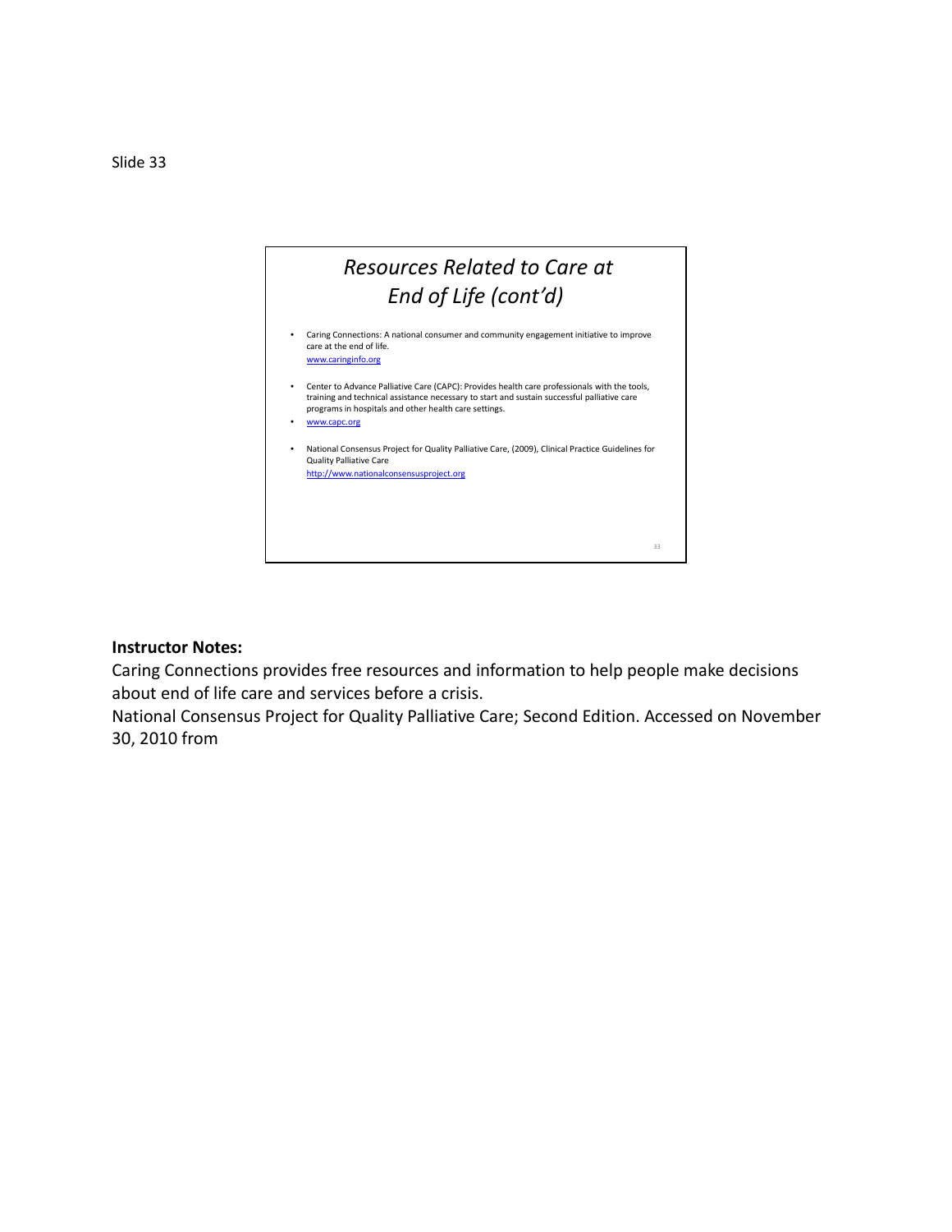Slide 33

## *Resources Related to Care at End of Life (cont'd)*

- Caring Connections: A national consumer and community engagement initiative to improve care at the end of life.
  www.caringinfo.org
- Center to Advance Palliative Care (CAPC): Provides health care professionals with the tools, training and technical assistance necessary to start and sustain successful palliative care programs in hospitals and other health care settings.
- www.capc.org
- National Consensus Project for Quality Palliative Care, (2009), Clinical Practice Guidelines for Quality Palliative Care
  http://www.nationalconsensusproject.org

**Instructor Notes:**

Caring Connections provides free resources and information to help people make decisions about end of life care and services before a crisis.

National Consensus Project for Quality Palliative Care; Second Edition. Accessed on November 30, 2010 from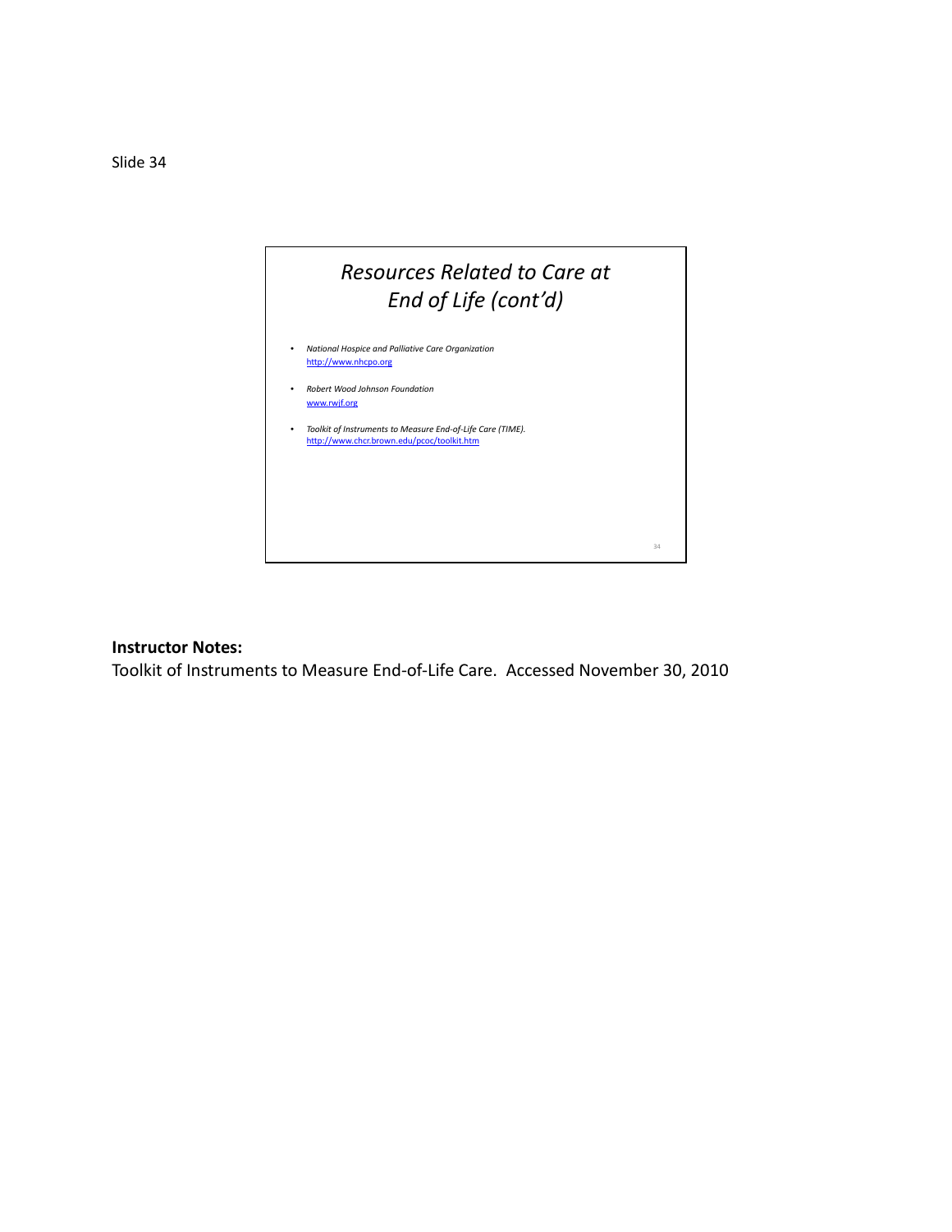Slide 34

## *Resources Related to Care at End of Life (cont'd)*

- *National Hospice and Palliative Care Organization*
  http://www.nhcpo.org
- *Robert Wood Johnson Foundation*
  www.rwjf.org
- *Toolkit of Instruments to Measure End-of-Life Care (TIME).*
  http://www.chcr.brown.edu/pcoc/toolkit.htm

**Instructor Notes:**

Toolkit of Instruments to Measure End-of-Life Care. Accessed November 30, 2010